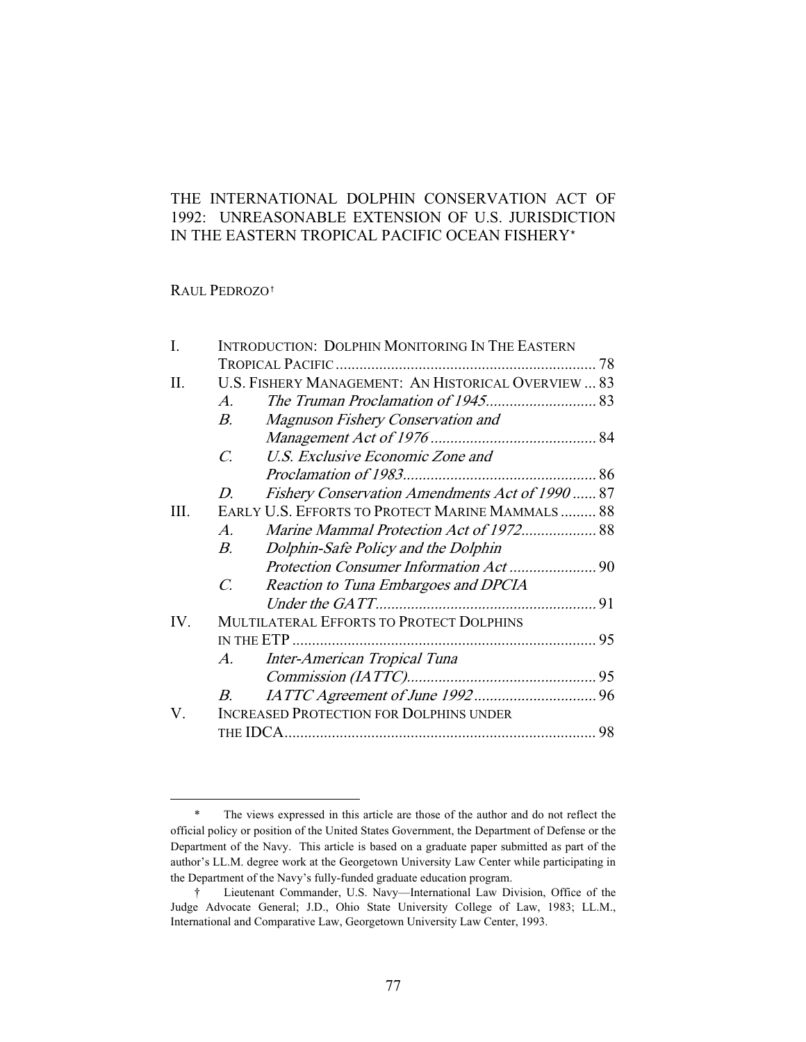# THE INTERNATIONAL DOLPHIN CONSERVATION ACT OF 1992: UNREASONABLE EXTENSION OF U.S. JURISDICTION IN THE EASTERN TROPICAL PACIFIC OCEAN FISHERY*

RAUL PEDROZO†

I. INTRODUCTION: DOLPHIN MONITORING IN THE EASTERN TROPICAL PACIFIC ........ 78

II. U.S. FISHERY MANAGEMENT: AN HISTORICAL OVERVIEW ... 83
   - A. *The Truman Proclamation of 1945* ........ 83
   - B. *Magnuson Fishery Conservation and Management Act of 1976* ........ 84
   - C. *U.S. Exclusive Economic Zone and Proclamation of 1983* ........ 86
   - D. *Fishery Conservation Amendments Act of 1990* ...... 87

III. EARLY U.S. EFFORTS TO PROTECT MARINE MAMMALS ......... 88
   - A. *Marine Mammal Protection Act of 1972* ........ 88
   - B. *Dolphin-Safe Policy and the Dolphin Protection Consumer Information Act* ........ 90
   - C. *Reaction to Tuna Embargoes and DPCIA Under the GATT* ........ 91

IV. MULTILATERAL EFFORTS TO PROTECT DOLPHINS IN THE ETP ........ 95
   - A. *Inter-American Tropical Tuna Commission (IATTC)* ........ 95
   - B. *IATTC Agreement of June 1992* ........ 96

V. INCREASED PROTECTION FOR DOLPHINS UNDER THE IDCA ........ 98

---

\* The views expressed in this article are those of the author and do not reflect the official policy or position of the United States Government, the Department of Defense or the Department of the Navy. This article is based on a graduate paper submitted as part of the author's LL.M. degree work at the Georgetown University Law Center while participating in the Department of the Navy's fully-funded graduate education program.

† Lieutenant Commander, U.S. Navy—International Law Division, Office of the Judge Advocate General; J.D., Ohio State University College of Law, 1983; LL.M., International and Comparative Law, Georgetown University Law Center, 1993.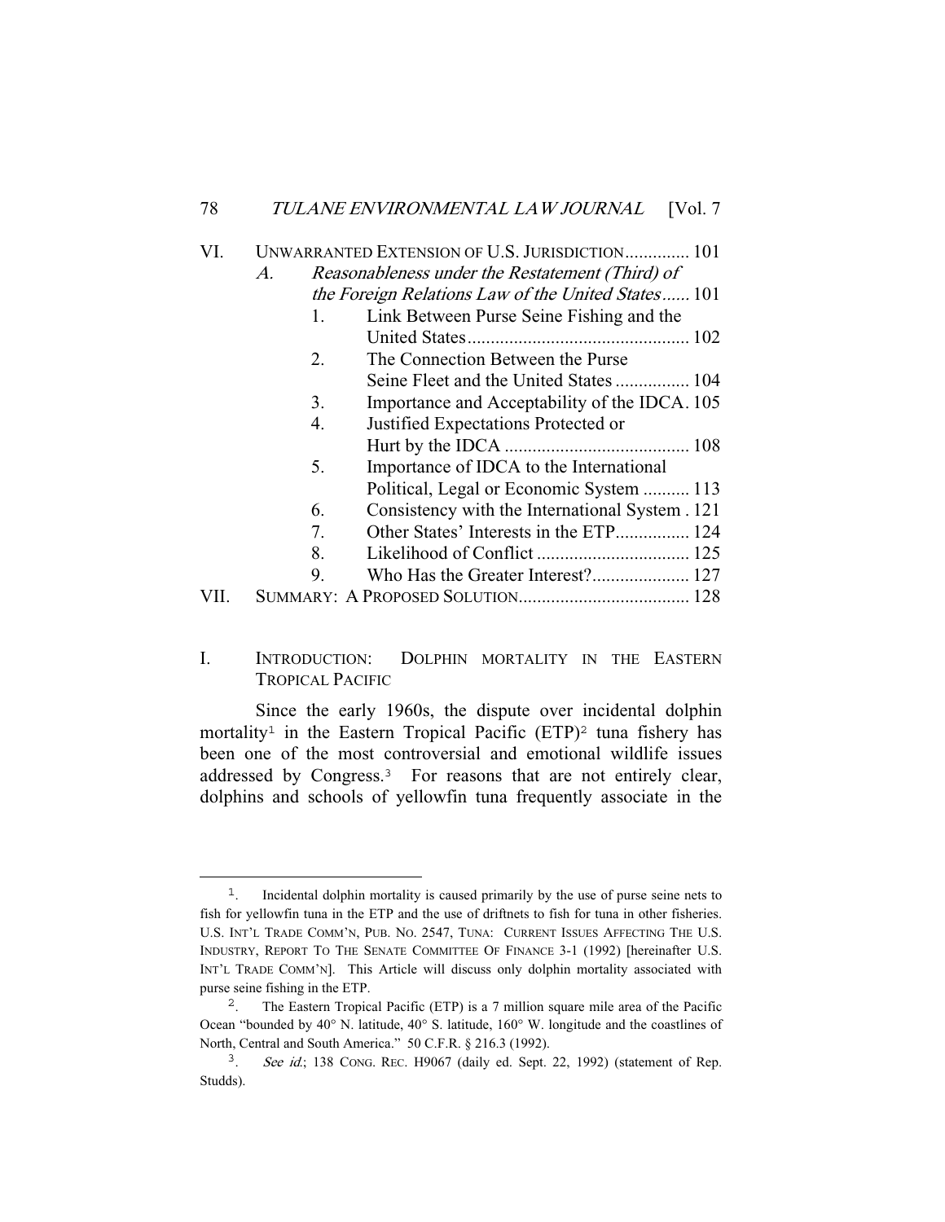VI. UNWARRANTED EXTENSION OF U.S. JURISDICTION .............. 101
   A. *Reasonableness under the Restatement (Third) of the Foreign Relations Law of the United States* ...... 101
      1. Link Between Purse Seine Fishing and the United States ................................................ 102
      2. The Connection Between the Purse Seine Fleet and the United States ................ 104
      3. Importance and Acceptability of the IDCA. 105
      4. Justified Expectations Protected or Hurt by the IDCA ........................................ 108
      5. Importance of IDCA to the International Political, Legal or Economic System .......... 113
      6. Consistency with the International System . 121
      7. Other States' Interests in the ETP................ 124
      8. Likelihood of Conflict ................................. 125
      9. Who Has the Greater Interest?..................... 127

VII. SUMMARY: A PROPOSED SOLUTION..................................... 128

# I. INTRODUCTION: DOLPHIN MORTALITY IN THE EASTERN TROPICAL PACIFIC

Since the early 1960s, the dispute over incidental dolphin mortality[1] in the Eastern Tropical Pacific (ETP)[2] tuna fishery has been one of the most controversial and emotional wildlife issues addressed by Congress.[3] For reasons that are not entirely clear, dolphins and schools of yellowfin tuna frequently associate in the

---

1. Incidental dolphin mortality is caused primarily by the use of purse seine nets to fish for yellowfin tuna in the ETP and the use of driftnets to fish for tuna in other fisheries. U.S. INT'L TRADE COMM'N, PUB. NO. 2547, TUNA: CURRENT ISSUES AFFECTING THE U.S. INDUSTRY, REPORT TO THE SENATE COMMITTEE OF FINANCE 3-1 (1992) [hereinafter U.S. INT'L TRADE COMM'N]. This Article will discuss only dolphin mortality associated with purse seine fishing in the ETP.

2. The Eastern Tropical Pacific (ETP) is a 7 million square mile area of the Pacific Ocean "bounded by 40° N. latitude, 40° S. latitude, 160° W. longitude and the coastlines of North, Central and South America." 50 C.F.R. § 216.3 (1992).

3. *See id.*; 138 CONG. REC. H9067 (daily ed. Sept. 22, 1992) (statement of Rep. Studds).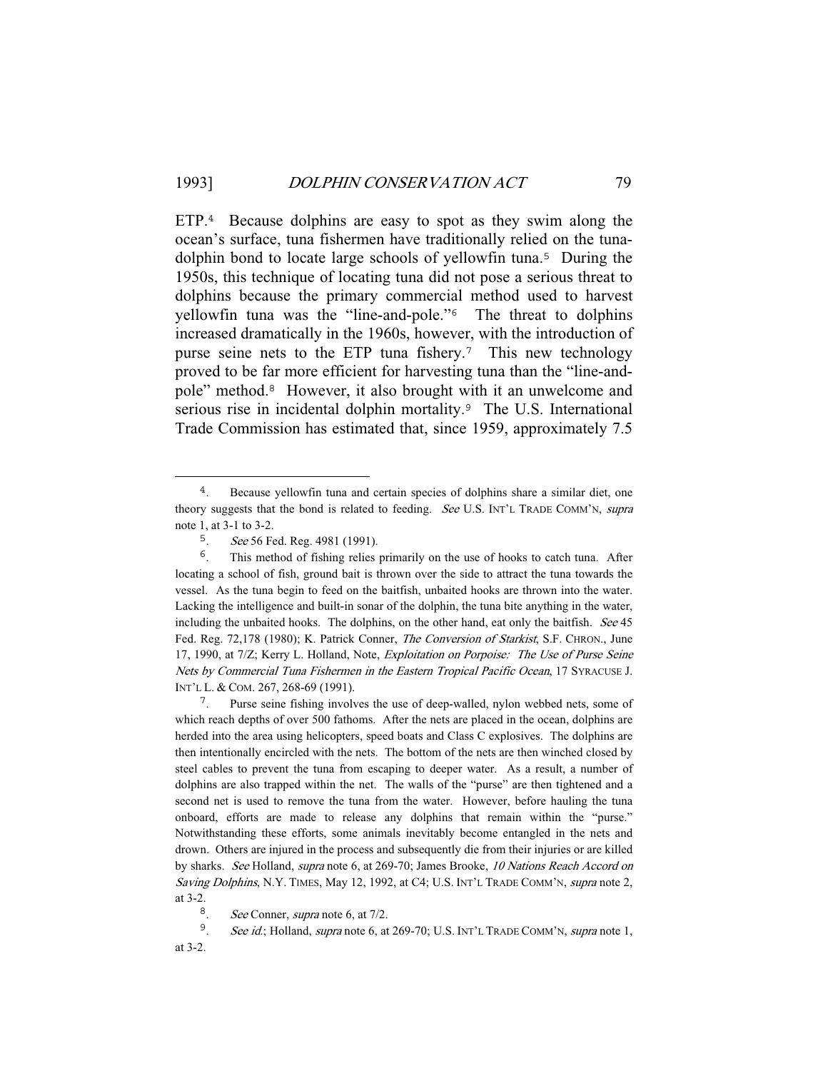ETP.[4] Because dolphins are easy to spot as they swim along the ocean's surface, tuna fishermen have traditionally relied on the tuna-dolphin bond to locate large schools of yellowfin tuna.[5] During the 1950s, this technique of locating tuna did not pose a serious threat to dolphins because the primary commercial method used to harvest yellowfin tuna was the "line-and-pole."[6] The threat to dolphins increased dramatically in the 1960s, however, with the introduction of purse seine nets to the ETP tuna fishery.[7] This new technology proved to be far more efficient for harvesting tuna than the "line-and-pole" method.[8] However, it also brought with it an unwelcome and serious rise in incidental dolphin mortality.[9] The U.S. International Trade Commission has estimated that, since 1959, approximately 7.5

---

[4]. Because yellowfin tuna and certain species of dolphins share a similar diet, one theory suggests that the bond is related to feeding. *See* U.S. INT'L TRADE COMM'N, *supra* note 1, at 3-1 to 3-2.

[5]. *See* 56 Fed. Reg. 4981 (1991).

[6]. This method of fishing relies primarily on the use of hooks to catch tuna. After locating a school of fish, ground bait is thrown over the side to attract the tuna towards the vessel. As the tuna begin to feed on the baitfish, unbaited hooks are thrown into the water. Lacking the intelligence and built-in sonar of the dolphin, the tuna bite anything in the water, including the unbaited hooks. The dolphins, on the other hand, eat only the baitfish. *See* 45 Fed. Reg. 72,178 (1980); K. Patrick Conner, *The Conversion of Starkist*, S.F. CHRON., June 17, 1990, at 7/Z; Kerry L. Holland, Note, *Exploitation on Porpoise: The Use of Purse Seine Nets by Commercial Tuna Fishermen in the Eastern Tropical Pacific Ocean*, 17 SYRACUSE J. INT'L L. & COM. 267, 268-69 (1991).

[7]. Purse seine fishing involves the use of deep-walled, nylon webbed nets, some of which reach depths of over 500 fathoms. After the nets are placed in the ocean, dolphins are herded into the area using helicopters, speed boats and Class C explosives. The dolphins are then intentionally encircled with the nets. The bottom of the nets are then winched closed by steel cables to prevent the tuna from escaping to deeper water. As a result, a number of dolphins are also trapped within the net. The walls of the "purse" are then tightened and a second net is used to remove the tuna from the water. However, before hauling the tuna onboard, efforts are made to release any dolphins that remain within the "purse." Notwithstanding these efforts, some animals inevitably become entangled in the nets and drown. Others are injured in the process and subsequently die from their injuries or are killed by sharks. *See* Holland, *supra* note 6, at 269-70; James Brooke, *10 Nations Reach Accord on Saving Dolphins*, N.Y. TIMES, May 12, 1992, at C4; U.S. INT'L TRADE COMM'N, *supra* note 2, at 3-2.

[8]. *See* Conner, *supra* note 6, at 7/2.

[9]. *See id.*; Holland, *supra* note 6, at 269-70; U.S. INT'L TRADE COMM'N, *supra* note 1, at 3-2.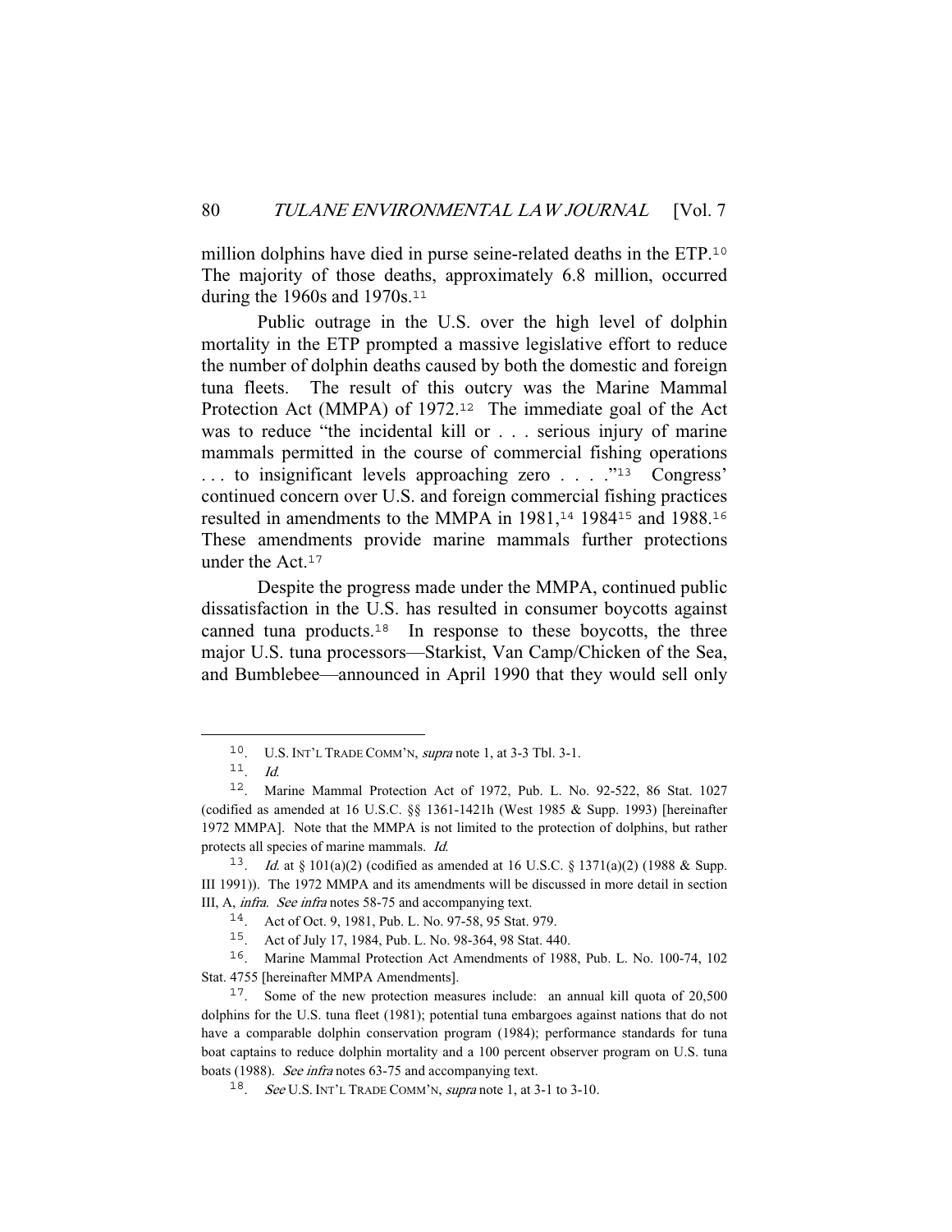million dolphins have died in purse seine-related deaths in the ETP.[10] The majority of those deaths, approximately 6.8 million, occurred during the 1960s and 1970s.[11]

Public outrage in the U.S. over the high level of dolphin mortality in the ETP prompted a massive legislative effort to reduce the number of dolphin deaths caused by both the domestic and foreign tuna fleets. The result of this outcry was the Marine Mammal Protection Act (MMPA) of 1972.[12] The immediate goal of the Act was to reduce "the incidental kill or . . . serious injury of marine mammals permitted in the course of commercial fishing operations . . . to insignificant levels approaching zero . . . ."[13] Congress' continued concern over U.S. and foreign commercial fishing practices resulted in amendments to the MMPA in 1981,[14] 1984[15] and 1988.[16] These amendments provide marine mammals further protections under the Act.[17]

Despite the progress made under the MMPA, continued public dissatisfaction in the U.S. has resulted in consumer boycotts against canned tuna products.[18] In response to these boycotts, the three major U.S. tuna processors—Starkist, Van Camp/Chicken of the Sea, and Bumblebee—announced in April 1990 that they would sell only

---

10. U.S. INT'L TRADE COMM'N, *supra* note 1, at 3-3 Tbl. 3-1.

11. *Id.*

12. Marine Mammal Protection Act of 1972, Pub. L. No. 92-522, 86 Stat. 1027 (codified as amended at 16 U.S.C. §§ 1361-1421h (West 1985 & Supp. 1993) [hereinafter 1972 MMPA]. Note that the MMPA is not limited to the protection of dolphins, but rather protects all species of marine mammals. *Id.*

13. *Id.* at § 101(a)(2) (codified as amended at 16 U.S.C. § 1371(a)(2) (1988 & Supp. III 1991)). The 1972 MMPA and its amendments will be discussed in more detail in section III, A, *infra*. *See infra* notes 58-75 and accompanying text.

14. Act of Oct. 9, 1981, Pub. L. No. 97-58, 95 Stat. 979.

15. Act of July 17, 1984, Pub. L. No. 98-364, 98 Stat. 440.

16. Marine Mammal Protection Act Amendments of 1988, Pub. L. No. 100-74, 102 Stat. 4755 [hereinafter MMPA Amendments].

17. Some of the new protection measures include: an annual kill quota of 20,500 dolphins for the U.S. tuna fleet (1981); potential tuna embargoes against nations that do not have a comparable dolphin conservation program (1984); performance standards for tuna boat captains to reduce dolphin mortality and a 100 percent observer program on U.S. tuna boats (1988). *See infra* notes 63-75 and accompanying text.

18. *See* U.S. INT'L TRADE COMM'N, *supra* note 1, at 3-1 to 3-10.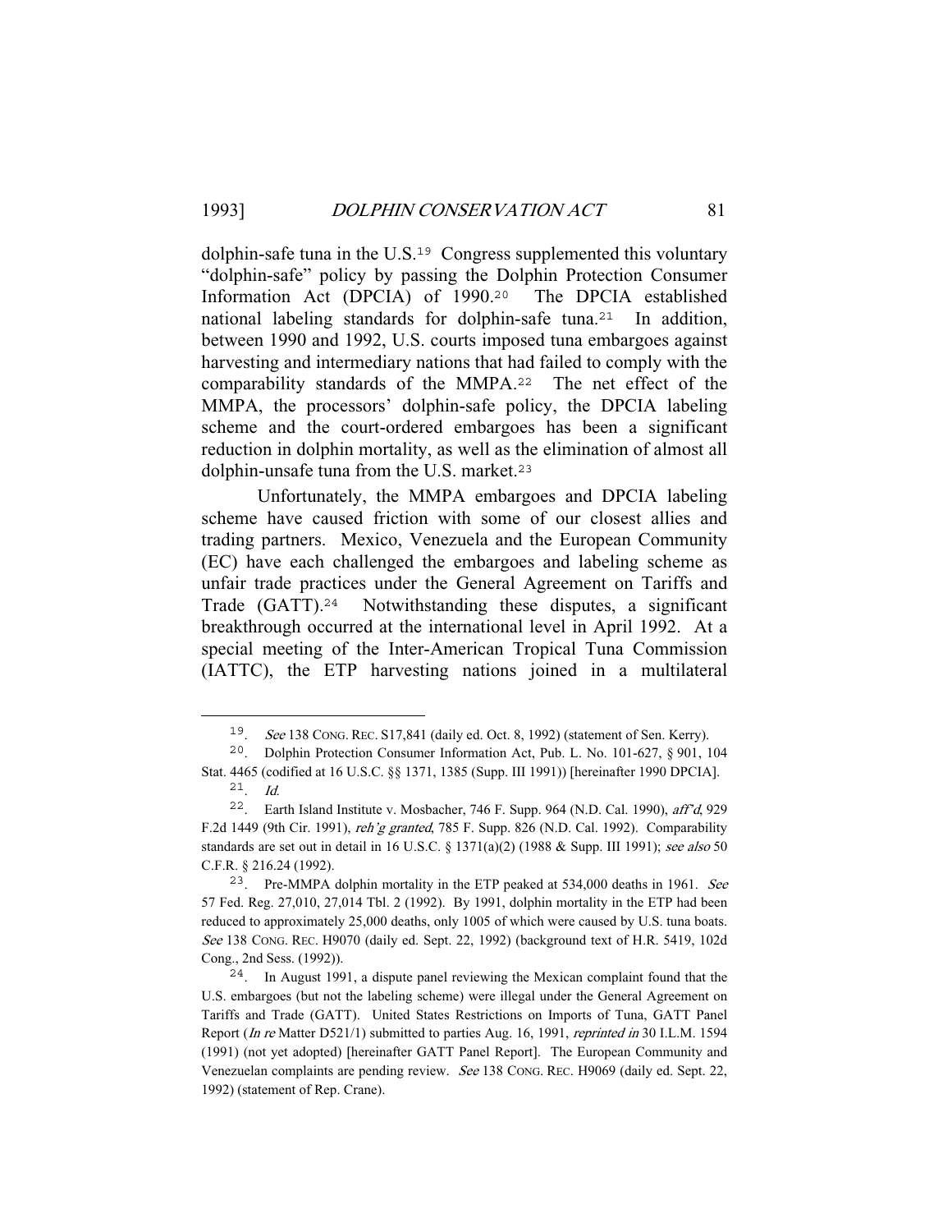dolphin-safe tuna in the U.S.[19] Congress supplemented this voluntary "dolphin-safe" policy by passing the Dolphin Protection Consumer Information Act (DPCIA) of 1990.[20] The DPCIA established national labeling standards for dolphin-safe tuna.[21] In addition, between 1990 and 1992, U.S. courts imposed tuna embargoes against harvesting and intermediary nations that had failed to comply with the comparability standards of the MMPA.[22] The net effect of the MMPA, the processors' dolphin-safe policy, the DPCIA labeling scheme and the court-ordered embargoes has been a significant reduction in dolphin mortality, as well as the elimination of almost all dolphin-unsafe tuna from the U.S. market.[23]

Unfortunately, the MMPA embargoes and DPCIA labeling scheme have caused friction with some of our closest allies and trading partners. Mexico, Venezuela and the European Community (EC) have each challenged the embargoes and labeling scheme as unfair trade practices under the General Agreement on Tariffs and Trade (GATT).[24] Notwithstanding these disputes, a significant breakthrough occurred at the international level in April 1992. At a special meeting of the Inter-American Tropical Tuna Commission (IATTC), the ETP harvesting nations joined in a multilateral

---

[19]. *See* 138 CONG. REC. S17,841 (daily ed. Oct. 8, 1992) (statement of Sen. Kerry).

[20]. Dolphin Protection Consumer Information Act, Pub. L. No. 101-627, § 901, 104 Stat. 4465 (codified at 16 U.S.C. §§ 1371, 1385 (Supp. III 1991)) [hereinafter 1990 DPCIA].

[21]. *Id.*

[22]. Earth Island Institute v. Mosbacher, 746 F. Supp. 964 (N.D. Cal. 1990), *aff'd*, 929 F.2d 1449 (9th Cir. 1991), *reh'g granted*, 785 F. Supp. 826 (N.D. Cal. 1992). Comparability standards are set out in detail in 16 U.S.C. § 1371(a)(2) (1988 & Supp. III 1991); *see also* 50 C.F.R. § 216.24 (1992).

[23]. Pre-MMPA dolphin mortality in the ETP peaked at 534,000 deaths in 1961. *See* 57 Fed. Reg. 27,010, 27,014 Tbl. 2 (1992). By 1991, dolphin mortality in the ETP had been reduced to approximately 25,000 deaths, only 1005 of which were caused by U.S. tuna boats. *See* 138 CONG. REC. H9070 (daily ed. Sept. 22, 1992) (background text of H.R. 5419, 102d Cong., 2nd Sess. (1992)).

[24]. In August 1991, a dispute panel reviewing the Mexican complaint found that the U.S. embargoes (but not the labeling scheme) were illegal under the General Agreement on Tariffs and Trade (GATT). United States Restrictions on Imports of Tuna, GATT Panel Report (*In re* Matter D521/1) submitted to parties Aug. 16, 1991, *reprinted in* 30 I.L.M. 1594 (1991) (not yet adopted) [hereinafter GATT Panel Report]. The European Community and Venezuelan complaints are pending review. *See* 138 CONG. REC. H9069 (daily ed. Sept. 22, 1992) (statement of Rep. Crane).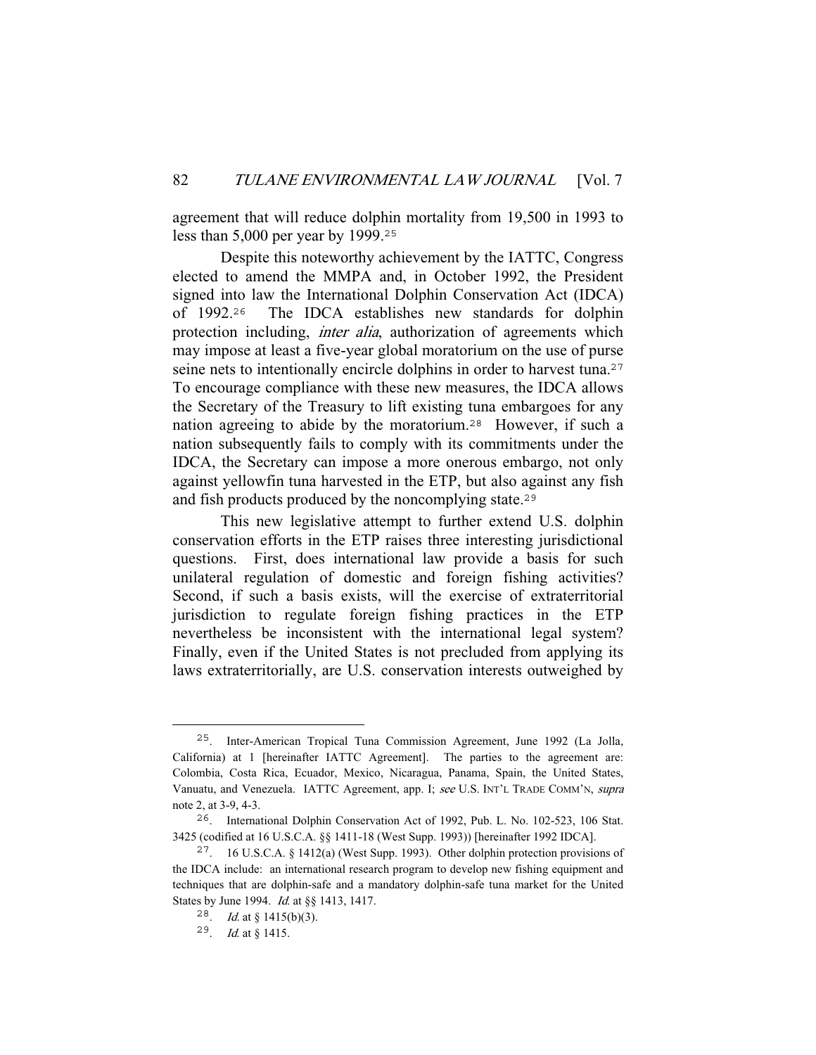agreement that will reduce dolphin mortality from 19,500 in 1993 to less than 5,000 per year by 1999.[25]

Despite this noteworthy achievement by the IATTC, Congress elected to amend the MMPA and, in October 1992, the President signed into law the International Dolphin Conservation Act (IDCA) of 1992.[26] The IDCA establishes new standards for dolphin protection including, *inter alia*, authorization of agreements which may impose at least a five-year global moratorium on the use of purse seine nets to intentionally encircle dolphins in order to harvest tuna.[27] To encourage compliance with these new measures, the IDCA allows the Secretary of the Treasury to lift existing tuna embargoes for any nation agreeing to abide by the moratorium.[28] However, if such a nation subsequently fails to comply with its commitments under the IDCA, the Secretary can impose a more onerous embargo, not only against yellowfin tuna harvested in the ETP, but also against any fish and fish products produced by the noncomplying state.[29]

This new legislative attempt to further extend U.S. dolphin conservation efforts in the ETP raises three interesting jurisdictional questions. First, does international law provide a basis for such unilateral regulation of domestic and foreign fishing activities? Second, if such a basis exists, will the exercise of extraterritorial jurisdiction to regulate foreign fishing practices in the ETP nevertheless be inconsistent with the international legal system? Finally, even if the United States is not precluded from applying its laws extraterritorially, are U.S. conservation interests outweighed by

---

[25]. Inter-American Tropical Tuna Commission Agreement, June 1992 (La Jolla, California) at 1 [hereinafter IATTC Agreement]. The parties to the agreement are: Colombia, Costa Rica, Ecuador, Mexico, Nicaragua, Panama, Spain, the United States, Vanuatu, and Venezuela. IATTC Agreement, app. I; *see* U.S. INT'L TRADE COMM'N, *supra* note 2, at 3-9, 4-3.

[26]. International Dolphin Conservation Act of 1992, Pub. L. No. 102-523, 106 Stat. 3425 (codified at 16 U.S.C.A. §§ 1411-18 (West Supp. 1993)) [hereinafter 1992 IDCA].

[27]. 16 U.S.C.A. § 1412(a) (West Supp. 1993). Other dolphin protection provisions of the IDCA include: an international research program to develop new fishing equipment and techniques that are dolphin-safe and a mandatory dolphin-safe tuna market for the United States by June 1994. *Id.* at §§ 1413, 1417.

[28]. *Id.* at § 1415(b)(3).

[29]. *Id.* at § 1415.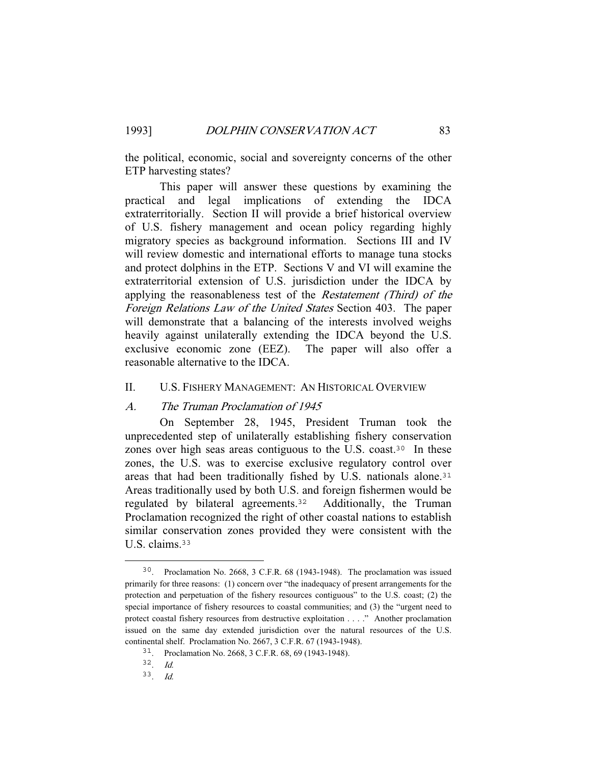the political, economic, social and sovereignty concerns of the other ETP harvesting states?

This paper will answer these questions by examining the practical and legal implications of extending the IDCA extraterritorially. Section II will provide a brief historical overview of U.S. fishery management and ocean policy regarding highly migratory species as background information. Sections III and IV will review domestic and international efforts to manage tuna stocks and protect dolphins in the ETP. Sections V and VI will examine the extraterritorial extension of U.S. jurisdiction under the IDCA by applying the reasonableness test of the *Restatement (Third) of the Foreign Relations Law of the United States* Section 403. The paper will demonstrate that a balancing of the interests involved weighs heavily against unilaterally extending the IDCA beyond the U.S. exclusive economic zone (EEZ). The paper will also offer a reasonable alternative to the IDCA.

## II. U.S. FISHERY MANAGEMENT: AN HISTORICAL OVERVIEW

### *A. The Truman Proclamation of 1945*

On September 28, 1945, President Truman took the unprecedented step of unilaterally establishing fishery conservation zones over high seas areas contiguous to the U.S. coast.[30] In these zones, the U.S. was to exercise exclusive regulatory control over areas that had been traditionally fished by U.S. nationals alone.[31] Areas traditionally used by both U.S. and foreign fishermen would be regulated by bilateral agreements.[32] Additionally, the Truman Proclamation recognized the right of other coastal nations to establish similar conservation zones provided they were consistent with the U.S. claims.[33]

---

[30]. Proclamation No. 2668, 3 C.F.R. 68 (1943-1948). The proclamation was issued primarily for three reasons: (1) concern over "the inadequacy of present arrangements for the protection and perpetuation of the fishery resources contiguous" to the U.S. coast; (2) the special importance of fishery resources to coastal communities; and (3) the "urgent need to protect coastal fishery resources from destructive exploitation . . . ." Another proclamation issued on the same day extended jurisdiction over the natural resources of the U.S. continental shelf. Proclamation No. 2667, 3 C.F.R. 67 (1943-1948).

[31]. Proclamation No. 2668, 3 C.F.R. 68, 69 (1943-1948).

[32]. *Id.*

[33]. *Id.*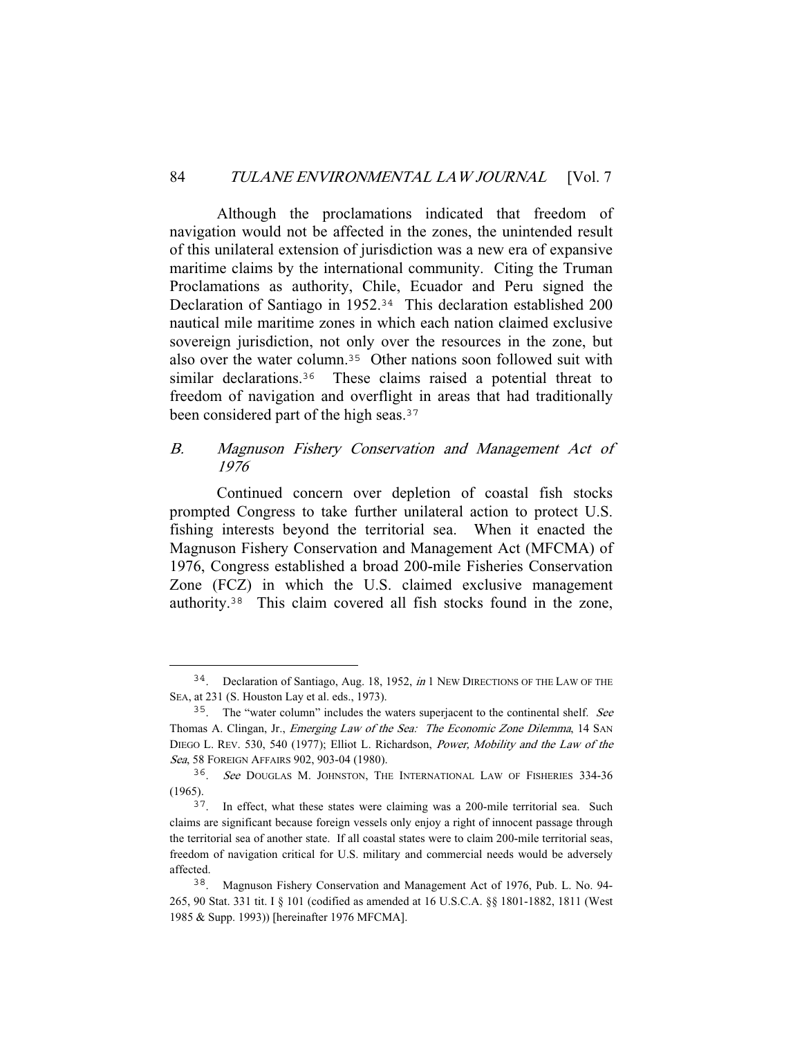Although the proclamations indicated that freedom of navigation would not be affected in the zones, the unintended result of this unilateral extension of jurisdiction was a new era of expansive maritime claims by the international community. Citing the Truman Proclamations as authority, Chile, Ecuador and Peru signed the Declaration of Santiago in 1952.[34] This declaration established 200 nautical mile maritime zones in which each nation claimed exclusive sovereign jurisdiction, not only over the resources in the zone, but also over the water column.[35] Other nations soon followed suit with similar declarations.[36] These claims raised a potential threat to freedom of navigation and overflight in areas that had traditionally been considered part of the high seas.[37]

## *B. Magnuson Fishery Conservation and Management Act of 1976*

Continued concern over depletion of coastal fish stocks prompted Congress to take further unilateral action to protect U.S. fishing interests beyond the territorial sea. When it enacted the Magnuson Fishery Conservation and Management Act (MFCMA) of 1976, Congress established a broad 200-mile Fisheries Conservation Zone (FCZ) in which the U.S. claimed exclusive management authority.[38] This claim covered all fish stocks found in the zone,

---

34. Declaration of Santiago, Aug. 18, 1952, *in* 1 NEW DIRECTIONS OF THE LAW OF THE SEA, at 231 (S. Houston Lay et al. eds., 1973).

35. The "water column" includes the waters superjacent to the continental shelf. *See* Thomas A. Clingan, Jr., *Emerging Law of the Sea: The Economic Zone Dilemma*, 14 SAN DIEGO L. REV. 530, 540 (1977); Elliot L. Richardson, *Power, Mobility and the Law of the Sea*, 58 FOREIGN AFFAIRS 902, 903-04 (1980).

36. *See* DOUGLAS M. JOHNSTON, THE INTERNATIONAL LAW OF FISHERIES 334-36 (1965).

37. In effect, what these states were claiming was a 200-mile territorial sea. Such claims are significant because foreign vessels only enjoy a right of innocent passage through the territorial sea of another state. If all coastal states were to claim 200-mile territorial seas, freedom of navigation critical for U.S. military and commercial needs would be adversely affected.

38. Magnuson Fishery Conservation and Management Act of 1976, Pub. L. No. 94-265, 90 Stat. 331 tit. I § 101 (codified as amended at 16 U.S.C.A. §§ 1801-1882, 1811 (West 1985 & Supp. 1993)) [hereinafter 1976 MFCMA].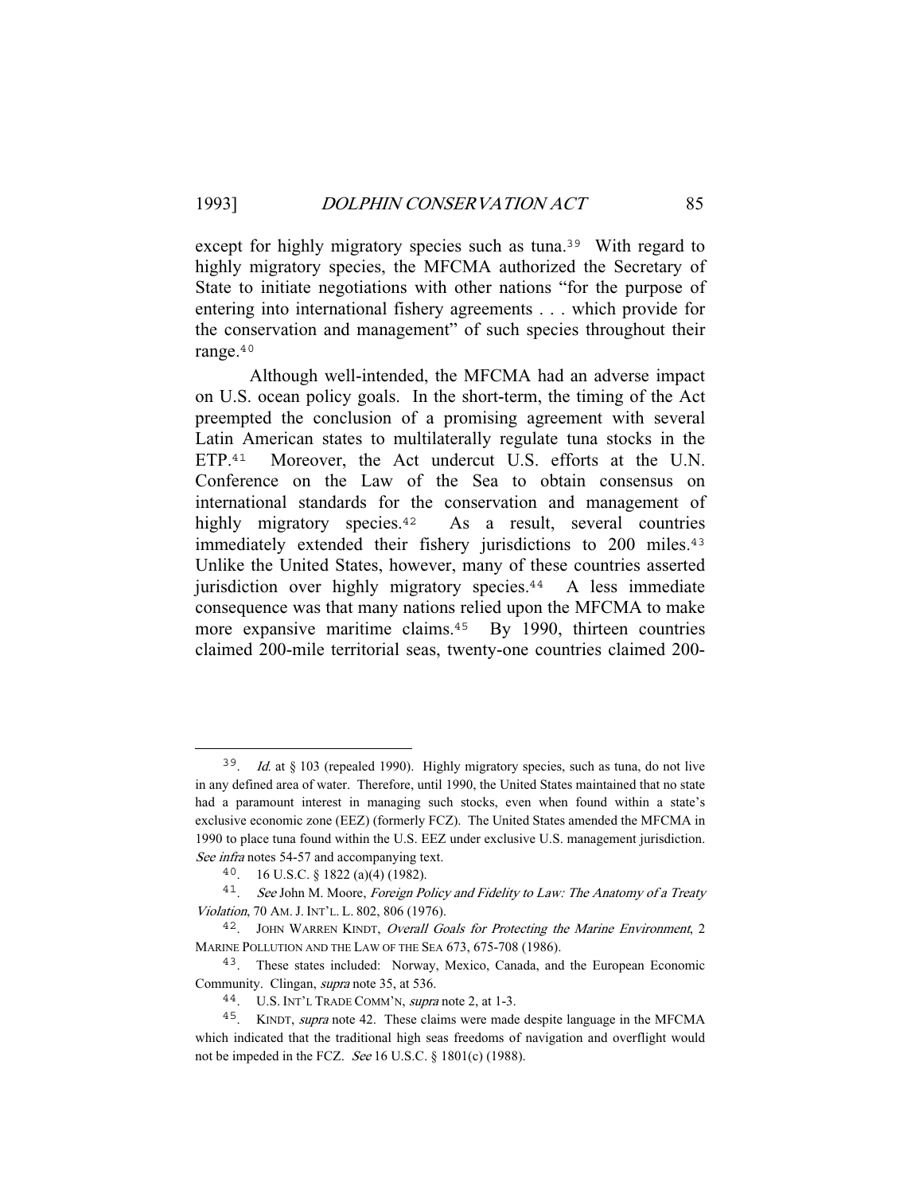except for highly migratory species such as tuna.[39] With regard to highly migratory species, the MFCMA authorized the Secretary of State to initiate negotiations with other nations "for the purpose of entering into international fishery agreements . . . which provide for the conservation and management" of such species throughout their range.[40]

Although well-intended, the MFCMA had an adverse impact on U.S. ocean policy goals. In the short-term, the timing of the Act preempted the conclusion of a promising agreement with several Latin American states to multilaterally regulate tuna stocks in the ETP.[41] Moreover, the Act undercut U.S. efforts at the U.N. Conference on the Law of the Sea to obtain consensus on international standards for the conservation and management of highly migratory species.[42] As a result, several countries immediately extended their fishery jurisdictions to 200 miles.[43] Unlike the United States, however, many of these countries asserted jurisdiction over highly migratory species.[44] A less immediate consequence was that many nations relied upon the MFCMA to make more expansive maritime claims.[45] By 1990, thirteen countries claimed 200-mile territorial seas, twenty-one countries claimed 200-

---

39. *Id.* at § 103 (repealed 1990). Highly migratory species, such as tuna, do not live in any defined area of water. Therefore, until 1990, the United States maintained that no state had a paramount interest in managing such stocks, even when found within a state's exclusive economic zone (EEZ) (formerly FCZ). The United States amended the MFCMA in 1990 to place tuna found within the U.S. EEZ under exclusive U.S. management jurisdiction. *See infra* notes 54-57 and accompanying text.

40. 16 U.S.C. § 1822 (a)(4) (1982).

41. *See* John M. Moore, *Foreign Policy and Fidelity to Law: The Anatomy of a Treaty Violation*, 70 AM. J. INT'L. L. 802, 806 (1976).

42. JOHN WARREN KINDT, *Overall Goals for Protecting the Marine Environment*, 2 MARINE POLLUTION AND THE LAW OF THE SEA 673, 675-708 (1986).

43. These states included: Norway, Mexico, Canada, and the European Economic Community. Clingan, *supra* note 35, at 536.

44. U.S. INT'L TRADE COMM'N, *supra* note 2, at 1-3.

45. KINDT, *supra* note 42. These claims were made despite language in the MFCMA which indicated that the traditional high seas freedoms of navigation and overflight would not be impeded in the FCZ. *See* 16 U.S.C. § 1801(c) (1988).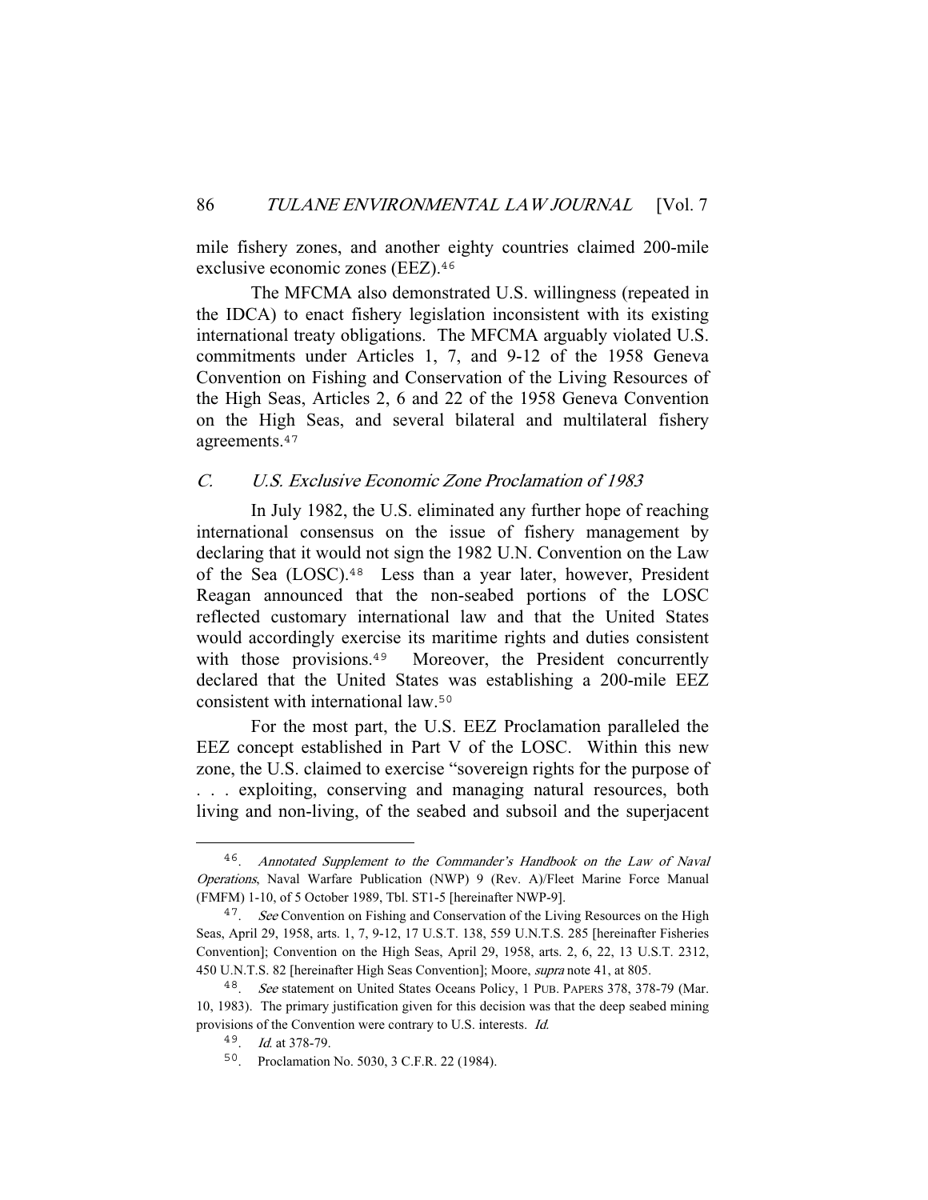mile fishery zones, and another eighty countries claimed 200-mile exclusive economic zones (EEZ).[46]

The MFCMA also demonstrated U.S. willingness (repeated in the IDCA) to enact fishery legislation inconsistent with its existing international treaty obligations. The MFCMA arguably violated U.S. commitments under Articles 1, 7, and 9-12 of the 1958 Geneva Convention on Fishing and Conservation of the Living Resources of the High Seas, Articles 2, 6 and 22 of the 1958 Geneva Convention on the High Seas, and several bilateral and multilateral fishery agreements.[47]

### *C. U.S. Exclusive Economic Zone Proclamation of 1983*

In July 1982, the U.S. eliminated any further hope of reaching international consensus on the issue of fishery management by declaring that it would not sign the 1982 U.N. Convention on the Law of the Sea (LOSC).[48] Less than a year later, however, President Reagan announced that the non-seabed portions of the LOSC reflected customary international law and that the United States would accordingly exercise its maritime rights and duties consistent with those provisions.[49] Moreover, the President concurrently declared that the United States was establishing a 200-mile EEZ consistent with international law.[50]

For the most part, the U.S. EEZ Proclamation paralleled the EEZ concept established in Part V of the LOSC. Within this new zone, the U.S. claimed to exercise "sovereign rights for the purpose of . . . exploiting, conserving and managing natural resources, both living and non-living, of the seabed and subsoil and the superjacent

---

46. *Annotated Supplement to the Commander's Handbook on the Law of Naval Operations*, Naval Warfare Publication (NWP) 9 (Rev. A)/Fleet Marine Force Manual (FMFM) 1-10, of 5 October 1989, Tbl. ST1-5 [hereinafter NWP-9].

47. *See* Convention on Fishing and Conservation of the Living Resources on the High Seas, April 29, 1958, arts. 1, 7, 9-12, 17 U.S.T. 138, 559 U.N.T.S. 285 [hereinafter Fisheries Convention]; Convention on the High Seas, April 29, 1958, arts. 2, 6, 22, 13 U.S.T. 2312, 450 U.N.T.S. 82 [hereinafter High Seas Convention]; Moore, *supra* note 41, at 805.

48. *See* statement on United States Oceans Policy, 1 PUB. PAPERS 378, 378-79 (Mar. 10, 1983). The primary justification given for this decision was that the deep seabed mining provisions of the Convention were contrary to U.S. interests. *Id.*

49. *Id.* at 378-79.

50. Proclamation No. 5030, 3 C.F.R. 22 (1984).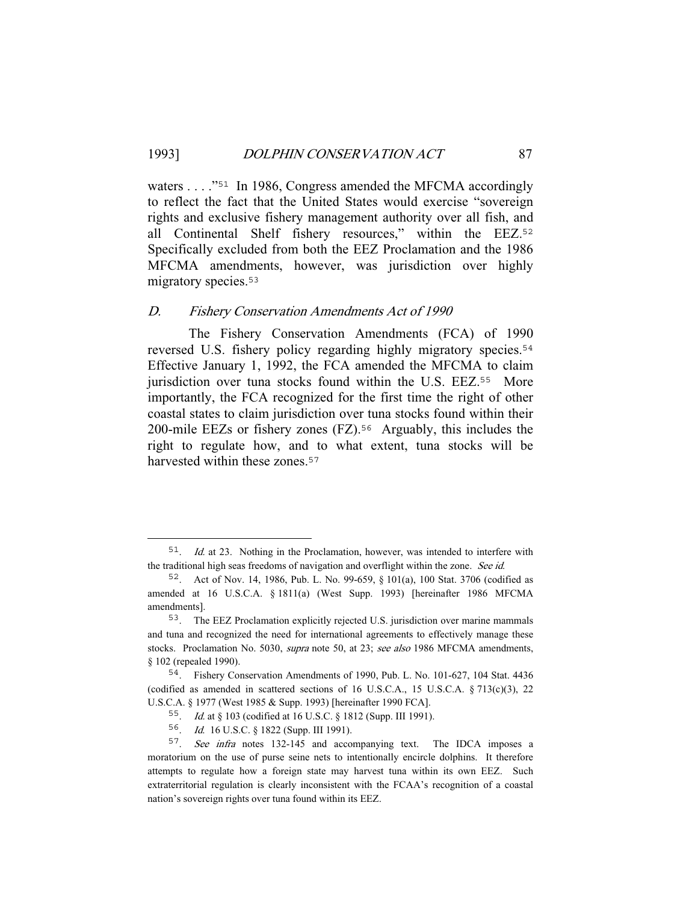waters . . . ."[51] In 1986, Congress amended the MFCMA accordingly to reflect the fact that the United States would exercise "sovereign rights and exclusive fishery management authority over all fish, and all Continental Shelf fishery resources," within the EEZ.[52] Specifically excluded from both the EEZ Proclamation and the 1986 MFCMA amendments, however, was jurisdiction over highly migratory species.[53]

### *D. Fishery Conservation Amendments Act of 1990*

The Fishery Conservation Amendments (FCA) of 1990 reversed U.S. fishery policy regarding highly migratory species.[54] Effective January 1, 1992, the FCA amended the MFCMA to claim jurisdiction over tuna stocks found within the U.S. EEZ.[55] More importantly, the FCA recognized for the first time the right of other coastal states to claim jurisdiction over tuna stocks found within their 200-mile EEZs or fishery zones (FZ).[56] Arguably, this includes the right to regulate how, and to what extent, tuna stocks will be harvested within these zones.[57]

---

51. *Id.* at 23. Nothing in the Proclamation, however, was intended to interfere with the traditional high seas freedoms of navigation and overflight within the zone. *See id.*

52. Act of Nov. 14, 1986, Pub. L. No. 99-659, § 101(a), 100 Stat. 3706 (codified as amended at 16 U.S.C.A. § 1811(a) (West Supp. 1993) [hereinafter 1986 MFCMA amendments].

53. The EEZ Proclamation explicitly rejected U.S. jurisdiction over marine mammals and tuna and recognized the need for international agreements to effectively manage these stocks. Proclamation No. 5030, *supra* note 50, at 23; *see also* 1986 MFCMA amendments, § 102 (repealed 1990).

54. Fishery Conservation Amendments of 1990, Pub. L. No. 101-627, 104 Stat. 4436 (codified as amended in scattered sections of 16 U.S.C.A., 15 U.S.C.A. § 713(c)(3), 22 U.S.C.A. § 1977 (West 1985 & Supp. 1993) [hereinafter 1990 FCA].

55. *Id.* at § 103 (codified at 16 U.S.C. § 1812 (Supp. III 1991).

56. *Id.* 16 U.S.C. § 1822 (Supp. III 1991).

57. *See infra* notes 132-145 and accompanying text. The IDCA imposes a moratorium on the use of purse seine nets to intentionally encircle dolphins. It therefore attempts to regulate how a foreign state may harvest tuna within its own EEZ. Such extraterritorial regulation is clearly inconsistent with the FCAA's recognition of a coastal nation's sovereign rights over tuna found within its EEZ.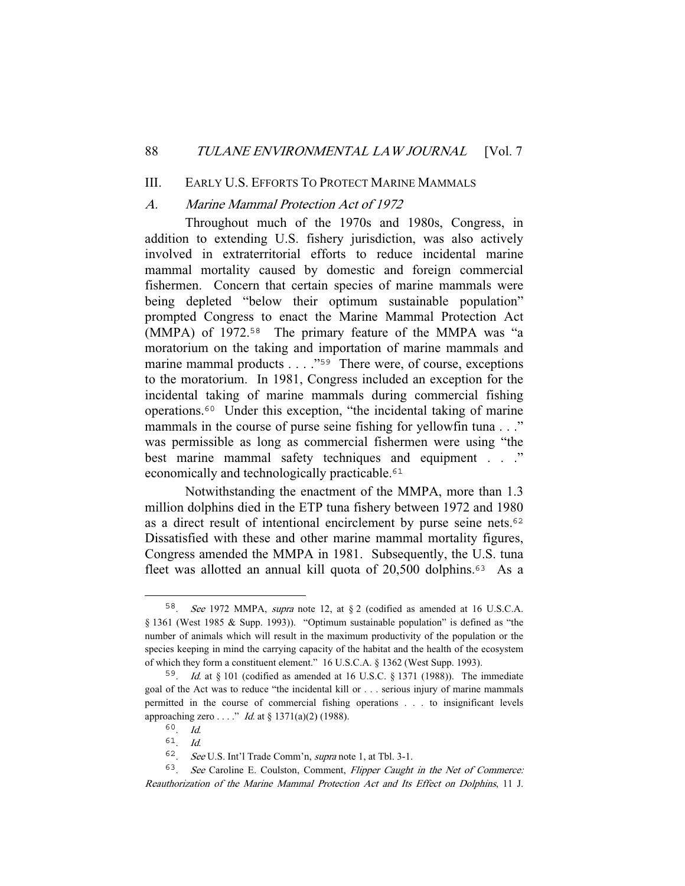## III. EARLY U.S. EFFORTS TO PROTECT MARINE MAMMALS

### *A. Marine Mammal Protection Act of 1972*

Throughout much of the 1970s and 1980s, Congress, in addition to extending U.S. fishery jurisdiction, was also actively involved in extraterritorial efforts to reduce incidental marine mammal mortality caused by domestic and foreign commercial fishermen. Concern that certain species of marine mammals were being depleted "below their optimum sustainable population" prompted Congress to enact the Marine Mammal Protection Act (MMPA) of 1972.[58] The primary feature of the MMPA was "a moratorium on the taking and importation of marine mammals and marine mammal products . . . ."[59] There were, of course, exceptions to the moratorium. In 1981, Congress included an exception for the incidental taking of marine mammals during commercial fishing operations.[60] Under this exception, "the incidental taking of marine mammals in the course of purse seine fishing for yellowfin tuna . . ." was permissible as long as commercial fishermen were using "the best marine mammal safety techniques and equipment . . ." economically and technologically practicable.[61]

Notwithstanding the enactment of the MMPA, more than 1.3 million dolphins died in the ETP tuna fishery between 1972 and 1980 as a direct result of intentional encirclement by purse seine nets.[62] Dissatisfied with these and other marine mammal mortality figures, Congress amended the MMPA in 1981. Subsequently, the U.S. tuna fleet was allotted an annual kill quota of 20,500 dolphins.[63] As a

---

58. *See* 1972 MMPA, *supra* note 12, at § 2 (codified as amended at 16 U.S.C.A. § 1361 (West 1985 & Supp. 1993)). "Optimum sustainable population" is defined as "the number of animals which will result in the maximum productivity of the population or the species keeping in mind the carrying capacity of the habitat and the health of the ecosystem of which they form a constituent element." 16 U.S.C.A. § 1362 (West Supp. 1993).

59. *Id.* at § 101 (codified as amended at 16 U.S.C. § 1371 (1988)). The immediate goal of the Act was to reduce "the incidental kill or . . . serious injury of marine mammals permitted in the course of commercial fishing operations . . . to insignificant levels approaching zero . . . ." *Id.* at § 1371(a)(2) (1988).

60. *Id.*

61. *Id.*

62. *See* U.S. Int'l Trade Comm'n, *supra* note 1, at Tbl. 3-1.

63. *See* Caroline E. Coulston, Comment, *Flipper Caught in the Net of Commerce: Reauthorization of the Marine Mammal Protection Act and Its Effect on Dolphins*, 11 J.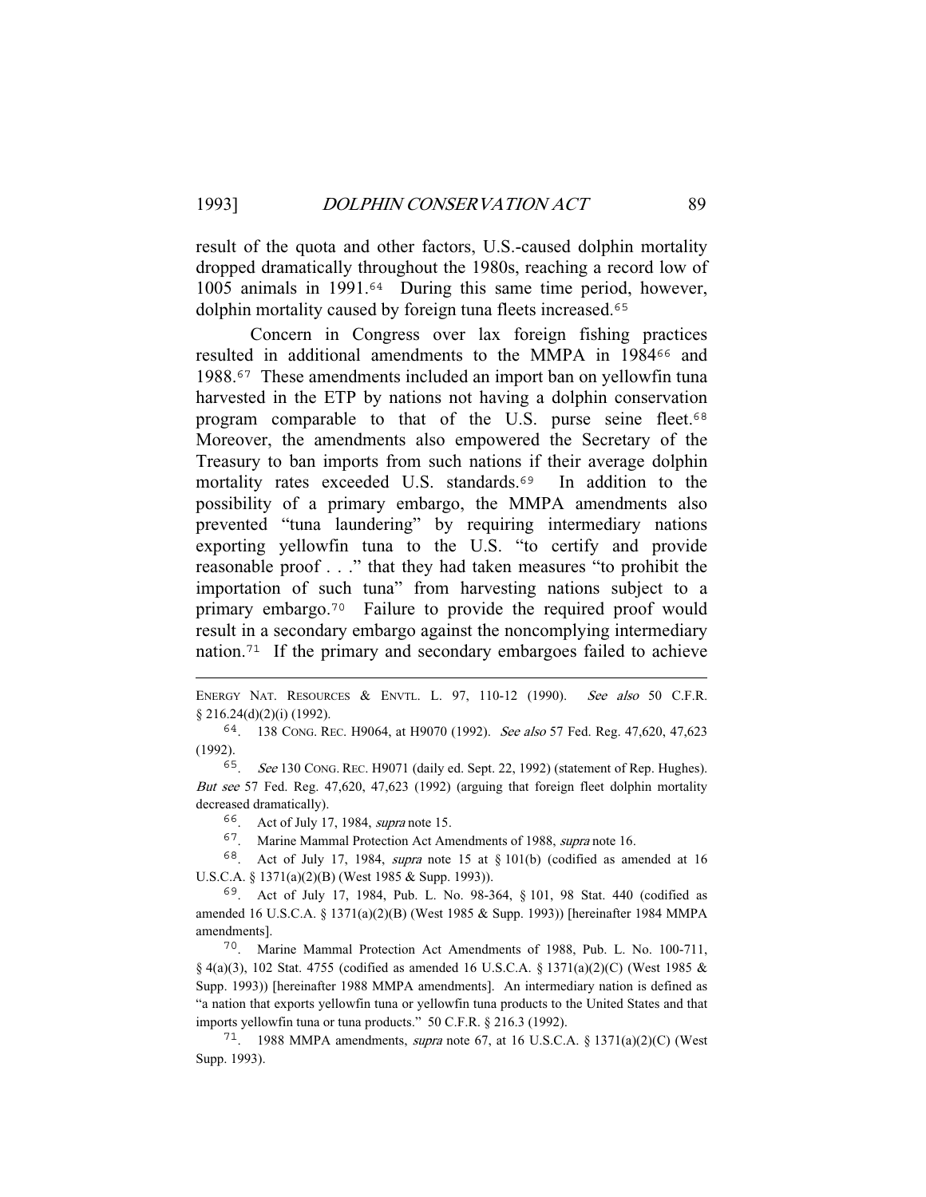result of the quota and other factors, U.S.-caused dolphin mortality dropped dramatically throughout the 1980s, reaching a record low of 1005 animals in 1991.[64] During this same time period, however, dolphin mortality caused by foreign tuna fleets increased.[65]

Concern in Congress over lax foreign fishing practices resulted in additional amendments to the MMPA in 1984[66] and 1988.[67] These amendments included an import ban on yellowfin tuna harvested in the ETP by nations not having a dolphin conservation program comparable to that of the U.S. purse seine fleet.[68] Moreover, the amendments also empowered the Secretary of the Treasury to ban imports from such nations if their average dolphin mortality rates exceeded U.S. standards.[69] In addition to the possibility of a primary embargo, the MMPA amendments also prevented "tuna laundering" by requiring intermediary nations exporting yellowfin tuna to the U.S. "to certify and provide reasonable proof . . ." that they had taken measures "to prohibit the importation of such tuna" from harvesting nations subject to a primary embargo.[70] Failure to provide the required proof would result in a secondary embargo against the noncomplying intermediary nation.[71] If the primary and secondary embargoes failed to achieve

---

ENERGY NAT. RESOURCES & ENVTL. L. 97, 110-12 (1990). *See also* 50 C.F.R. § 216.24(d)(2)(i) (1992).

[64]. 138 CONG. REC. H9064, at H9070 (1992). *See also* 57 Fed. Reg. 47,620, 47,623 (1992).

[65]. *See* 130 CONG. REC. H9071 (daily ed. Sept. 22, 1992) (statement of Rep. Hughes). *But see* 57 Fed. Reg. 47,620, 47,623 (1992) (arguing that foreign fleet dolphin mortality decreased dramatically).

[66]. Act of July 17, 1984, *supra* note 15.

[67]. Marine Mammal Protection Act Amendments of 1988, *supra* note 16.

[68]. Act of July 17, 1984, *supra* note 15 at § 101(b) (codified as amended at 16 U.S.C.A. § 1371(a)(2)(B) (West 1985 & Supp. 1993)).

[69]. Act of July 17, 1984, Pub. L. No. 98-364, § 101, 98 Stat. 440 (codified as amended 16 U.S.C.A. § 1371(a)(2)(B) (West 1985 & Supp. 1993)) [hereinafter 1984 MMPA amendments].

[70]. Marine Mammal Protection Act Amendments of 1988, Pub. L. No. 100-711, § 4(a)(3), 102 Stat. 4755 (codified as amended 16 U.S.C.A. § 1371(a)(2)(C) (West 1985 & Supp. 1993)) [hereinafter 1988 MMPA amendments]. An intermediary nation is defined as "a nation that exports yellowfin tuna or yellowfin tuna products to the United States and that imports yellowfin tuna or tuna products." 50 C.F.R. § 216.3 (1992).

[71]. 1988 MMPA amendments, *supra* note 67, at 16 U.S.C.A. § 1371(a)(2)(C) (West Supp. 1993).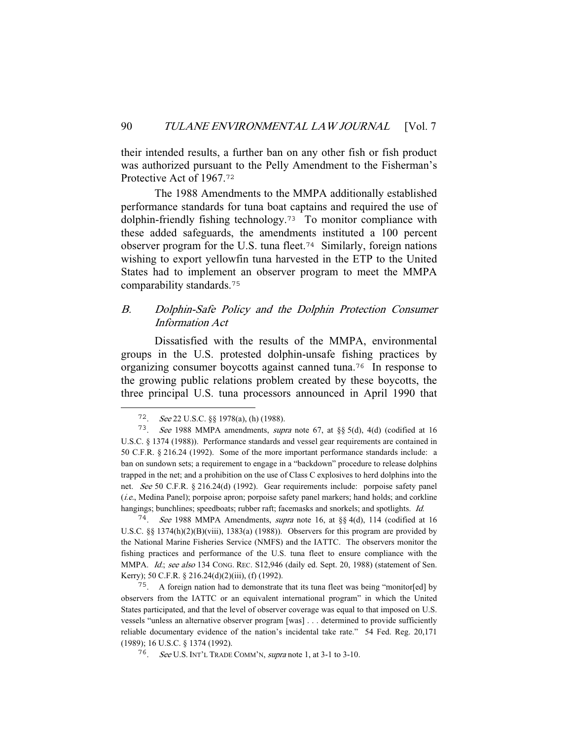their intended results, a further ban on any other fish or fish product was authorized pursuant to the Pelly Amendment to the Fisherman's Protective Act of 1967.[72]

The 1988 Amendments to the MMPA additionally established performance standards for tuna boat captains and required the use of dolphin-friendly fishing technology.[73] To monitor compliance with these added safeguards, the amendments instituted a 100 percent observer program for the U.S. tuna fleet.[74] Similarly, foreign nations wishing to export yellowfin tuna harvested in the ETP to the United States had to implement an observer program to meet the MMPA comparability standards.[75]

### B. *Dolphin-Safe Policy and the Dolphin Protection Consumer Information Act*

Dissatisfied with the results of the MMPA, environmental groups in the U.S. protested dolphin-unsafe fishing practices by organizing consumer boycotts against canned tuna.[76] In response to the growing public relations problem created by these boycotts, the three principal U.S. tuna processors announced in April 1990 that

---

72. *See* 22 U.S.C. §§ 1978(a), (h) (1988).

73. *See* 1988 MMPA amendments, *supra* note 67, at §§ 5(d), 4(d) (codified at 16 U.S.C. § 1374 (1988)). Performance standards and vessel gear requirements are contained in 50 C.F.R. § 216.24 (1992). Some of the more important performance standards include: a ban on sundown sets; a requirement to engage in a "backdown" procedure to release dolphins trapped in the net; and a prohibition on the use of Class C explosives to herd dolphins into the net. *See* 50 C.F.R. § 216.24(d) (1992). Gear requirements include: porpoise safety panel (*i.e.*, Medina Panel); porpoise apron; porpoise safety panel markers; hand holds; and corkline hangings; bunchlines; speedboats; rubber raft; facemasks and snorkels; and spotlights. *Id.*

74. *See* 1988 MMPA Amendments, *supra* note 16, at §§ 4(d), 114 (codified at 16 U.S.C. §§ 1374(h)(2)(B)(viii), 1383(a) (1988)). Observers for this program are provided by the National Marine Fisheries Service (NMFS) and the IATTC. The observers monitor the fishing practices and performance of the U.S. tuna fleet to ensure compliance with the MMPA. *Id.*; *see also* 134 CONG. REC. S12,946 (daily ed. Sept. 20, 1988) (statement of Sen. Kerry); 50 C.F.R. § 216.24(d)(2)(iii), (f) (1992).

75. A foreign nation had to demonstrate that its tuna fleet was being "monitor[ed] by observers from the IATTC or an equivalent international program" in which the United States participated, and that the level of observer coverage was equal to that imposed on U.S. vessels "unless an alternative observer program [was] . . . determined to provide sufficiently reliable documentary evidence of the nation's incidental take rate." 54 Fed. Reg. 20,171 (1989); 16 U.S.C. § 1374 (1992).

76. *See* U.S. INT'L TRADE COMM'N, *supra* note 1, at 3-1 to 3-10.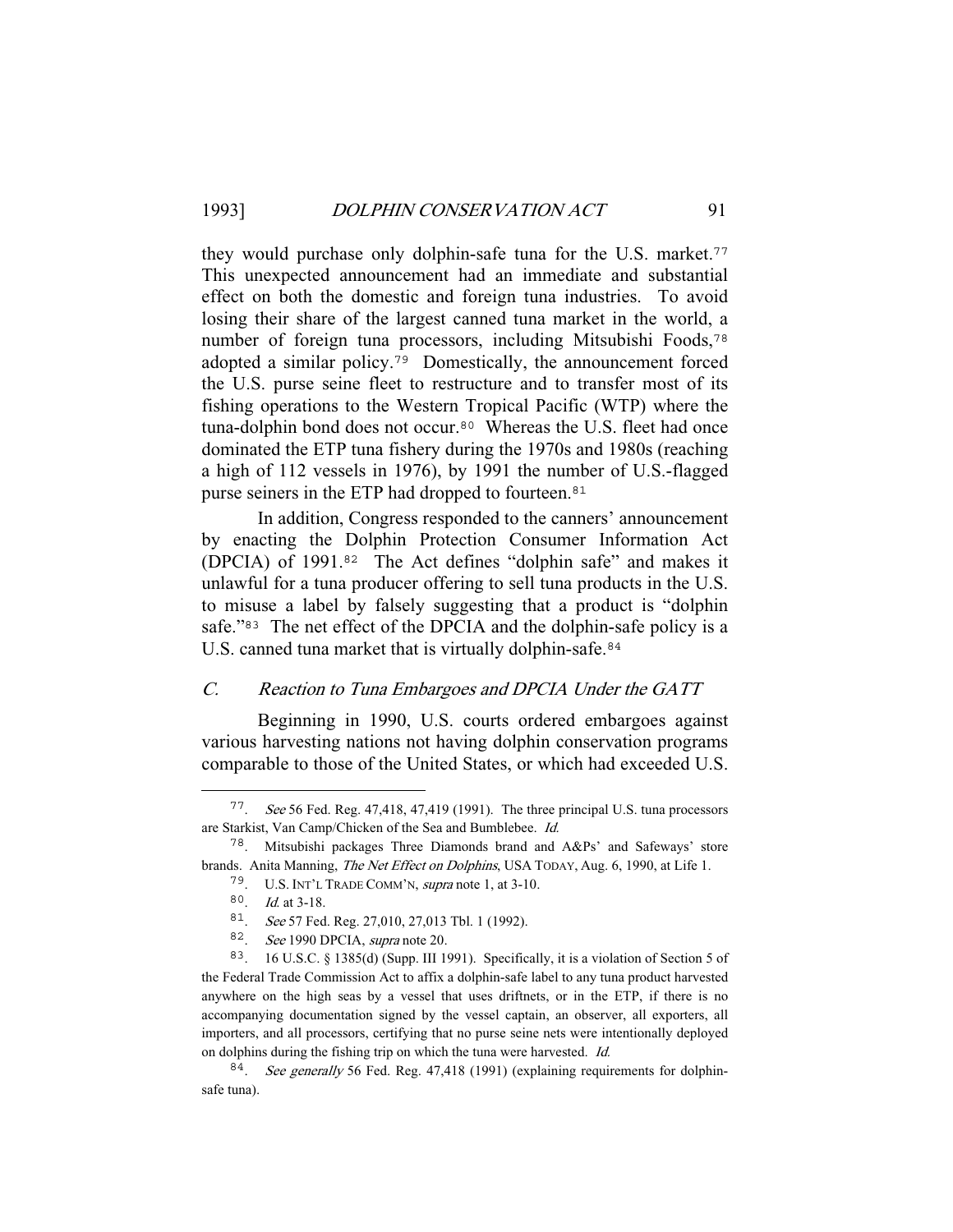they would purchase only dolphin-safe tuna for the U.S. market.[77] This unexpected announcement had an immediate and substantial effect on both the domestic and foreign tuna industries. To avoid losing their share of the largest canned tuna market in the world, a number of foreign tuna processors, including Mitsubishi Foods,[78] adopted a similar policy.[79] Domestically, the announcement forced the U.S. purse seine fleet to restructure and to transfer most of its fishing operations to the Western Tropical Pacific (WTP) where the tuna-dolphin bond does not occur.[80] Whereas the U.S. fleet had once dominated the ETP tuna fishery during the 1970s and 1980s (reaching a high of 112 vessels in 1976), by 1991 the number of U.S.-flagged purse seiners in the ETP had dropped to fourteen.[81]

In addition, Congress responded to the canners' announcement by enacting the Dolphin Protection Consumer Information Act (DPCIA) of 1991.[82] The Act defines "dolphin safe" and makes it unlawful for a tuna producer offering to sell tuna products in the U.S. to misuse a label by falsely suggesting that a product is "dolphin safe."[83] The net effect of the DPCIA and the dolphin-safe policy is a U.S. canned tuna market that is virtually dolphin-safe.[84]

### *C. Reaction to Tuna Embargoes and DPCIA Under the GATT*

Beginning in 1990, U.S. courts ordered embargoes against various harvesting nations not having dolphin conservation programs comparable to those of the United States, or which had exceeded U.S.

---

77. *See* 56 Fed. Reg. 47,418, 47,419 (1991). The three principal U.S. tuna processors are Starkist, Van Camp/Chicken of the Sea and Bumblebee. *Id.*

78. Mitsubishi packages Three Diamonds brand and A&Ps' and Safeways' store brands. Anita Manning, *The Net Effect on Dolphins*, USA TODAY, Aug. 6, 1990, at Life 1.

79. U.S. INT'L TRADE COMM'N, *supra* note 1, at 3-10.

80. *Id.* at 3-18.

81. *See* 57 Fed. Reg. 27,010, 27,013 Tbl. 1 (1992).

82. *See* 1990 DPCIA, *supra* note 20.

83. 16 U.S.C. § 1385(d) (Supp. III 1991). Specifically, it is a violation of Section 5 of the Federal Trade Commission Act to affix a dolphin-safe label to any tuna product harvested anywhere on the high seas by a vessel that uses driftnets, or in the ETP, if there is no accompanying documentation signed by the vessel captain, an observer, all exporters, all importers, and all processors, certifying that no purse seine nets were intentionally deployed on dolphins during the fishing trip on which the tuna were harvested. *Id.*

84. *See generally* 56 Fed. Reg. 47,418 (1991) (explaining requirements for dolphin-safe tuna).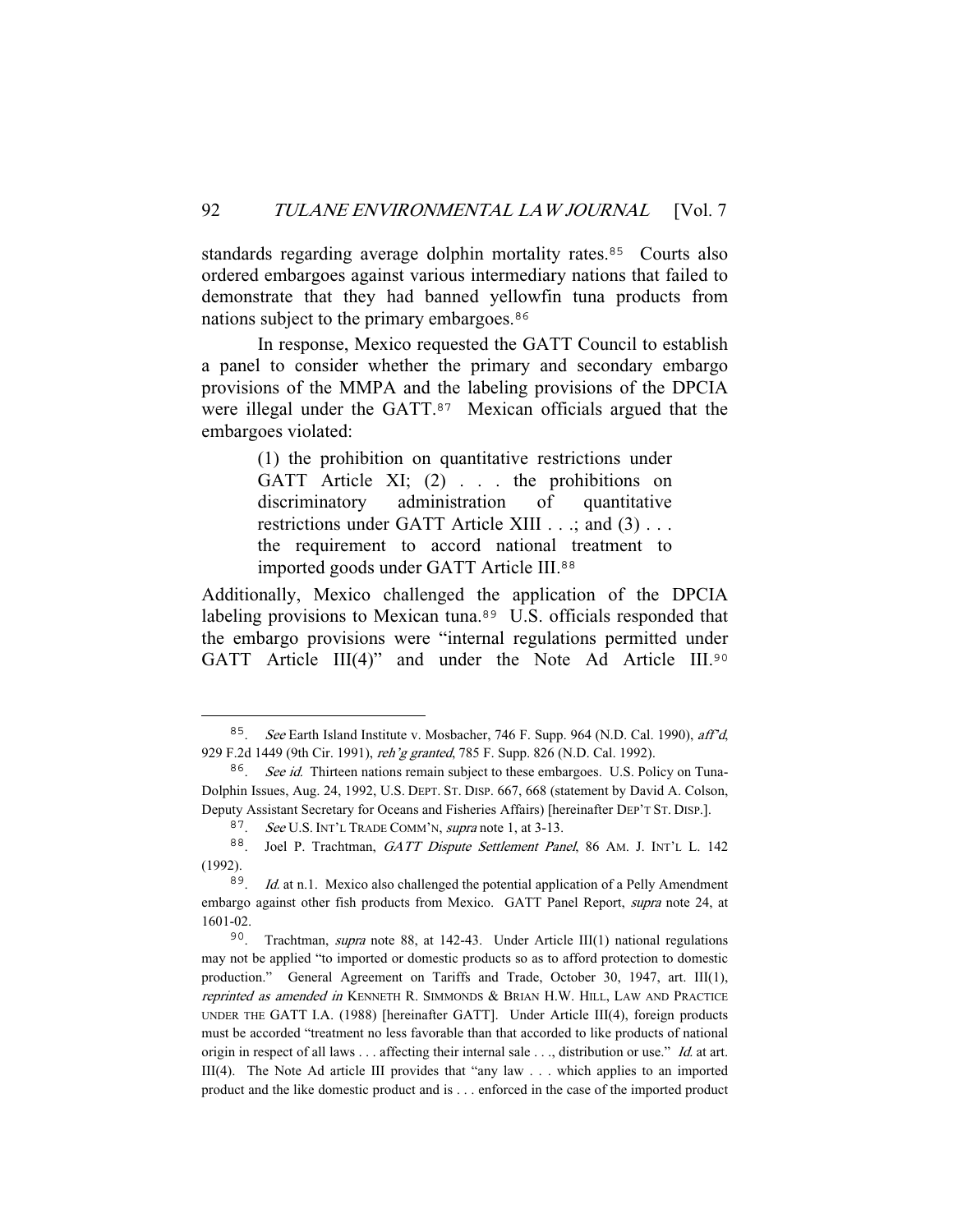standards regarding average dolphin mortality rates.[85] Courts also ordered embargoes against various intermediary nations that failed to demonstrate that they had banned yellowfin tuna products from nations subject to the primary embargoes.[86]

In response, Mexico requested the GATT Council to establish a panel to consider whether the primary and secondary embargo provisions of the MMPA and the labeling provisions of the DPCIA were illegal under the GATT.[87] Mexican officials argued that the embargoes violated:

> (1) the prohibition on quantitative restrictions under GATT Article XI; (2) . . . the prohibitions on discriminatory administration of quantitative restrictions under GATT Article XIII . . .; and (3) . . . the requirement to accord national treatment to imported goods under GATT Article III.[88]

Additionally, Mexico challenged the application of the DPCIA labeling provisions to Mexican tuna.[89] U.S. officials responded that the embargo provisions were "internal regulations permitted under GATT Article III(4)" and under the Note Ad Article III.[90]

---

85. *See* Earth Island Institute v. Mosbacher, 746 F. Supp. 964 (N.D. Cal. 1990), *aff'd*, 929 F.2d 1449 (9th Cir. 1991), *reh'g granted*, 785 F. Supp. 826 (N.D. Cal. 1992).

86. *See id.* Thirteen nations remain subject to these embargoes. U.S. Policy on Tuna-Dolphin Issues, Aug. 24, 1992, U.S. DEPT. ST. DISP. 667, 668 (statement by David A. Colson, Deputy Assistant Secretary for Oceans and Fisheries Affairs) [hereinafter DEP'T ST. DISP.].

87. *See* U.S. INT'L TRADE COMM'N, *supra* note 1, at 3-13.

88. Joel P. Trachtman, *GATT Dispute Settlement Panel*, 86 AM. J. INT'L L. 142 (1992).

89. *Id.* at n.1. Mexico also challenged the potential application of a Pelly Amendment embargo against other fish products from Mexico. GATT Panel Report, *supra* note 24, at 1601-02.

90. Trachtman, *supra* note 88, at 142-43. Under Article III(1) national regulations may not be applied "to imported or domestic products so as to afford protection to domestic production." General Agreement on Tariffs and Trade, October 30, 1947, art. III(1), *reprinted as amended in* KENNETH R. SIMMONDS & BRIAN H.W. HILL, LAW AND PRACTICE UNDER THE GATT I.A. (1988) [hereinafter GATT]. Under Article III(4), foreign products must be accorded "treatment no less favorable than that accorded to like products of national origin in respect of all laws . . . affecting their internal sale . . ., distribution or use." *Id.* at art. III(4). The Note Ad article III provides that "any law . . . which applies to an imported product and the like domestic product and is . . . enforced in the case of the imported product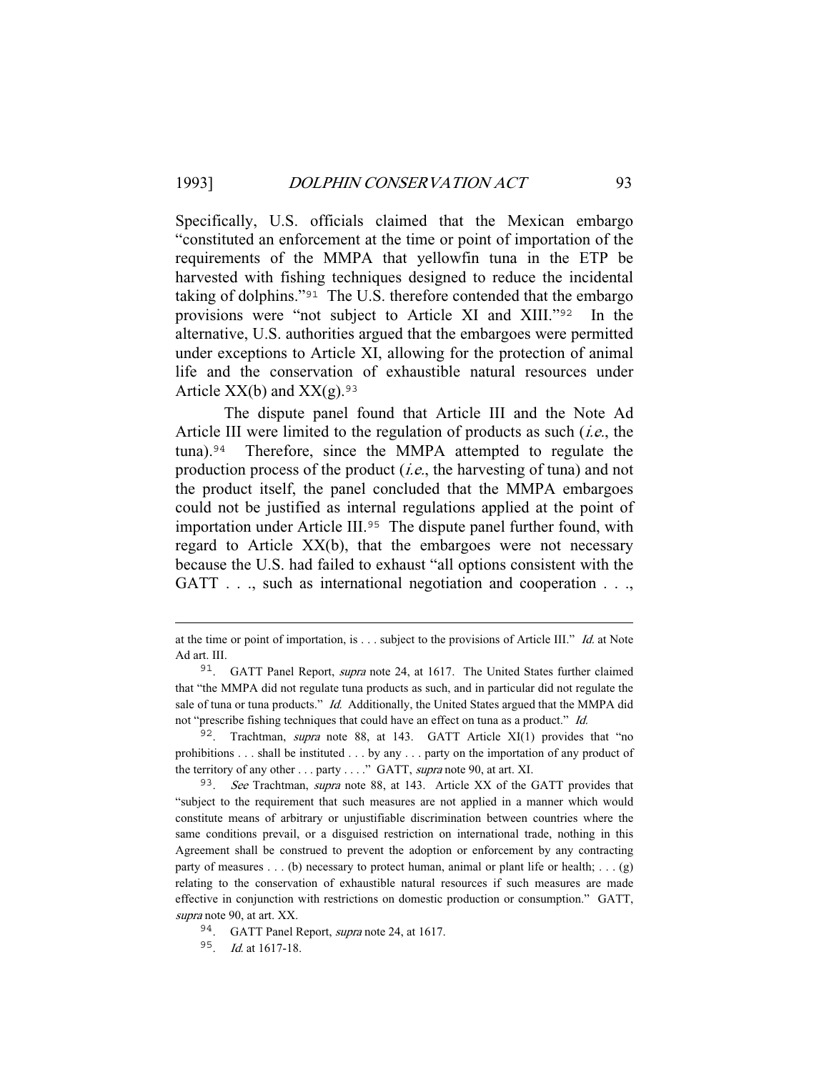Specifically, U.S. officials claimed that the Mexican embargo "constituted an enforcement at the time or point of importation of the requirements of the MMPA that yellowfin tuna in the ETP be harvested with fishing techniques designed to reduce the incidental taking of dolphins."[91] The U.S. therefore contended that the embargo provisions were "not subject to Article XI and XIII."[92] In the alternative, U.S. authorities argued that the embargoes were permitted under exceptions to Article XI, allowing for the protection of animal life and the conservation of exhaustible natural resources under Article XX(b) and XX(g).[93]

The dispute panel found that Article III and the Note Ad Article III were limited to the regulation of products as such (*i.e.*, the tuna).[94] Therefore, since the MMPA attempted to regulate the production process of the product (*i.e.*, the harvesting of tuna) and not the product itself, the panel concluded that the MMPA embargoes could not be justified as internal regulations applied at the point of importation under Article III.[95] The dispute panel further found, with regard to Article XX(b), that the embargoes were not necessary because the U.S. had failed to exhaust "all options consistent with the GATT . . ., such as international negotiation and cooperation . . .,

---

at the time or point of importation, is . . . subject to the provisions of Article III." *Id.* at Note Ad art. III.

91. GATT Panel Report, *supra* note 24, at 1617. The United States further claimed that "the MMPA did not regulate tuna products as such, and in particular did not regulate the sale of tuna or tuna products." *Id.* Additionally, the United States argued that the MMPA did not "prescribe fishing techniques that could have an effect on tuna as a product." *Id.*

92. Trachtman, *supra* note 88, at 143. GATT Article XI(1) provides that "no prohibitions . . . shall be instituted . . . by any . . . party on the importation of any product of the territory of any other . . . party . . . ." GATT, *supra* note 90, at art. XI.

93. *See* Trachtman, *supra* note 88, at 143. Article XX of the GATT provides that "subject to the requirement that such measures are not applied in a manner which would constitute means of arbitrary or unjustifiable discrimination between countries where the same conditions prevail, or a disguised restriction on international trade, nothing in this Agreement shall be construed to prevent the adoption or enforcement by any contracting party of measures . . . (b) necessary to protect human, animal or plant life or health; . . . (g) relating to the conservation of exhaustible natural resources if such measures are made effective in conjunction with restrictions on domestic production or consumption." GATT, *supra* note 90, at art. XX.

94. GATT Panel Report, *supra* note 24, at 1617.

95. *Id.* at 1617-18.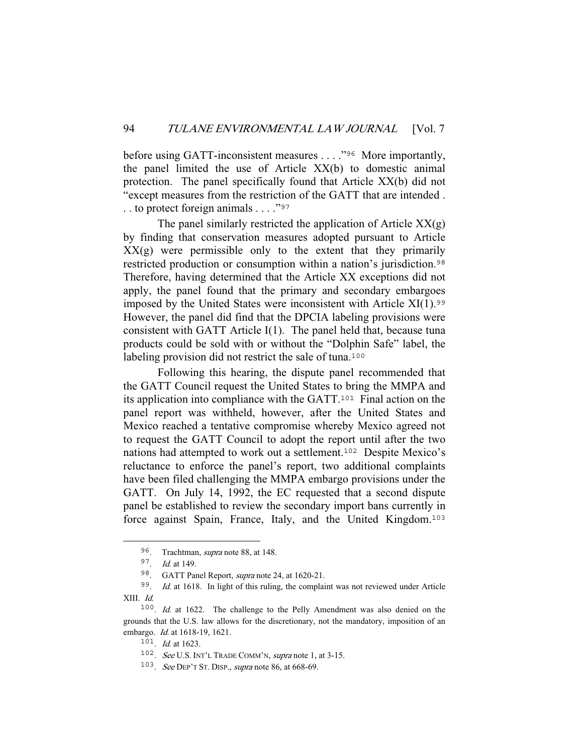before using GATT-inconsistent measures . . . ."[96] More importantly, the panel limited the use of Article XX(b) to domestic animal protection. The panel specifically found that Article XX(b) did not "except measures from the restriction of the GATT that are intended . . . to protect foreign animals . . . ."[97]

The panel similarly restricted the application of Article XX(g) by finding that conservation measures adopted pursuant to Article XX(g) were permissible only to the extent that they primarily restricted production or consumption within a nation's jurisdiction.[98] Therefore, having determined that the Article XX exceptions did not apply, the panel found that the primary and secondary embargoes imposed by the United States were inconsistent with Article XI(1).[99] However, the panel did find that the DPCIA labeling provisions were consistent with GATT Article I(1). The panel held that, because tuna products could be sold with or without the "Dolphin Safe" label, the labeling provision did not restrict the sale of tuna.[100]

Following this hearing, the dispute panel recommended that the GATT Council request the United States to bring the MMPA and its application into compliance with the GATT.[101] Final action on the panel report was withheld, however, after the United States and Mexico reached a tentative compromise whereby Mexico agreed not to request the GATT Council to adopt the report until after the two nations had attempted to work out a settlement.[102] Despite Mexico's reluctance to enforce the panel's report, two additional complaints have been filed challenging the MMPA embargo provisions under the GATT. On July 14, 1992, the EC requested that a second dispute panel be established to review the secondary import bans currently in force against Spain, France, Italy, and the United Kingdom.[103]

---

96. Trachtman, *supra* note 88, at 148.

97. *Id.* at 149.

98. GATT Panel Report, *supra* note 24, at 1620-21.

99. *Id.* at 1618. In light of this ruling, the complaint was not reviewed under Article XIII. *Id.*

100. *Id.* at 1622. The challenge to the Pelly Amendment was also denied on the grounds that the U.S. law allows for the discretionary, not the mandatory, imposition of an embargo. *Id.* at 1618-19, 1621.

101. *Id.* at 1623.

102. *See* U.S. INT'L TRADE COMM'N, *supra* note 1, at 3-15.

103. *See* DEP'T ST. DISP., *supra* note 86, at 668-69.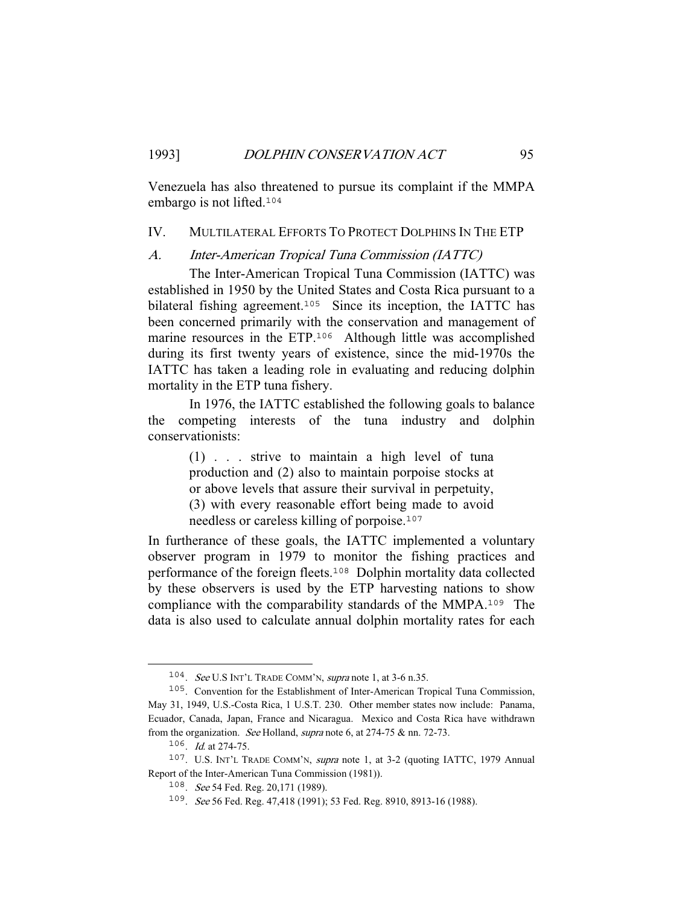Venezuela has also threatened to pursue its complaint if the MMPA embargo is not lifted.[104]

## IV. MULTILATERAL EFFORTS TO PROTECT DOLPHINS IN THE ETP

### A. *Inter-American Tropical Tuna Commission (IATTC)*

The Inter-American Tropical Tuna Commission (IATTC) was established in 1950 by the United States and Costa Rica pursuant to a bilateral fishing agreement.[105] Since its inception, the IATTC has been concerned primarily with the conservation and management of marine resources in the ETP.[106] Although little was accomplished during its first twenty years of existence, since the mid-1970s the IATTC has taken a leading role in evaluating and reducing dolphin mortality in the ETP tuna fishery.

In 1976, the IATTC established the following goals to balance the competing interests of the tuna industry and dolphin conservationists:

> (1) . . . strive to maintain a high level of tuna production and (2) also to maintain porpoise stocks at or above levels that assure their survival in perpetuity, (3) with every reasonable effort being made to avoid needless or careless killing of porpoise.[107]

In furtherance of these goals, the IATTC implemented a voluntary observer program in 1979 to monitor the fishing practices and performance of the foreign fleets.[108] Dolphin mortality data collected by these observers is used by the ETP harvesting nations to show compliance with the comparability standards of the MMPA.[109] The data is also used to calculate annual dolphin mortality rates for each

---

104. *See* U.S INT'L TRADE COMM'N, *supra* note 1, at 3-6 n.35.

105. Convention for the Establishment of Inter-American Tropical Tuna Commission, May 31, 1949, U.S.-Costa Rica, 1 U.S.T. 230. Other member states now include: Panama, Ecuador, Canada, Japan, France and Nicaragua. Mexico and Costa Rica have withdrawn from the organization. *See* Holland, *supra* note 6, at 274-75 & nn. 72-73.

106. *Id.* at 274-75.

107. U.S. INT'L TRADE COMM'N, *supra* note 1, at 3-2 (quoting IATTC, 1979 Annual Report of the Inter-American Tuna Commission (1981)).

108. *See* 54 Fed. Reg. 20,171 (1989).

109. *See* 56 Fed. Reg. 47,418 (1991); 53 Fed. Reg. 8910, 8913-16 (1988).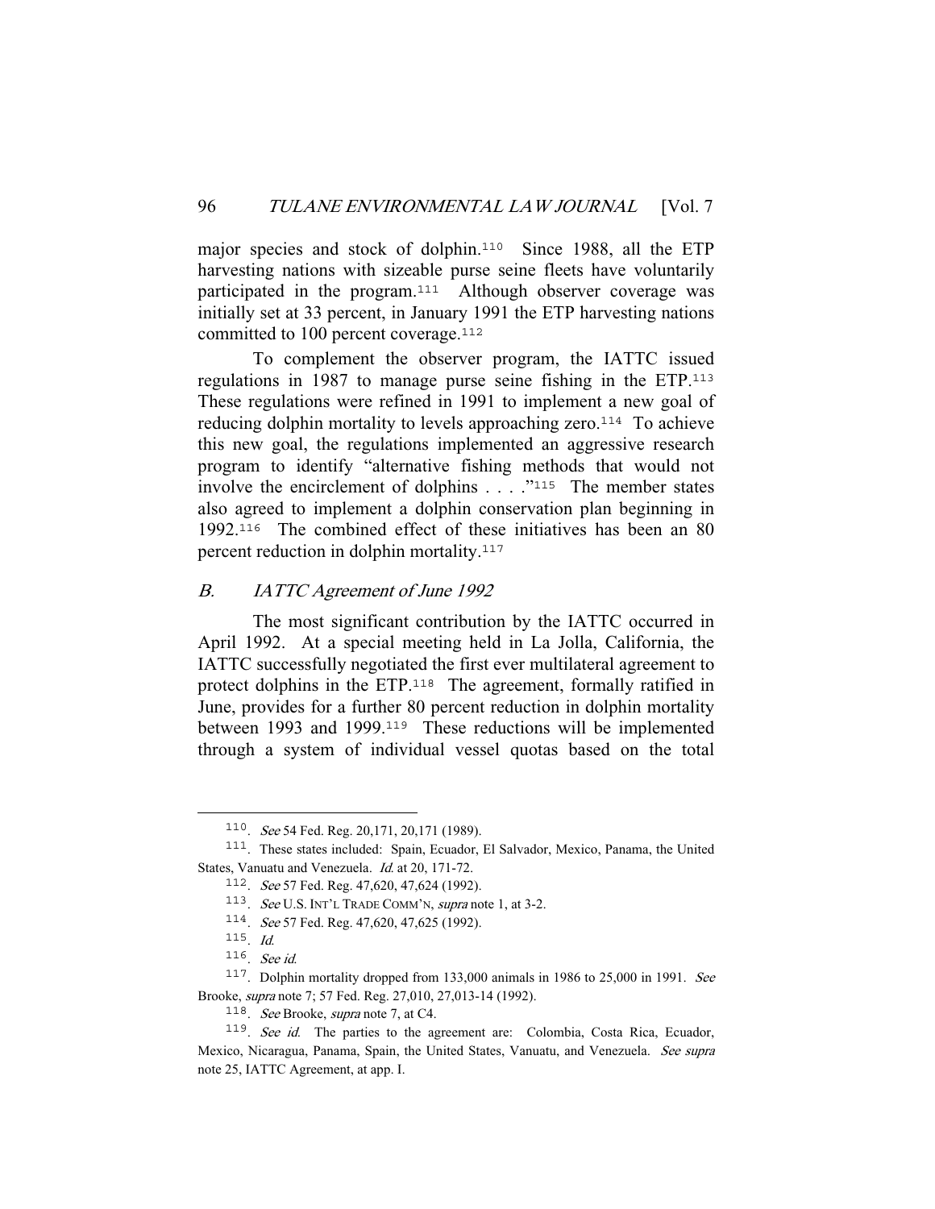major species and stock of dolphin.[110] Since 1988, all the ETP harvesting nations with sizeable purse seine fleets have voluntarily participated in the program.[111] Although observer coverage was initially set at 33 percent, in January 1991 the ETP harvesting nations committed to 100 percent coverage.[112]

To complement the observer program, the IATTC issued regulations in 1987 to manage purse seine fishing in the ETP.[113] These regulations were refined in 1991 to implement a new goal of reducing dolphin mortality to levels approaching zero.[114] To achieve this new goal, the regulations implemented an aggressive research program to identify "alternative fishing methods that would not involve the encirclement of dolphins . . . ."[115] The member states also agreed to implement a dolphin conservation plan beginning in 1992.[116] The combined effect of these initiatives has been an 80 percent reduction in dolphin mortality.[117]

### *B. IATTC Agreement of June 1992*

The most significant contribution by the IATTC occurred in April 1992. At a special meeting held in La Jolla, California, the IATTC successfully negotiated the first ever multilateral agreement to protect dolphins in the ETP.[118] The agreement, formally ratified in June, provides for a further 80 percent reduction in dolphin mortality between 1993 and 1999.[119] These reductions will be implemented through a system of individual vessel quotas based on the total

---

110. *See* 54 Fed. Reg. 20,171, 20,171 (1989).

111. These states included: Spain, Ecuador, El Salvador, Mexico, Panama, the United States, Vanuatu and Venezuela. *Id.* at 20, 171-72.

112. *See* 57 Fed. Reg. 47,620, 47,624 (1992).

113. *See* U.S. INT'L TRADE COMM'N, *supra* note 1, at 3-2.

114. *See* 57 Fed. Reg. 47,620, 47,625 (1992).

115. *Id.*

116. *See id.*

117. Dolphin mortality dropped from 133,000 animals in 1986 to 25,000 in 1991. *See* Brooke, *supra* note 7; 57 Fed. Reg. 27,010, 27,013-14 (1992).

118. *See* Brooke, *supra* note 7, at C4.

119. *See id.* The parties to the agreement are: Colombia, Costa Rica, Ecuador, Mexico, Nicaragua, Panama, Spain, the United States, Vanuatu, and Venezuela. *See supra* note 25, IATTC Agreement, at app. I.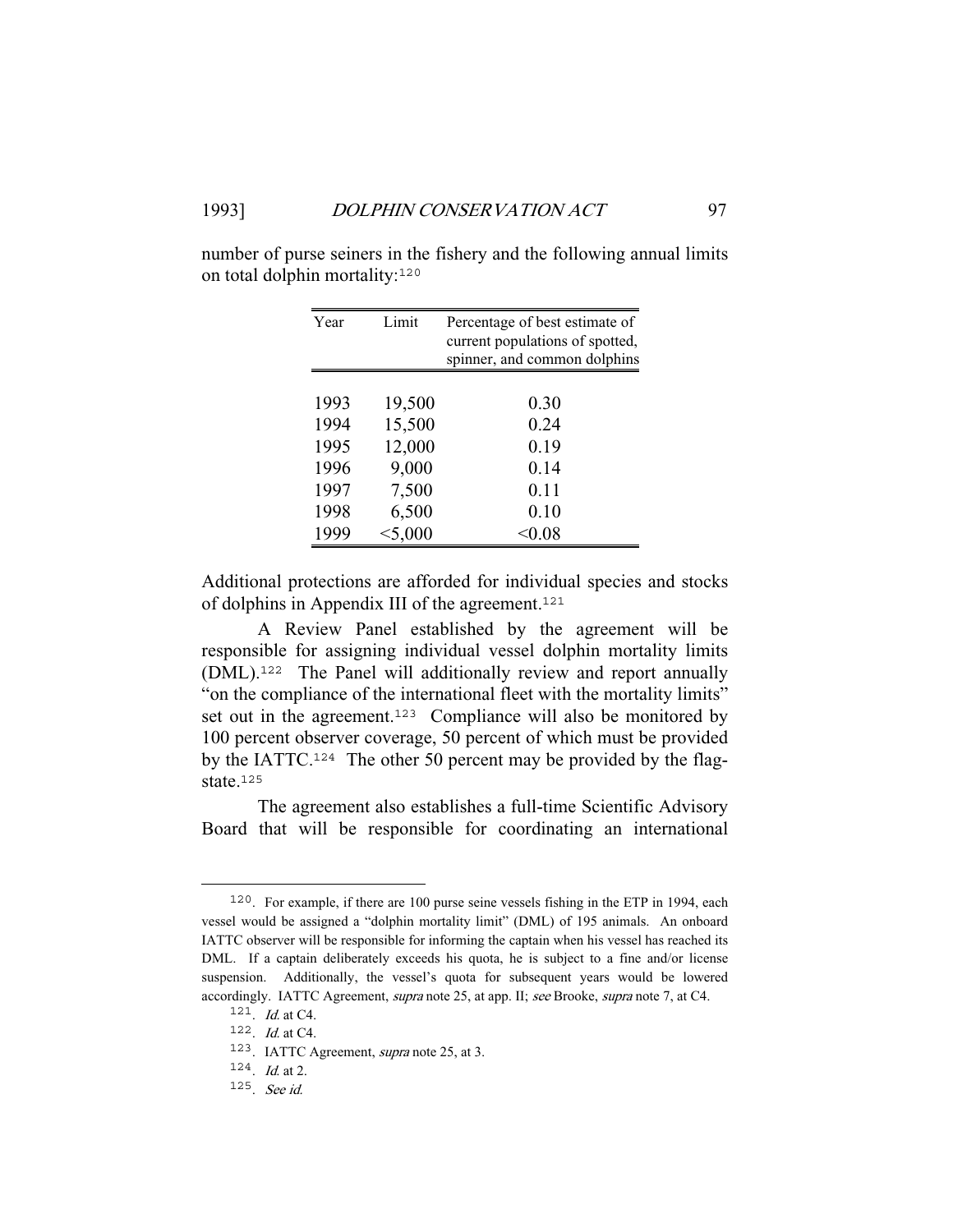number of purse seiners in the fishery and the following annual limits on total dolphin mortality:[120]

| Year | Limit | Percentage of best estimate of current populations of spotted, spinner, and common dolphins |
|---|---|---|
| 1993 | 19,500 | 0.30 |
| 1994 | 15,500 | 0.24 |
| 1995 | 12,000 | 0.19 |
| 1996 | 9,000 | 0.14 |
| 1997 | 7,500 | 0.11 |
| 1998 | 6,500 | 0.10 |
| 1999 | <5,000 | <0.08 |

Additional protections are afforded for individual species and stocks of dolphins in Appendix III of the agreement.[121]

A Review Panel established by the agreement will be responsible for assigning individual vessel dolphin mortality limits (DML).[122] The Panel will additionally review and report annually "on the compliance of the international fleet with the mortality limits" set out in the agreement.[123] Compliance will also be monitored by 100 percent observer coverage, 50 percent of which must be provided by the IATTC.[124] The other 50 percent may be provided by the flag-state.[125]

The agreement also establishes a full-time Scientific Advisory Board that will be responsible for coordinating an international

---

[120]. For example, if there are 100 purse seine vessels fishing in the ETP in 1994, each vessel would be assigned a "dolphin mortality limit" (DML) of 195 animals. An onboard IATTC observer will be responsible for informing the captain when his vessel has reached its DML. If a captain deliberately exceeds his quota, he is subject to a fine and/or license suspension. Additionally, the vessel's quota for subsequent years would be lowered accordingly. IATTC Agreement, *supra* note 25, at app. II; *see* Brooke, *supra* note 7, at C4.

[121]. *Id.* at C4.

[122]. *Id.* at C4.

[123]. IATTC Agreement, *supra* note 25, at 3.

[124]. *Id.* at 2.

[125]. *See id.*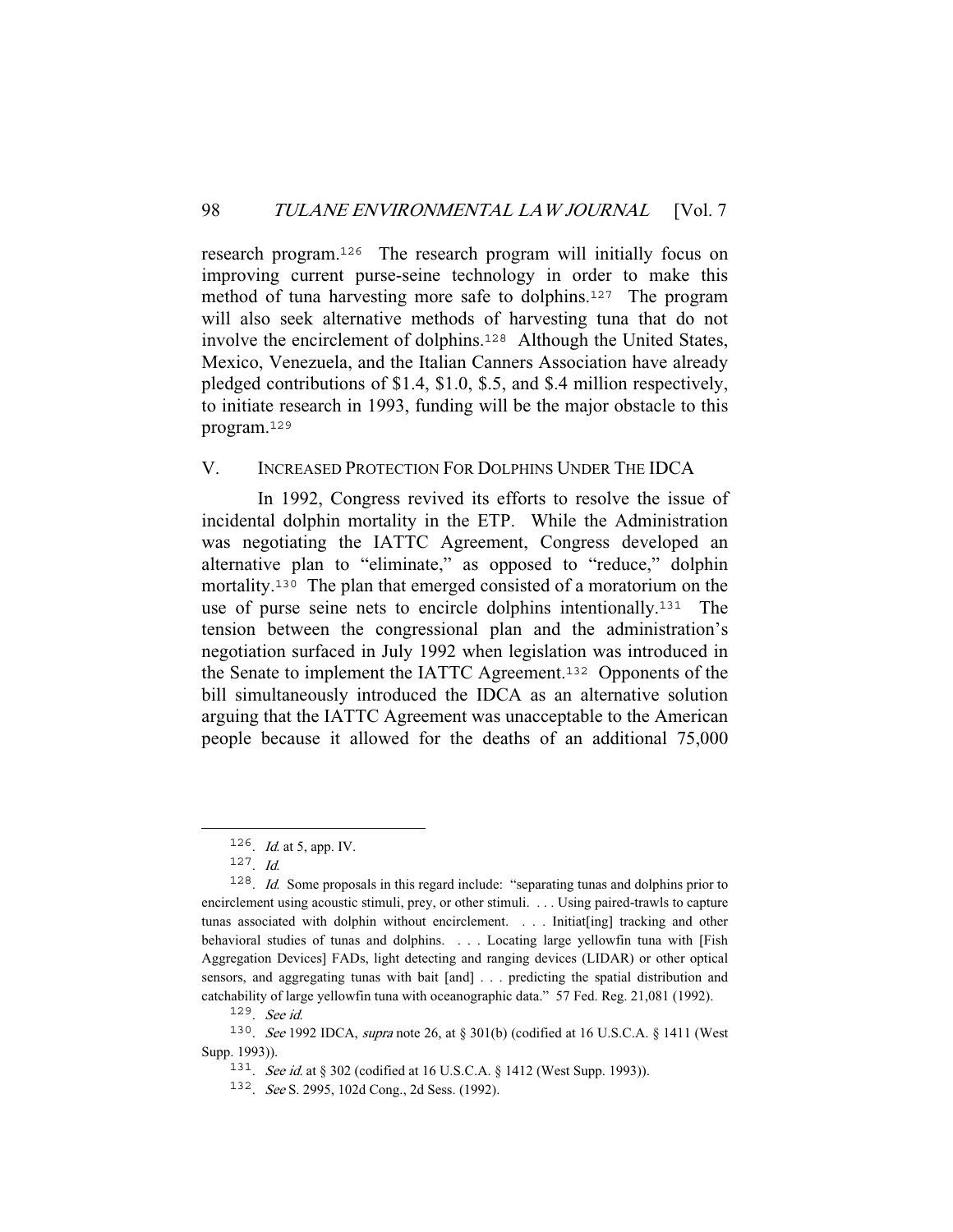research program.[126] The research program will initially focus on improving current purse-seine technology in order to make this method of tuna harvesting more safe to dolphins.[127] The program will also seek alternative methods of harvesting tuna that do not involve the encirclement of dolphins.[128] Although the United States, Mexico, Venezuela, and the Italian Canners Association have already pledged contributions of $1.4, $1.0, $.5, and $.4 million respectively, to initiate research in 1993, funding will be the major obstacle to this program.[129]

## V. INCREASED PROTECTION FOR DOLPHINS UNDER THE IDCA

In 1992, Congress revived its efforts to resolve the issue of incidental dolphin mortality in the ETP. While the Administration was negotiating the IATTC Agreement, Congress developed an alternative plan to "eliminate," as opposed to "reduce," dolphin mortality.[130] The plan that emerged consisted of a moratorium on the use of purse seine nets to encircle dolphins intentionally.[131] The tension between the congressional plan and the administration's negotiation surfaced in July 1992 when legislation was introduced in the Senate to implement the IATTC Agreement.[132] Opponents of the bill simultaneously introduced the IDCA as an alternative solution arguing that the IATTC Agreement was unacceptable to the American people because it allowed for the deaths of an additional 75,000

---

[126]. *Id.* at 5, app. IV.

[127]. *Id.*

[128]. *Id.* Some proposals in this regard include: "separating tunas and dolphins prior to encirclement using acoustic stimuli, prey, or other stimuli. . . . Using paired-trawls to capture tunas associated with dolphin without encirclement. . . . Initiat[ing] tracking and other behavioral studies of tunas and dolphins. . . . Locating large yellowfin tuna with [Fish Aggregation Devices] FADs, light detecting and ranging devices (LIDAR) or other optical sensors, and aggregating tunas with bait [and] . . . predicting the spatial distribution and catchability of large yellowfin tuna with oceanographic data." 57 Fed. Reg. 21,081 (1992).

[129]. *See id.*

[130]. *See* 1992 IDCA, *supra* note 26, at § 301(b) (codified at 16 U.S.C.A. § 1411 (West Supp. 1993)).

[131]. *See id.* at § 302 (codified at 16 U.S.C.A. § 1412 (West Supp. 1993)).

[132]. *See* S. 2995, 102d Cong., 2d Sess. (1992).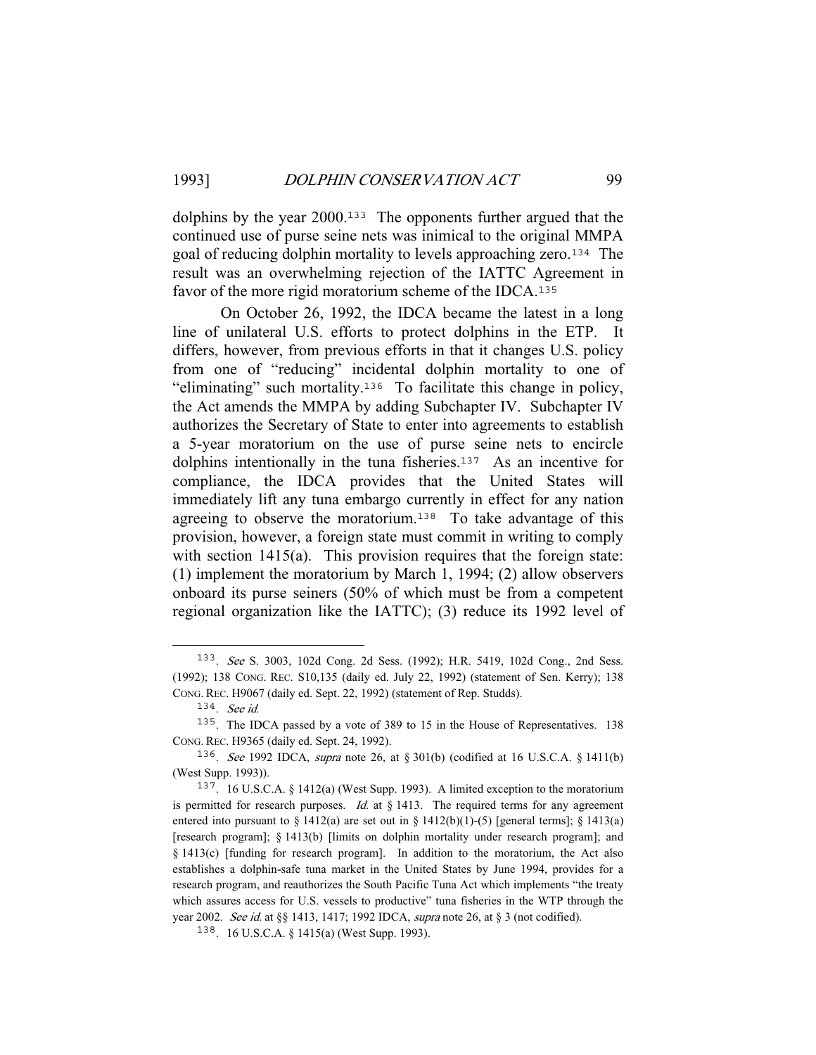dolphins by the year 2000.[133] The opponents further argued that the continued use of purse seine nets was inimical to the original MMPA goal of reducing dolphin mortality to levels approaching zero.[134] The result was an overwhelming rejection of the IATTC Agreement in favor of the more rigid moratorium scheme of the IDCA.[135]

On October 26, 1992, the IDCA became the latest in a long line of unilateral U.S. efforts to protect dolphins in the ETP. It differs, however, from previous efforts in that it changes U.S. policy from one of "reducing" incidental dolphin mortality to one of "eliminating" such mortality.[136] To facilitate this change in policy, the Act amends the MMPA by adding Subchapter IV. Subchapter IV authorizes the Secretary of State to enter into agreements to establish a 5-year moratorium on the use of purse seine nets to encircle dolphins intentionally in the tuna fisheries.[137] As an incentive for compliance, the IDCA provides that the United States will immediately lift any tuna embargo currently in effect for any nation agreeing to observe the moratorium.[138] To take advantage of this provision, however, a foreign state must commit in writing to comply with section 1415(a). This provision requires that the foreign state: (1) implement the moratorium by March 1, 1994; (2) allow observers onboard its purse seiners (50% of which must be from a competent regional organization like the IATTC); (3) reduce its 1992 level of

---

133. *See* S. 3003, 102d Cong. 2d Sess. (1992); H.R. 5419, 102d Cong., 2nd Sess. (1992); 138 CONG. REC. S10,135 (daily ed. July 22, 1992) (statement of Sen. Kerry); 138 CONG. REC. H9067 (daily ed. Sept. 22, 1992) (statement of Rep. Studds).

134. *See id.*

135. The IDCA passed by a vote of 389 to 15 in the House of Representatives. 138 CONG. REC. H9365 (daily ed. Sept. 24, 1992).

136. *See* 1992 IDCA, *supra* note 26, at § 301(b) (codified at 16 U.S.C.A. § 1411(b) (West Supp. 1993)).

137. 16 U.S.C.A. § 1412(a) (West Supp. 1993). A limited exception to the moratorium is permitted for research purposes. *Id.* at § 1413. The required terms for any agreement entered into pursuant to § 1412(a) are set out in § 1412(b)(1)-(5) [general terms]; § 1413(a) [research program]; § 1413(b) [limits on dolphin mortality under research program]; and § 1413(c) [funding for research program]. In addition to the moratorium, the Act also establishes a dolphin-safe tuna market in the United States by June 1994, provides for a research program, and reauthorizes the South Pacific Tuna Act which implements "the treaty which assures access for U.S. vessels to productive" tuna fisheries in the WTP through the year 2002. *See id.* at §§ 1413, 1417; 1992 IDCA, *supra* note 26, at § 3 (not codified).

138. 16 U.S.C.A. § 1415(a) (West Supp. 1993).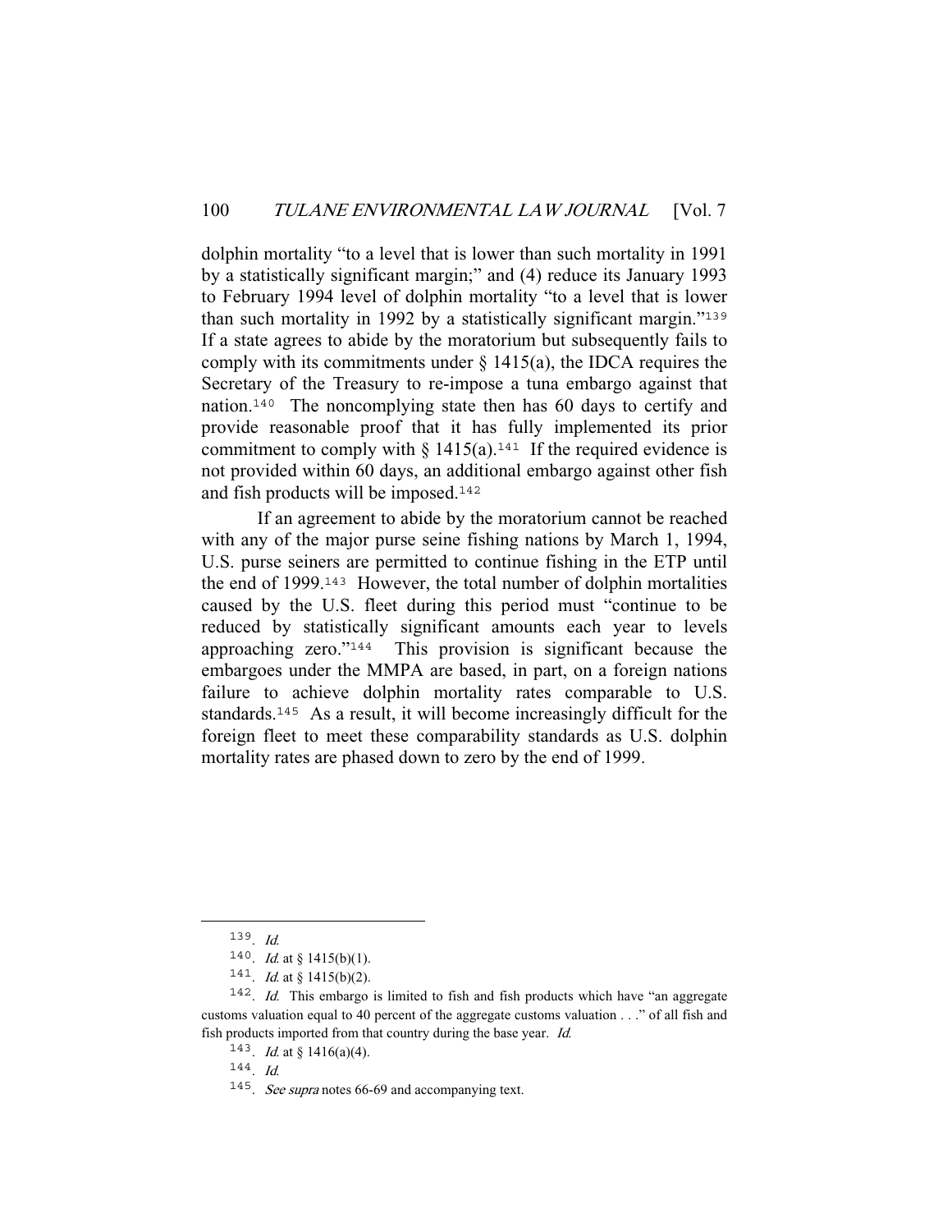dolphin mortality "to a level that is lower than such mortality in 1991 by a statistically significant margin;" and (4) reduce its January 1993 to February 1994 level of dolphin mortality "to a level that is lower than such mortality in 1992 by a statistically significant margin."[139] If a state agrees to abide by the moratorium but subsequently fails to comply with its commitments under § 1415(a), the IDCA requires the Secretary of the Treasury to re-impose a tuna embargo against that nation.[140] The noncomplying state then has 60 days to certify and provide reasonable proof that it has fully implemented its prior commitment to comply with § 1415(a).[141] If the required evidence is not provided within 60 days, an additional embargo against other fish and fish products will be imposed.[142]

If an agreement to abide by the moratorium cannot be reached with any of the major purse seine fishing nations by March 1, 1994, U.S. purse seiners are permitted to continue fishing in the ETP until the end of 1999.[143] However, the total number of dolphin mortalities caused by the U.S. fleet during this period must "continue to be reduced by statistically significant amounts each year to levels approaching zero."[144] This provision is significant because the embargoes under the MMPA are based, in part, on a foreign nations failure to achieve dolphin mortality rates comparable to U.S. standards.[145] As a result, it will become increasingly difficult for the foreign fleet to meet these comparability standards as U.S. dolphin mortality rates are phased down to zero by the end of 1999.

---

[139]. *Id.*

[140]. *Id.* at § 1415(b)(1).

[141]. *Id.* at § 1415(b)(2).

[142]. *Id.* This embargo is limited to fish and fish products which have "an aggregate customs valuation equal to 40 percent of the aggregate customs valuation . . ." of all fish and fish products imported from that country during the base year. *Id.*

[143]. *Id.* at § 1416(a)(4).

[144]. *Id.*

[145]. *See supra* notes 66-69 and accompanying text.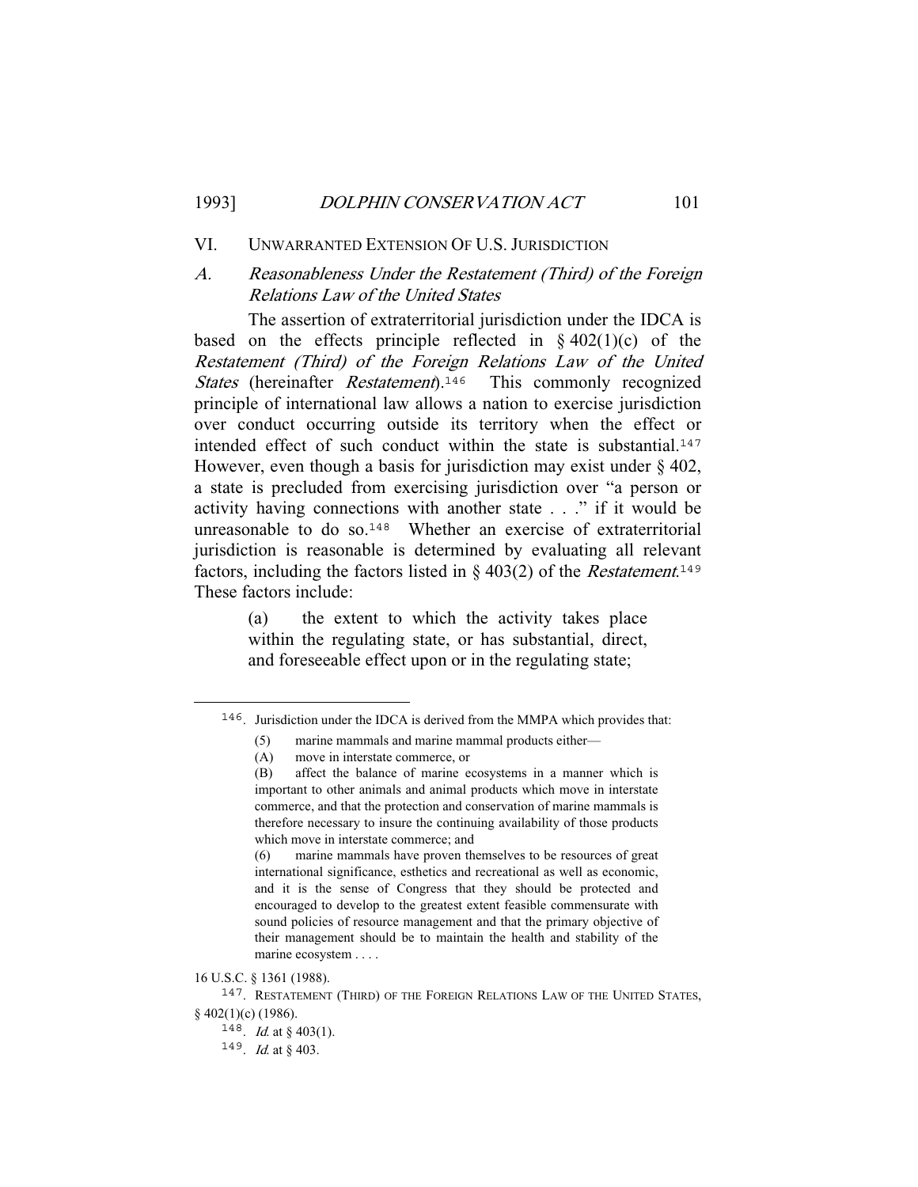## VI. UNWARRANTED EXTENSION OF U.S. JURISDICTION

### A. *Reasonableness Under the Restatement (Third) of the Foreign Relations Law of the United States*

The assertion of extraterritorial jurisdiction under the IDCA is based on the effects principle reflected in § 402(1)(c) of the *Restatement (Third) of the Foreign Relations Law of the United States* (hereinafter *Restatement*).[146] This commonly recognized principle of international law allows a nation to exercise jurisdiction over conduct occurring outside its territory when the effect or intended effect of such conduct within the state is substantial.[147] However, even though a basis for jurisdiction may exist under § 402, a state is precluded from exercising jurisdiction over "a person or activity having connections with another state . . ." if it would be unreasonable to do so.[148] Whether an exercise of extraterritorial jurisdiction is reasonable is determined by evaluating all relevant factors, including the factors listed in § 403(2) of the *Restatement*.[149] These factors include:

> (a) the extent to which the activity takes place within the regulating state, or has substantial, direct, and foreseeable effect upon or in the regulating state;

---

146. Jurisdiction under the IDCA is derived from the MMPA which provides that:

> (5) marine mammals and marine mammal products either—
>
> (A) move in interstate commerce, or
>
> (B) affect the balance of marine ecosystems in a manner which is important to other animals and animal products which move in interstate commerce, and that the protection and conservation of marine mammals is therefore necessary to insure the continuing availability of those products which move in interstate commerce; and
>
> (6) marine mammals have proven themselves to be resources of great international significance, esthetics and recreational as well as economic, and it is the sense of Congress that they should be protected and encouraged to develop to the greatest extent feasible commensurate with sound policies of resource management and that the primary objective of their management should be to maintain the health and stability of the marine ecosystem . . . .

16 U.S.C. § 1361 (1988).

147. RESTATEMENT (THIRD) OF THE FOREIGN RELATIONS LAW OF THE UNITED STATES, § 402(1)(c) (1986).

148. *Id.* at § 403(1).

149. *Id.* at § 403.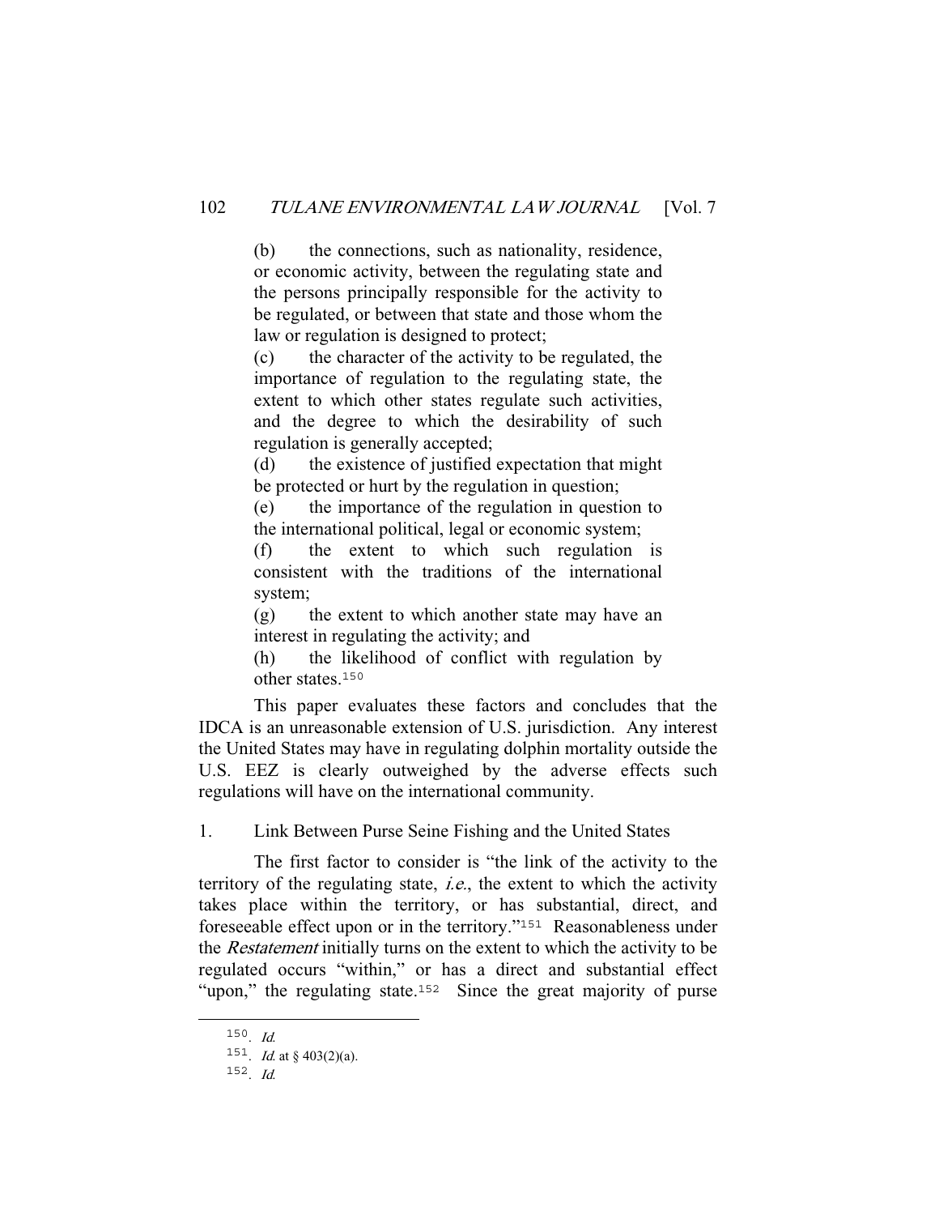> (b) the connections, such as nationality, residence, or economic activity, between the regulating state and the persons principally responsible for the activity to be regulated, or between that state and those whom the law or regulation is designed to protect;
>
> (c) the character of the activity to be regulated, the importance of regulation to the regulating state, the extent to which other states regulate such activities, and the degree to which the desirability of such regulation is generally accepted;
>
> (d) the existence of justified expectation that might be protected or hurt by the regulation in question;
>
> (e) the importance of the regulation in question to the international political, legal or economic system;
>
> (f) the extent to which such regulation is consistent with the traditions of the international system;
>
> (g) the extent to which another state may have an interest in regulating the activity; and
>
> (h) the likelihood of conflict with regulation by other states.[150]

This paper evaluates these factors and concludes that the IDCA is an unreasonable extension of U.S. jurisdiction. Any interest the United States may have in regulating dolphin mortality outside the U.S. EEZ is clearly outweighed by the adverse effects such regulations will have on the international community.

1. Link Between Purse Seine Fishing and the United States

The first factor to consider is "the link of the activity to the territory of the regulating state, *i.e.*, the extent to which the activity takes place within the territory, or has substantial, direct, and foreseeable effect upon or in the territory."[151] Reasonableness under the *Restatement* initially turns on the extent to which the activity to be regulated occurs "within," or has a direct and substantial effect "upon," the regulating state.[152] Since the great majority of purse

---

150. *Id.*

151. *Id.* at § 403(2)(a).

152. *Id.*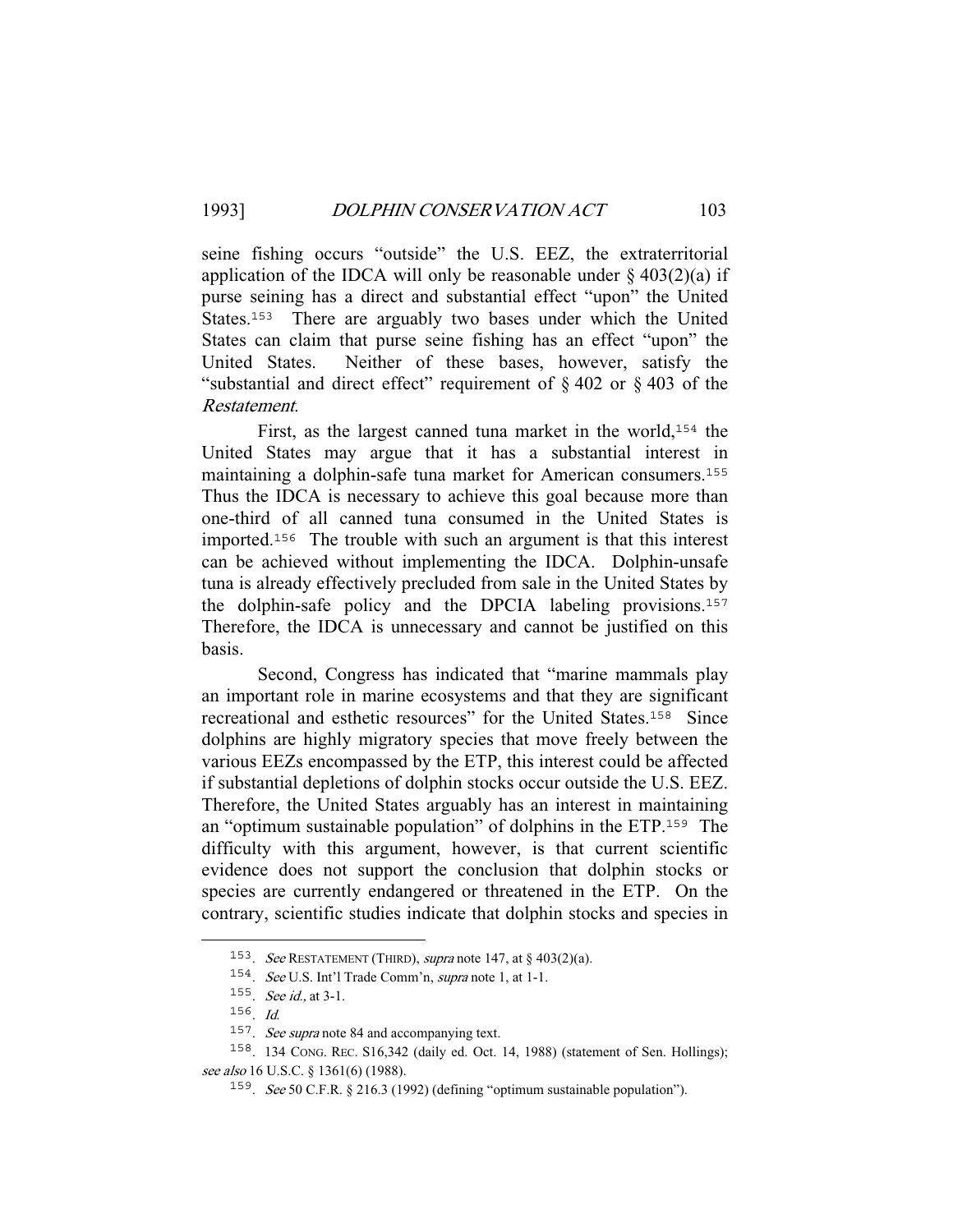seine fishing occurs "outside" the U.S. EEZ, the extraterritorial application of the IDCA will only be reasonable under § 403(2)(a) if purse seining has a direct and substantial effect "upon" the United States.[153] There are arguably two bases under which the United States can claim that purse seine fishing has an effect "upon" the United States. Neither of these bases, however, satisfy the "substantial and direct effect" requirement of § 402 or § 403 of the *Restatement*.

First, as the largest canned tuna market in the world,[154] the United States may argue that it has a substantial interest in maintaining a dolphin-safe tuna market for American consumers.[155] Thus the IDCA is necessary to achieve this goal because more than one-third of all canned tuna consumed in the United States is imported.[156] The trouble with such an argument is that this interest can be achieved without implementing the IDCA. Dolphin-unsafe tuna is already effectively precluded from sale in the United States by the dolphin-safe policy and the DPCIA labeling provisions.[157] Therefore, the IDCA is unnecessary and cannot be justified on this basis.

Second, Congress has indicated that "marine mammals play an important role in marine ecosystems and that they are significant recreational and esthetic resources" for the United States.[158] Since dolphins are highly migratory species that move freely between the various EEZs encompassed by the ETP, this interest could be affected if substantial depletions of dolphin stocks occur outside the U.S. EEZ. Therefore, the United States arguably has an interest in maintaining an "optimum sustainable population" of dolphins in the ETP.[159] The difficulty with this argument, however, is that current scientific evidence does not support the conclusion that dolphin stocks or species are currently endangered or threatened in the ETP. On the contrary, scientific studies indicate that dolphin stocks and species in

---

153. *See* RESTATEMENT (THIRD), *supra* note 147, at § 403(2)(a).

154. *See* U.S. Int'l Trade Comm'n, *supra* note 1, at 1-1.

155. *See id.,* at 3-1.

156. *Id.*

157. *See supra* note 84 and accompanying text.

158. 134 CONG. REC. S16,342 (daily ed. Oct. 14, 1988) (statement of Sen. Hollings); *see also* 16 U.S.C. § 1361(6) (1988).

159. *See* 50 C.F.R. § 216.3 (1992) (defining "optimum sustainable population").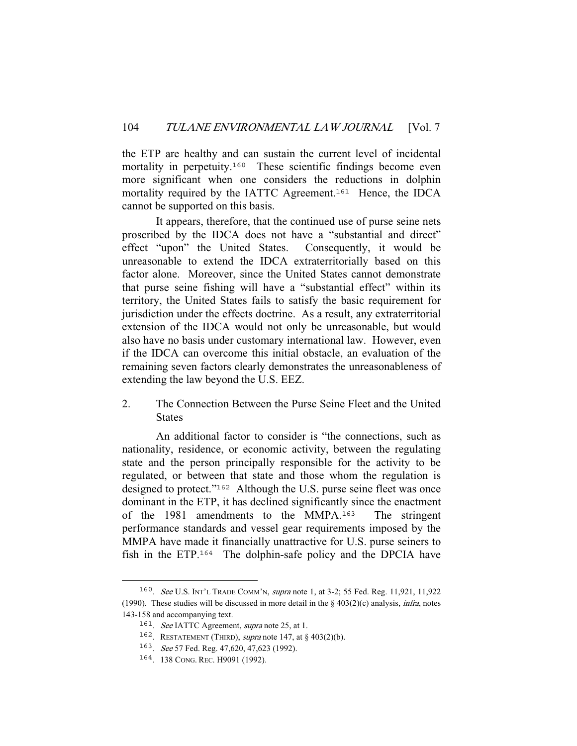the ETP are healthy and can sustain the current level of incidental mortality in perpetuity.[160] These scientific findings become even more significant when one considers the reductions in dolphin mortality required by the IATTC Agreement.[161] Hence, the IDCA cannot be supported on this basis.

It appears, therefore, that the continued use of purse seine nets proscribed by the IDCA does not have a "substantial and direct" effect "upon" the United States. Consequently, it would be unreasonable to extend the IDCA extraterritorially based on this factor alone. Moreover, since the United States cannot demonstrate that purse seine fishing will have a "substantial effect" within its territory, the United States fails to satisfy the basic requirement for jurisdiction under the effects doctrine. As a result, any extraterritorial extension of the IDCA would not only be unreasonable, but would also have no basis under customary international law. However, even if the IDCA can overcome this initial obstacle, an evaluation of the remaining seven factors clearly demonstrates the unreasonableness of extending the law beyond the U.S. EEZ.

### 2. The Connection Between the Purse Seine Fleet and the United States

An additional factor to consider is "the connections, such as nationality, residence, or economic activity, between the regulating state and the person principally responsible for the activity to be regulated, or between that state and those whom the regulation is designed to protect."[162] Although the U.S. purse seine fleet was once dominant in the ETP, it has declined significantly since the enactment of the 1981 amendments to the MMPA.[163] The stringent performance standards and vessel gear requirements imposed by the MMPA have made it financially unattractive for U.S. purse seiners to fish in the ETP.[164] The dolphin-safe policy and the DPCIA have

---

160. *See* U.S. INT'L TRADE COMM'N, *supra* note 1, at 3-2; 55 Fed. Reg. 11,921, 11,922 (1990). These studies will be discussed in more detail in the § 403(2)(c) analysis, *infra*, notes 143-158 and accompanying text.

161. *See* IATTC Agreement, *supra* note 25, at 1.

162. RESTATEMENT (THIRD), *supra* note 147, at § 403(2)(b).

163. *See* 57 Fed. Reg. 47,620, 47,623 (1992).

164. 138 CONG. REC. H9091 (1992).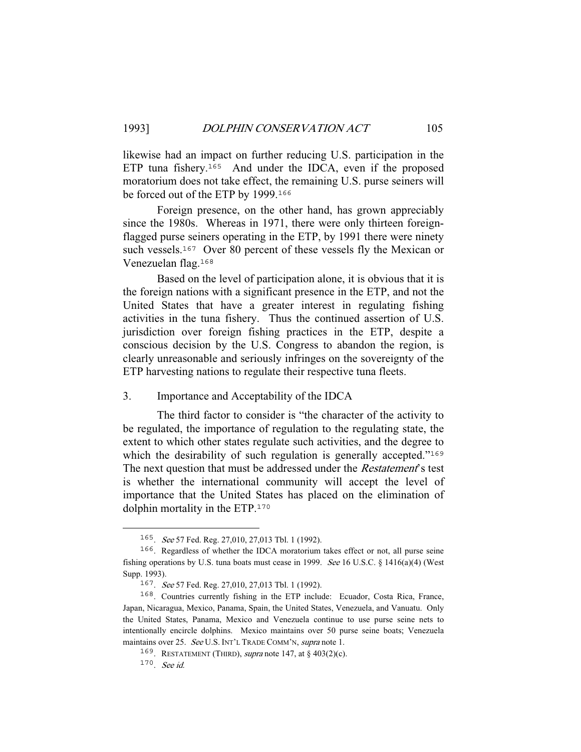likewise had an impact on further reducing U.S. participation in the ETP tuna fishery.[165] And under the IDCA, even if the proposed moratorium does not take effect, the remaining U.S. purse seiners will be forced out of the ETP by 1999.[166]

Foreign presence, on the other hand, has grown appreciably since the 1980s. Whereas in 1971, there were only thirteen foreign-flagged purse seiners operating in the ETP, by 1991 there were ninety such vessels.[167] Over 80 percent of these vessels fly the Mexican or Venezuelan flag.[168]

Based on the level of participation alone, it is obvious that it is the foreign nations with a significant presence in the ETP, and not the United States that have a greater interest in regulating fishing activities in the tuna fishery. Thus the continued assertion of U.S. jurisdiction over foreign fishing practices in the ETP, despite a conscious decision by the U.S. Congress to abandon the region, is clearly unreasonable and seriously infringes on the sovereignty of the ETP harvesting nations to regulate their respective tuna fleets.

### 3. Importance and Acceptability of the IDCA

The third factor to consider is "the character of the activity to be regulated, the importance of regulation to the regulating state, the extent to which other states regulate such activities, and the degree to which the desirability of such regulation is generally accepted."[169] The next question that must be addressed under the *Restatement*'s test is whether the international community will accept the level of importance that the United States has placed on the elimination of dolphin mortality in the ETP.[170]

---

165. *See* 57 Fed. Reg. 27,010, 27,013 Tbl. 1 (1992).

166. Regardless of whether the IDCA moratorium takes effect or not, all purse seine fishing operations by U.S. tuna boats must cease in 1999. *See* 16 U.S.C. § 1416(a)(4) (West Supp. 1993).

167. *See* 57 Fed. Reg. 27,010, 27,013 Tbl. 1 (1992).

168. Countries currently fishing in the ETP include: Ecuador, Costa Rica, France, Japan, Nicaragua, Mexico, Panama, Spain, the United States, Venezuela, and Vanuatu. Only the United States, Panama, Mexico and Venezuela continue to use purse seine nets to intentionally encircle dolphins. Mexico maintains over 50 purse seine boats; Venezuela maintains over 25. *See* U.S. INT'L TRADE COMM'N, *supra* note 1.

169. RESTATEMENT (THIRD), *supra* note 147, at § 403(2)(c).

170. *See id.*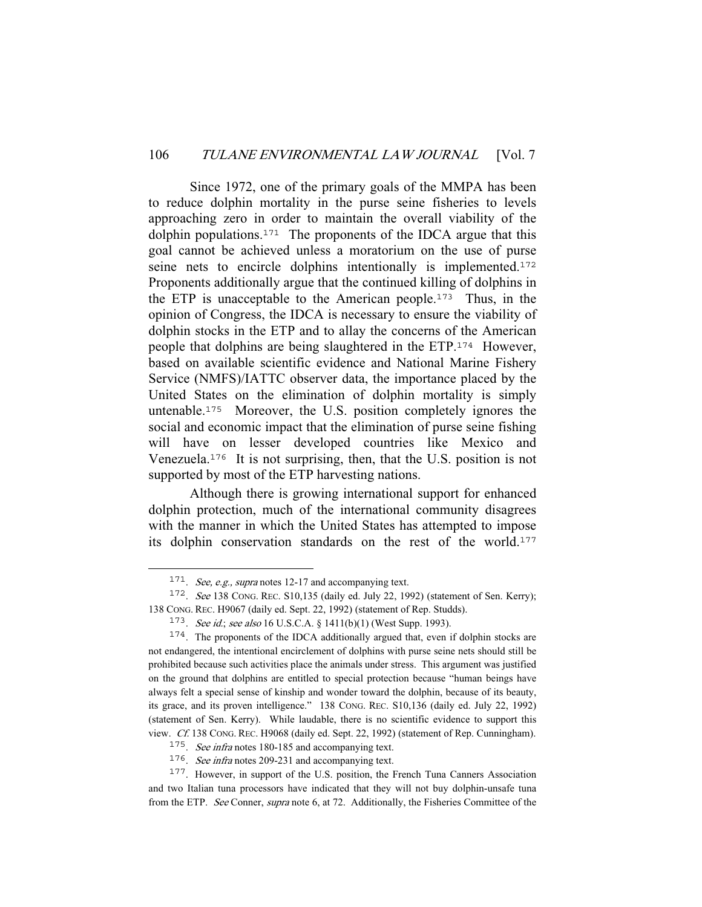Since 1972, one of the primary goals of the MMPA has been to reduce dolphin mortality in the purse seine fisheries to levels approaching zero in order to maintain the overall viability of the dolphin populations.[171] The proponents of the IDCA argue that this goal cannot be achieved unless a moratorium on the use of purse seine nets to encircle dolphins intentionally is implemented.[172] Proponents additionally argue that the continued killing of dolphins in the ETP is unacceptable to the American people.[173] Thus, in the opinion of Congress, the IDCA is necessary to ensure the viability of dolphin stocks in the ETP and to allay the concerns of the American people that dolphins are being slaughtered in the ETP.[174] However, based on available scientific evidence and National Marine Fishery Service (NMFS)/IATTC observer data, the importance placed by the United States on the elimination of dolphin mortality is simply untenable.[175] Moreover, the U.S. position completely ignores the social and economic impact that the elimination of purse seine fishing will have on lesser developed countries like Mexico and Venezuela.[176] It is not surprising, then, that the U.S. position is not supported by most of the ETP harvesting nations.

Although there is growing international support for enhanced dolphin protection, much of the international community disagrees with the manner in which the United States has attempted to impose its dolphin conservation standards on the rest of the world.[177]

---

[171]. *See, e.g., supra* notes 12-17 and accompanying text.

[172]. *See* 138 CONG. REC. S10,135 (daily ed. July 22, 1992) (statement of Sen. Kerry); 138 CONG. REC. H9067 (daily ed. Sept. 22, 1992) (statement of Rep. Studds).

[173]. *See id.*; *see also* 16 U.S.C.A. § 1411(b)(1) (West Supp. 1993).

[174]. The proponents of the IDCA additionally argued that, even if dolphin stocks are not endangered, the intentional encirclement of dolphins with purse seine nets should still be prohibited because such activities place the animals under stress. This argument was justified on the ground that dolphins are entitled to special protection because "human beings have always felt a special sense of kinship and wonder toward the dolphin, because of its beauty, its grace, and its proven intelligence." 138 CONG. REC. S10,136 (daily ed. July 22, 1992) (statement of Sen. Kerry). While laudable, there is no scientific evidence to support this view. *Cf.* 138 CONG. REC. H9068 (daily ed. Sept. 22, 1992) (statement of Rep. Cunningham).

[175]. *See infra* notes 180-185 and accompanying text.

[176]. *See infra* notes 209-231 and accompanying text.

[177]. However, in support of the U.S. position, the French Tuna Canners Association and two Italian tuna processors have indicated that they will not buy dolphin-unsafe tuna from the ETP. *See* Conner, *supra* note 6, at 72. Additionally, the Fisheries Committee of the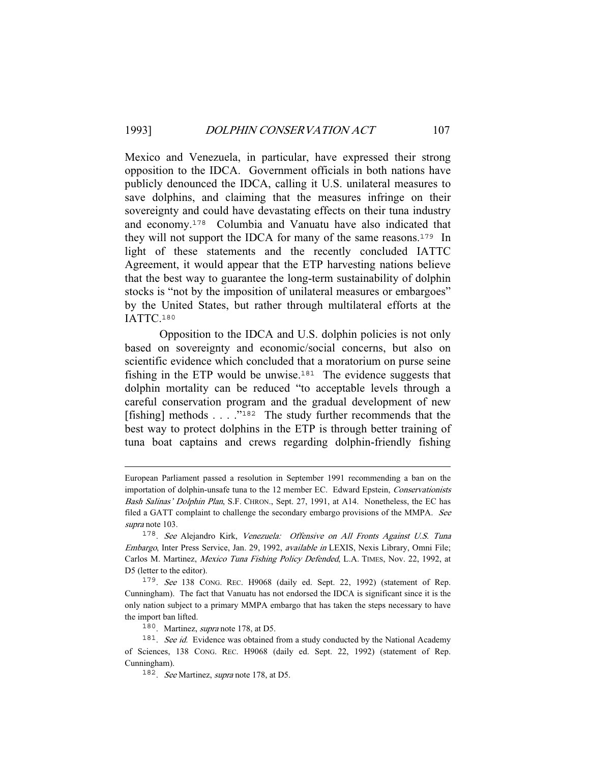Mexico and Venezuela, in particular, have expressed their strong opposition to the IDCA. Government officials in both nations have publicly denounced the IDCA, calling it U.S. unilateral measures to save dolphins, and claiming that the measures infringe on their sovereignty and could have devastating effects on their tuna industry and economy.[178] Columbia and Vanuatu have also indicated that they will not support the IDCA for many of the same reasons.[179] In light of these statements and the recently concluded IATTC Agreement, it would appear that the ETP harvesting nations believe that the best way to guarantee the long-term sustainability of dolphin stocks is "not by the imposition of unilateral measures or embargoes" by the United States, but rather through multilateral efforts at the IATTC.[180]

Opposition to the IDCA and U.S. dolphin policies is not only based on sovereignty and economic/social concerns, but also on scientific evidence which concluded that a moratorium on purse seine fishing in the ETP would be unwise.[181] The evidence suggests that dolphin mortality can be reduced "to acceptable levels through a careful conservation program and the gradual development of new [fishing] methods . . . ."[182] The study further recommends that the best way to protect dolphins in the ETP is through better training of tuna boat captains and crews regarding dolphin-friendly fishing

---

European Parliament passed a resolution in September 1991 recommending a ban on the importation of dolphin-unsafe tuna to the 12 member EC. Edward Epstein, *Conservationists Bash Salinas' Dolphin Plan*, S.F. CHRON., Sept. 27, 1991, at A14. Nonetheless, the EC has filed a GATT complaint to challenge the secondary embargo provisions of the MMPA. *See supra* note 103.

178. *See* Alejandro Kirk, *Venezuela: Offensive on All Fronts Against U.S. Tuna Embargo*, Inter Press Service, Jan. 29, 1992, *available in* LEXIS, Nexis Library, Omni File; Carlos M. Martinez, *Mexico Tuna Fishing Policy Defended*, L.A. TIMES, Nov. 22, 1992, at D5 (letter to the editor).

179. *See* 138 CONG. REC. H9068 (daily ed. Sept. 22, 1992) (statement of Rep. Cunningham). The fact that Vanuatu has not endorsed the IDCA is significant since it is the only nation subject to a primary MMPA embargo that has taken the steps necessary to have the import ban lifted.

180. Martinez, *supra* note 178, at D5.

181. *See id.* Evidence was obtained from a study conducted by the National Academy of Sciences, 138 CONG. REC. H9068 (daily ed. Sept. 22, 1992) (statement of Rep. Cunningham).

182. *See* Martinez, *supra* note 178, at D5.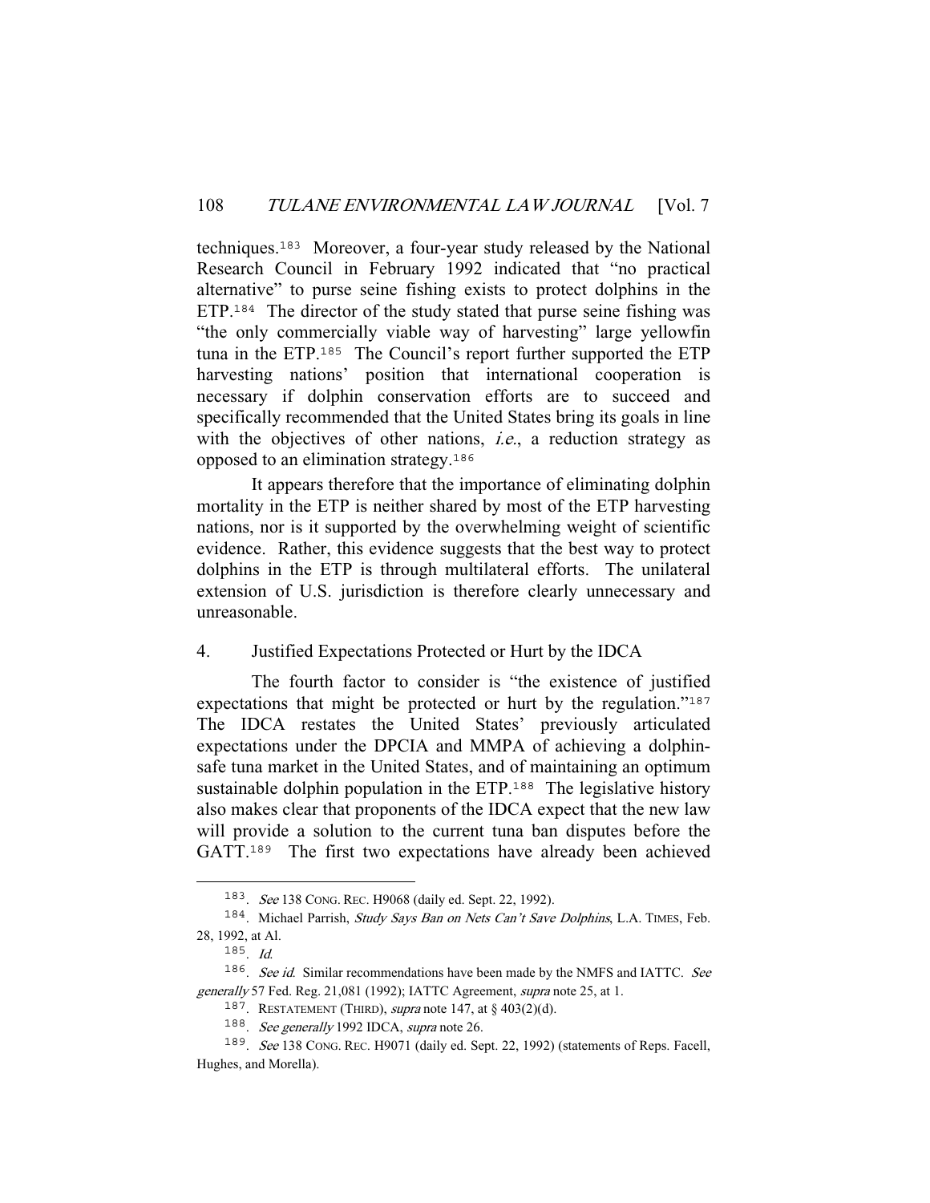techniques.[183] Moreover, a four-year study released by the National Research Council in February 1992 indicated that "no practical alternative" to purse seine fishing exists to protect dolphins in the ETP.[184] The director of the study stated that purse seine fishing was "the only commercially viable way of harvesting" large yellowfin tuna in the ETP.[185] The Council's report further supported the ETP harvesting nations' position that international cooperation is necessary if dolphin conservation efforts are to succeed and specifically recommended that the United States bring its goals in line with the objectives of other nations, *i.e.*, a reduction strategy as opposed to an elimination strategy.[186]

It appears therefore that the importance of eliminating dolphin mortality in the ETP is neither shared by most of the ETP harvesting nations, nor is it supported by the overwhelming weight of scientific evidence. Rather, this evidence suggests that the best way to protect dolphins in the ETP is through multilateral efforts. The unilateral extension of U.S. jurisdiction is therefore clearly unnecessary and unreasonable.

4. Justified Expectations Protected or Hurt by the IDCA

The fourth factor to consider is "the existence of justified expectations that might be protected or hurt by the regulation."[187] The IDCA restates the United States' previously articulated expectations under the DPCIA and MMPA of achieving a dolphin-safe tuna market in the United States, and of maintaining an optimum sustainable dolphin population in the ETP.[188] The legislative history also makes clear that proponents of the IDCA expect that the new law will provide a solution to the current tuna ban disputes before the GATT.[189] The first two expectations have already been achieved

---

183. *See* 138 CONG. REC. H9068 (daily ed. Sept. 22, 1992).

184. Michael Parrish, *Study Says Ban on Nets Can't Save Dolphins*, L.A. TIMES, Feb. 28, 1992, at Al.

185. *Id.*

186. *See id.* Similar recommendations have been made by the NMFS and IATTC. *See generally* 57 Fed. Reg. 21,081 (1992); IATTC Agreement, *supra* note 25, at 1.

187. RESTATEMENT (THIRD), *supra* note 147, at § 403(2)(d).

188. *See generally* 1992 IDCA, *supra* note 26.

189. *See* 138 CONG. REC. H9071 (daily ed. Sept. 22, 1992) (statements of Reps. Facell, Hughes, and Morella).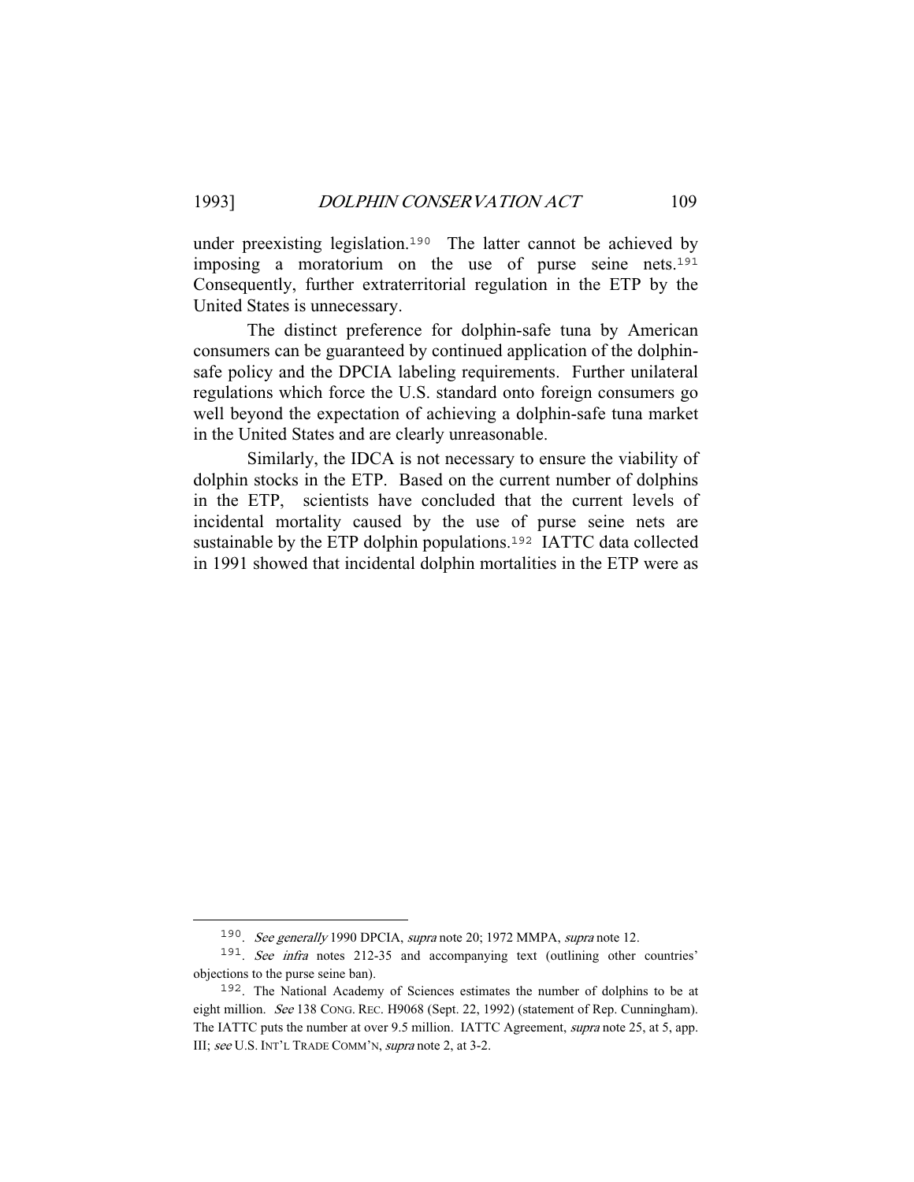under preexisting legislation.[190] The latter cannot be achieved by imposing a moratorium on the use of purse seine nets.[191] Consequently, further extraterritorial regulation in the ETP by the United States is unnecessary.

The distinct preference for dolphin-safe tuna by American consumers can be guaranteed by continued application of the dolphin-safe policy and the DPCIA labeling requirements. Further unilateral regulations which force the U.S. standard onto foreign consumers go well beyond the expectation of achieving a dolphin-safe tuna market in the United States and are clearly unreasonable.

Similarly, the IDCA is not necessary to ensure the viability of dolphin stocks in the ETP. Based on the current number of dolphins in the ETP, scientists have concluded that the current levels of incidental mortality caused by the use of purse seine nets are sustainable by the ETP dolphin populations.[192] IATTC data collected in 1991 showed that incidental dolphin mortalities in the ETP were as

---

190. *See generally* 1990 DPCIA, *supra* note 20; 1972 MMPA, *supra* note 12.

191. *See infra* notes 212-35 and accompanying text (outlining other countries' objections to the purse seine ban).

192. The National Academy of Sciences estimates the number of dolphins to be at eight million. *See* 138 CONG. REC. H9068 (Sept. 22, 1992) (statement of Rep. Cunningham). The IATTC puts the number at over 9.5 million. IATTC Agreement, *supra* note 25, at 5, app. III; *see* U.S. INT'L TRADE COMM'N, *supra* note 2, at 3-2.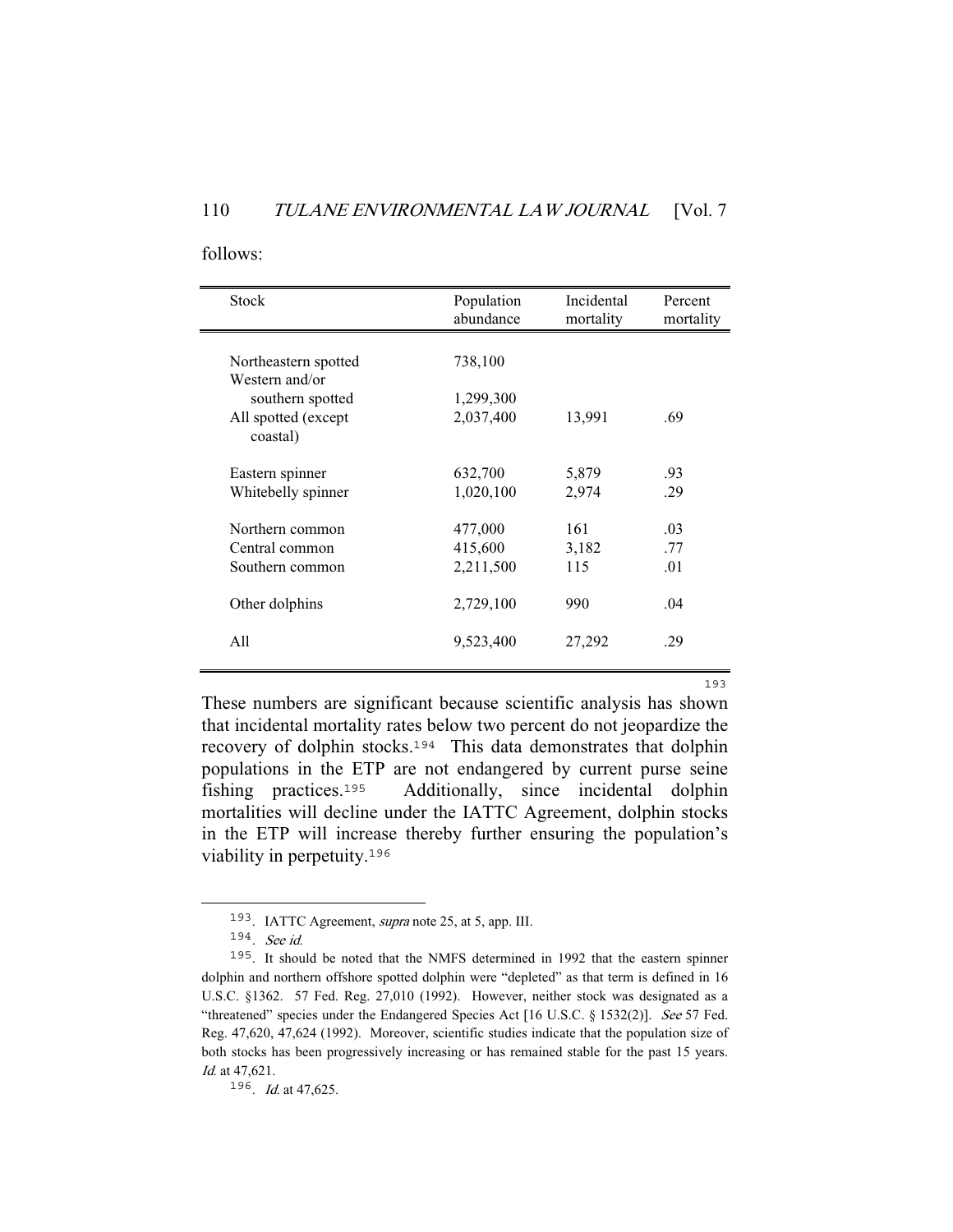follows:

| Stock | Population abundance | Incidental mortality | Percent mortality |
| --- | --- | --- | --- |
| Northeastern spotted | 738,100 | | |
| Western and/or southern spotted | 1,299,300 | | |
| All spotted (except coastal) | 2,037,400 | 13,991 | .69 |
| Eastern spinner | 632,700 | 5,879 | .93 |
| Whitebelly spinner | 1,020,100 | 2,974 | .29 |
| Northern common | 477,000 | 161 | .03 |
| Central common | 415,600 | 3,182 | .77 |
| Southern common | 2,211,500 | 115 | .01 |
| Other dolphins | 2,729,100 | 990 | .04 |
| All | 9,523,400 | 27,292 | .29 |

[193]

These numbers are significant because scientific analysis has shown that incidental mortality rates below two percent do not jeopardize the recovery of dolphin stocks.[194] This data demonstrates that dolphin populations in the ETP are not endangered by current purse seine fishing practices.[195] Additionally, since incidental dolphin mortalities will decline under the IATTC Agreement, dolphin stocks in the ETP will increase thereby further ensuring the population's viability in perpetuity.[196]

---

193. IATTC Agreement, *supra* note 25, at 5, app. III.

194. *See id.*

195. It should be noted that the NMFS determined in 1992 that the eastern spinner dolphin and northern offshore spotted dolphin were "depleted" as that term is defined in 16 U.S.C. §1362. 57 Fed. Reg. 27,010 (1992). However, neither stock was designated as a "threatened" species under the Endangered Species Act [16 U.S.C. § 1532(2)]. *See* 57 Fed. Reg. 47,620, 47,624 (1992). Moreover, scientific studies indicate that the population size of both stocks has been progressively increasing or has remained stable for the past 15 years. *Id.* at 47,621.

196. *Id.* at 47,625.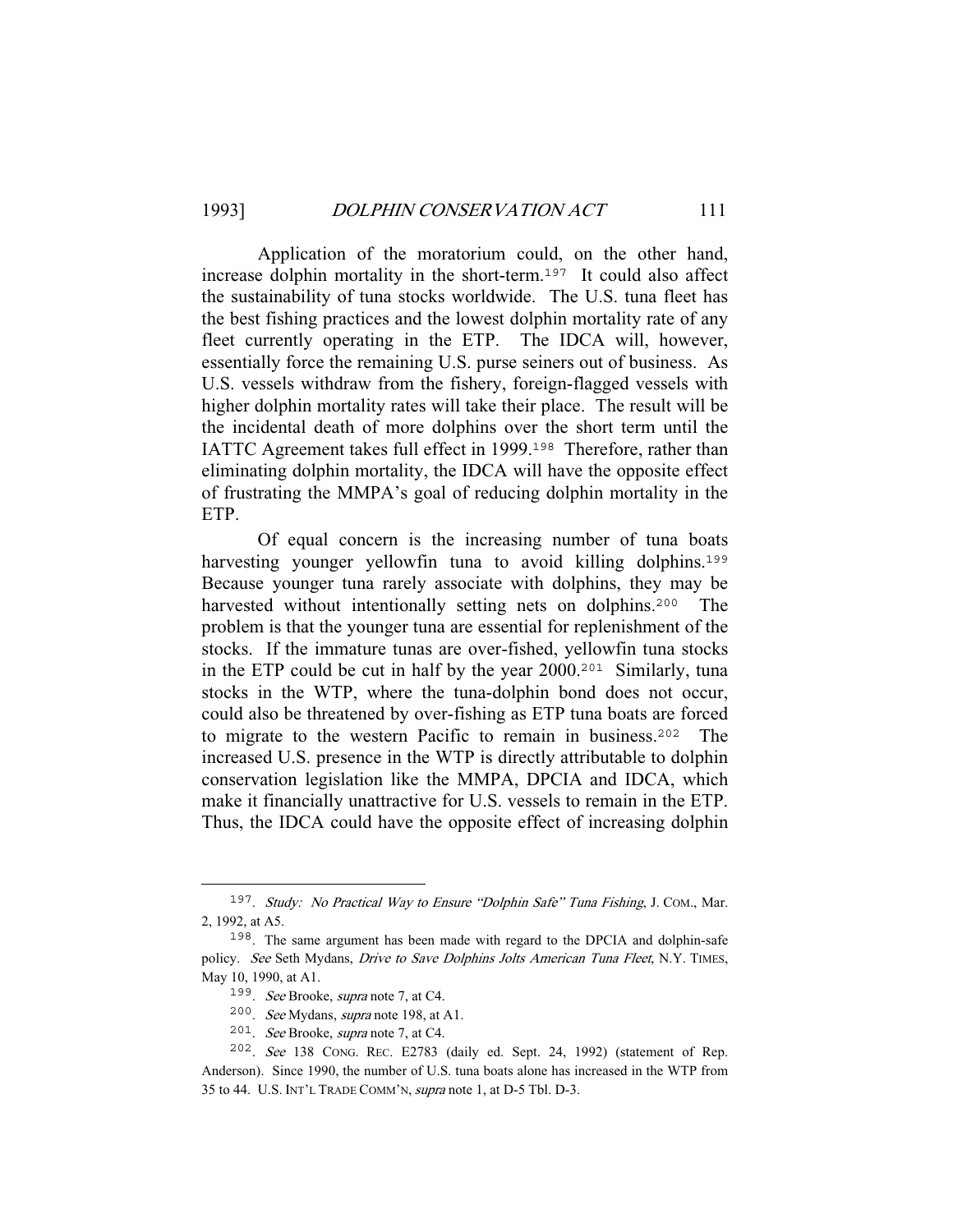Application of the moratorium could, on the other hand, increase dolphin mortality in the short-term.[197] It could also affect the sustainability of tuna stocks worldwide. The U.S. tuna fleet has the best fishing practices and the lowest dolphin mortality rate of any fleet currently operating in the ETP. The IDCA will, however, essentially force the remaining U.S. purse seiners out of business. As U.S. vessels withdraw from the fishery, foreign-flagged vessels with higher dolphin mortality rates will take their place. The result will be the incidental death of more dolphins over the short term until the IATTC Agreement takes full effect in 1999.[198] Therefore, rather than eliminating dolphin mortality, the IDCA will have the opposite effect of frustrating the MMPA's goal of reducing dolphin mortality in the ETP.

Of equal concern is the increasing number of tuna boats harvesting younger yellowfin tuna to avoid killing dolphins.[199] Because younger tuna rarely associate with dolphins, they may be harvested without intentionally setting nets on dolphins.[200] The problem is that the younger tuna are essential for replenishment of the stocks. If the immature tunas are over-fished, yellowfin tuna stocks in the ETP could be cut in half by the year 2000.[201] Similarly, tuna stocks in the WTP, where the tuna-dolphin bond does not occur, could also be threatened by over-fishing as ETP tuna boats are forced to migrate to the western Pacific to remain in business.[202] The increased U.S. presence in the WTP is directly attributable to dolphin conservation legislation like the MMPA, DPCIA and IDCA, which make it financially unattractive for U.S. vessels to remain in the ETP. Thus, the IDCA could have the opposite effect of increasing dolphin

---

197. *Study: No Practical Way to Ensure "Dolphin Safe" Tuna Fishing*, J. COM., Mar. 2, 1992, at A5.

198. The same argument has been made with regard to the DPCIA and dolphin-safe policy. *See* Seth Mydans, *Drive to Save Dolphins Jolts American Tuna Fleet*, N.Y. TIMES, May 10, 1990, at A1.

199. *See* Brooke, *supra* note 7, at C4.

200. *See* Mydans, *supra* note 198, at A1.

201. *See* Brooke, *supra* note 7, at C4.

202. *See* 138 CONG. REC. E2783 (daily ed. Sept. 24, 1992) (statement of Rep. Anderson). Since 1990, the number of U.S. tuna boats alone has increased in the WTP from 35 to 44. U.S. INT'L TRADE COMM'N, *supra* note 1, at D-5 Tbl. D-3.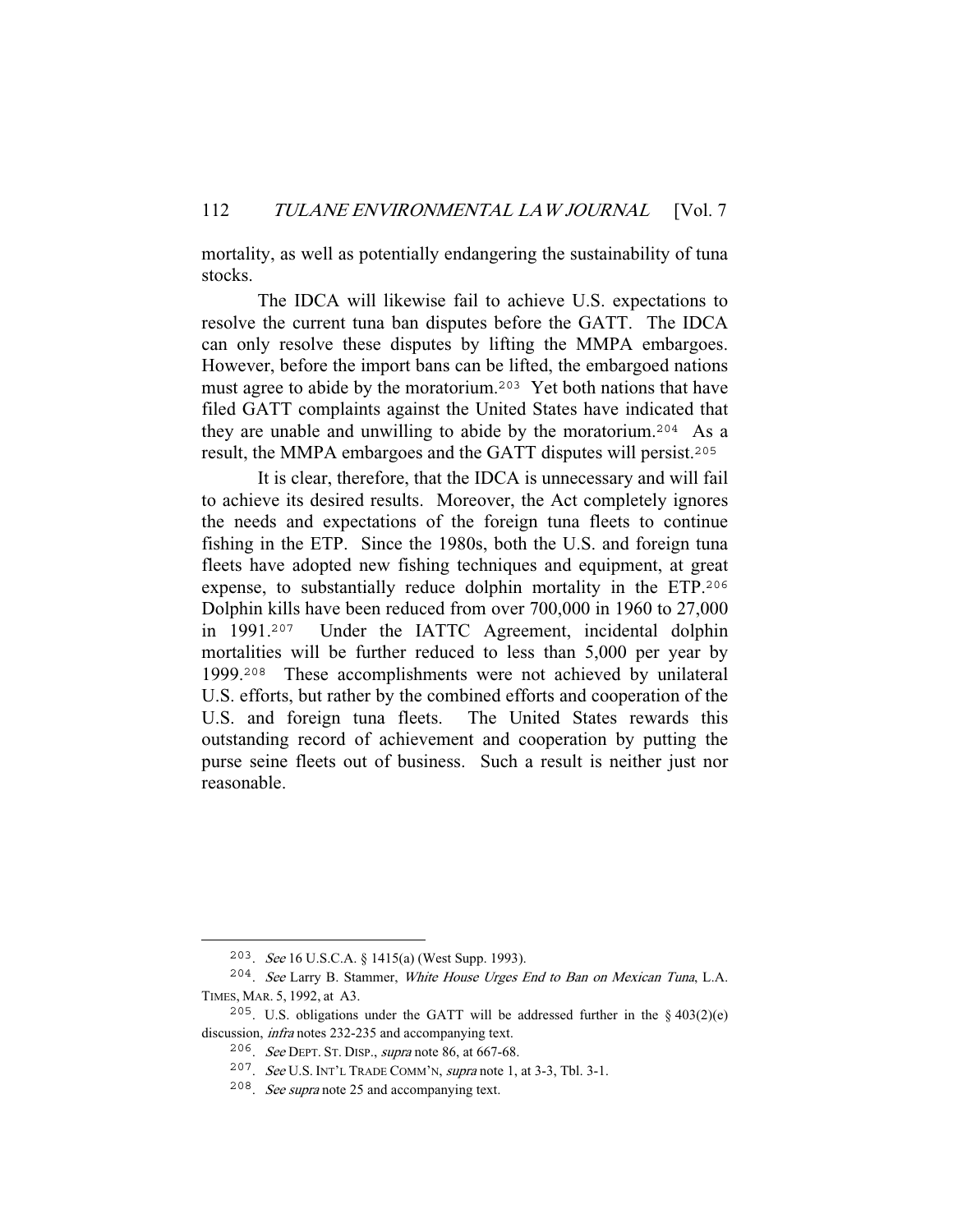mortality, as well as potentially endangering the sustainability of tuna stocks.

The IDCA will likewise fail to achieve U.S. expectations to resolve the current tuna ban disputes before the GATT. The IDCA can only resolve these disputes by lifting the MMPA embargoes. However, before the import bans can be lifted, the embargoed nations must agree to abide by the moratorium.[203] Yet both nations that have filed GATT complaints against the United States have indicated that they are unable and unwilling to abide by the moratorium.[204] As a result, the MMPA embargoes and the GATT disputes will persist.[205]

It is clear, therefore, that the IDCA is unnecessary and will fail to achieve its desired results. Moreover, the Act completely ignores the needs and expectations of the foreign tuna fleets to continue fishing in the ETP. Since the 1980s, both the U.S. and foreign tuna fleets have adopted new fishing techniques and equipment, at great expense, to substantially reduce dolphin mortality in the ETP.[206] Dolphin kills have been reduced from over 700,000 in 1960 to 27,000 in 1991.[207] Under the IATTC Agreement, incidental dolphin mortalities will be further reduced to less than 5,000 per year by 1999.[208] These accomplishments were not achieved by unilateral U.S. efforts, but rather by the combined efforts and cooperation of the U.S. and foreign tuna fleets. The United States rewards this outstanding record of achievement and cooperation by putting the purse seine fleets out of business. Such a result is neither just nor reasonable.

---

[203]. *See* 16 U.S.C.A. § 1415(a) (West Supp. 1993).

[204]. *See* Larry B. Stammer, *White House Urges End to Ban on Mexican Tuna*, L.A. TIMES, MAR. 5, 1992, at A3.

[205]. U.S. obligations under the GATT will be addressed further in the § 403(2)(e) discussion, *infra* notes 232-235 and accompanying text.

[206]. *See* DEPT. ST. DISP., *supra* note 86, at 667-68.

[207]. *See* U.S. INT'L TRADE COMM'N, *supra* note 1, at 3-3, Tbl. 3-1.

[208]. *See supra* note 25 and accompanying text.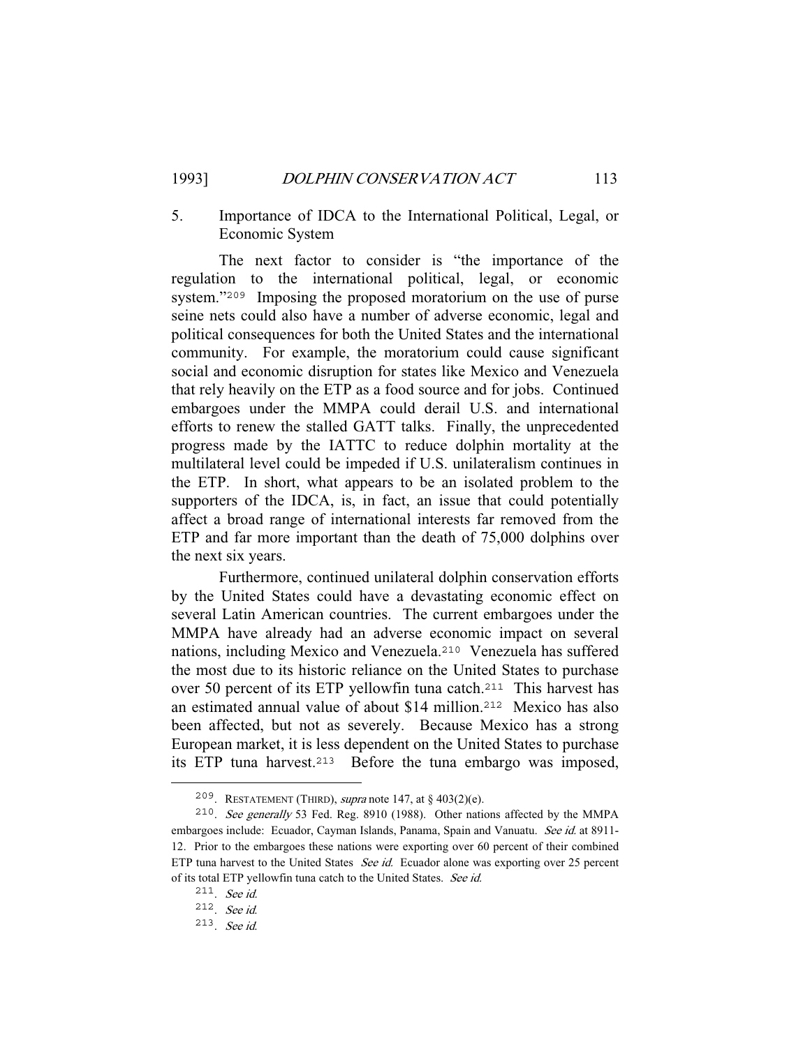### 5. Importance of IDCA to the International Political, Legal, or Economic System

The next factor to consider is "the importance of the regulation to the international political, legal, or economic system."[209] Imposing the proposed moratorium on the use of purse seine nets could also have a number of adverse economic, legal and political consequences for both the United States and the international community. For example, the moratorium could cause significant social and economic disruption for states like Mexico and Venezuela that rely heavily on the ETP as a food source and for jobs. Continued embargoes under the MMPA could derail U.S. and international efforts to renew the stalled GATT talks. Finally, the unprecedented progress made by the IATTC to reduce dolphin mortality at the multilateral level could be impeded if U.S. unilateralism continues in the ETP. In short, what appears to be an isolated problem to the supporters of the IDCA, is, in fact, an issue that could potentially affect a broad range of international interests far removed from the ETP and far more important than the death of 75,000 dolphins over the next six years.

Furthermore, continued unilateral dolphin conservation efforts by the United States could have a devastating economic effect on several Latin American countries. The current embargoes under the MMPA have already had an adverse economic impact on several nations, including Mexico and Venezuela.[210] Venezuela has suffered the most due to its historic reliance on the United States to purchase over 50 percent of its ETP yellowfin tuna catch.[211] This harvest has an estimated annual value of about $14 million.[212] Mexico has also been affected, but not as severely. Because Mexico has a strong European market, it is less dependent on the United States to purchase its ETP tuna harvest.[213] Before the tuna embargo was imposed,

---

209. RESTATEMENT (THIRD), *supra* note 147, at § 403(2)(e).

210. *See generally* 53 Fed. Reg. 8910 (1988). Other nations affected by the MMPA embargoes include: Ecuador, Cayman Islands, Panama, Spain and Vanuatu. *See id.* at 8911-12. Prior to the embargoes these nations were exporting over 60 percent of their combined ETP tuna harvest to the United States *See id.* Ecuador alone was exporting over 25 percent of its total ETP yellowfin tuna catch to the United States. *See id.*

211. *See id.*

212. *See id.*

213. *See id.*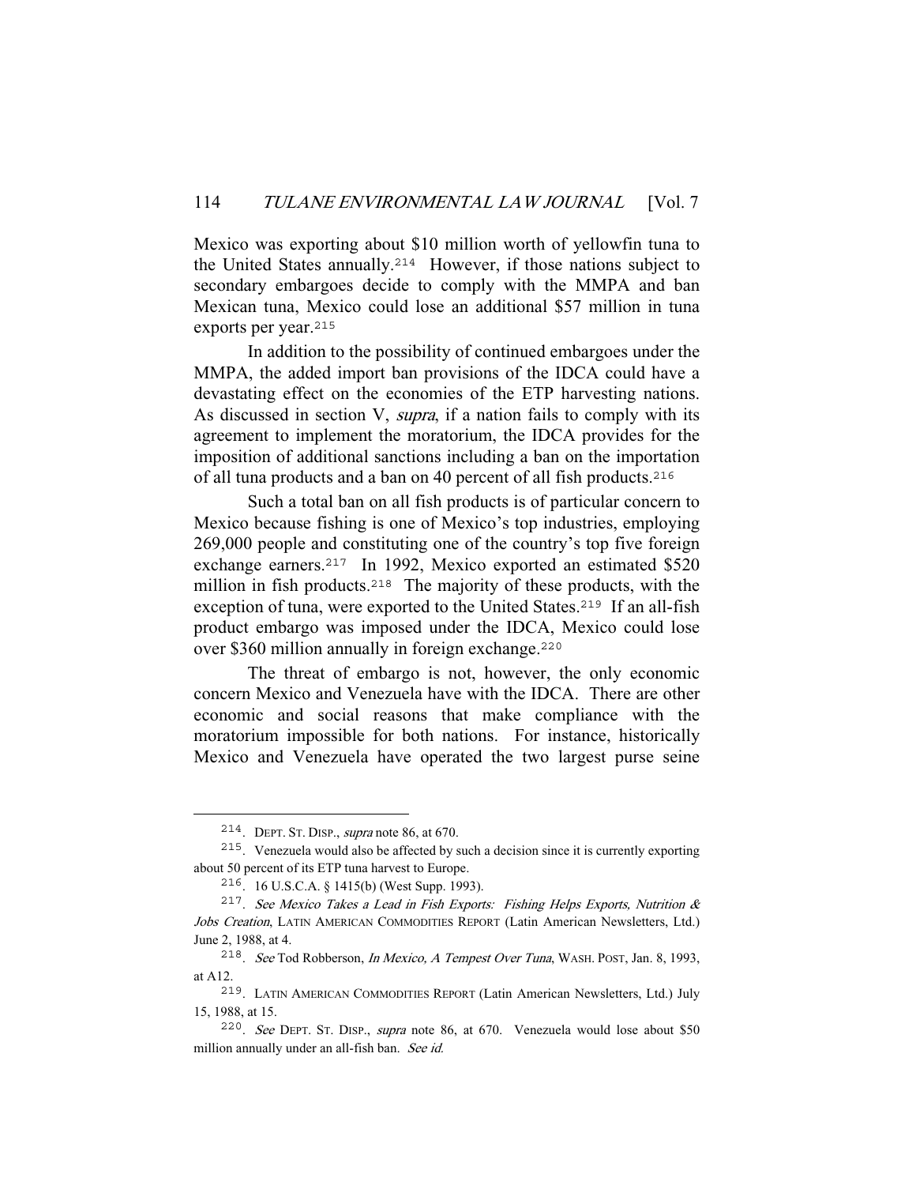Mexico was exporting about $10 million worth of yellowfin tuna to the United States annually.[214] However, if those nations subject to secondary embargoes decide to comply with the MMPA and ban Mexican tuna, Mexico could lose an additional $57 million in tuna exports per year.[215]

In addition to the possibility of continued embargoes under the MMPA, the added import ban provisions of the IDCA could have a devastating effect on the economies of the ETP harvesting nations. As discussed in section V, *supra*, if a nation fails to comply with its agreement to implement the moratorium, the IDCA provides for the imposition of additional sanctions including a ban on the importation of all tuna products and a ban on 40 percent of all fish products.[216]

Such a total ban on all fish products is of particular concern to Mexico because fishing is one of Mexico's top industries, employing 269,000 people and constituting one of the country's top five foreign exchange earners.[217] In 1992, Mexico exported an estimated $520 million in fish products.[218] The majority of these products, with the exception of tuna, were exported to the United States.[219] If an all-fish product embargo was imposed under the IDCA, Mexico could lose over $360 million annually in foreign exchange.[220]

The threat of embargo is not, however, the only economic concern Mexico and Venezuela have with the IDCA. There are other economic and social reasons that make compliance with the moratorium impossible for both nations. For instance, historically Mexico and Venezuela have operated the two largest purse seine

---

[214]. DEPT. ST. DISP., *supra* note 86, at 670.

[215]. Venezuela would also be affected by such a decision since it is currently exporting about 50 percent of its ETP tuna harvest to Europe.

[216]. 16 U.S.C.A. § 1415(b) (West Supp. 1993).

[217]. *See Mexico Takes a Lead in Fish Exports: Fishing Helps Exports, Nutrition & Jobs Creation*, LATIN AMERICAN COMMODITIES REPORT (Latin American Newsletters, Ltd.) June 2, 1988, at 4.

[218]. *See* Tod Robberson, *In Mexico, A Tempest Over Tuna*, WASH. POST, Jan. 8, 1993, at A12.

[219]. LATIN AMERICAN COMMODITIES REPORT (Latin American Newsletters, Ltd.) July 15, 1988, at 15.

[220]. *See* DEPT. ST. DISP., *supra* note 86, at 670. Venezuela would lose about $50 million annually under an all-fish ban. *See id.*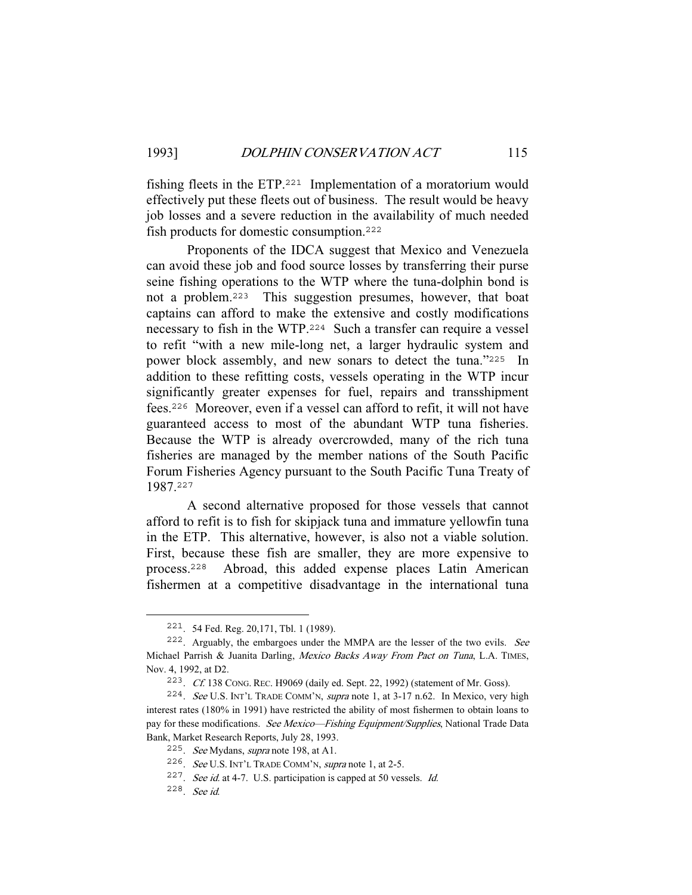fishing fleets in the ETP.[221] Implementation of a moratorium would effectively put these fleets out of business. The result would be heavy job losses and a severe reduction in the availability of much needed fish products for domestic consumption.[222]

Proponents of the IDCA suggest that Mexico and Venezuela can avoid these job and food source losses by transferring their purse seine fishing operations to the WTP where the tuna-dolphin bond is not a problem.[223] This suggestion presumes, however, that boat captains can afford to make the extensive and costly modifications necessary to fish in the WTP.[224] Such a transfer can require a vessel to refit "with a new mile-long net, a larger hydraulic system and power block assembly, and new sonars to detect the tuna."[225] In addition to these refitting costs, vessels operating in the WTP incur significantly greater expenses for fuel, repairs and transshipment fees.[226] Moreover, even if a vessel can afford to refit, it will not have guaranteed access to most of the abundant WTP tuna fisheries. Because the WTP is already overcrowded, many of the rich tuna fisheries are managed by the member nations of the South Pacific Forum Fisheries Agency pursuant to the South Pacific Tuna Treaty of 1987.[227]

A second alternative proposed for those vessels that cannot afford to refit is to fish for skipjack tuna and immature yellowfin tuna in the ETP. This alternative, however, is also not a viable solution. First, because these fish are smaller, they are more expensive to process.[228] Abroad, this added expense places Latin American fishermen at a competitive disadvantage in the international tuna

---

221. 54 Fed. Reg. 20,171, Tbl. 1 (1989).

222. Arguably, the embargoes under the MMPA are the lesser of the two evils. *See* Michael Parrish & Juanita Darling, *Mexico Backs Away From Pact on Tuna*, L.A. TIMES, Nov. 4, 1992, at D2.

223. *Cf.* 138 CONG. REC. H9069 (daily ed. Sept. 22, 1992) (statement of Mr. Goss).

224. *See* U.S. INT'L TRADE COMM'N, *supra* note 1, at 3-17 n.62. In Mexico, very high interest rates (180% in 1991) have restricted the ability of most fishermen to obtain loans to pay for these modifications. *See Mexico—Fishing Equipment/Supplies*, National Trade Data Bank, Market Research Reports, July 28, 1993.

225. *See* Mydans, *supra* note 198, at A1.

226. *See* U.S. INT'L TRADE COMM'N, *supra* note 1, at 2-5.

227. *See id.* at 4-7. U.S. participation is capped at 50 vessels. *Id.*

228. *See id.*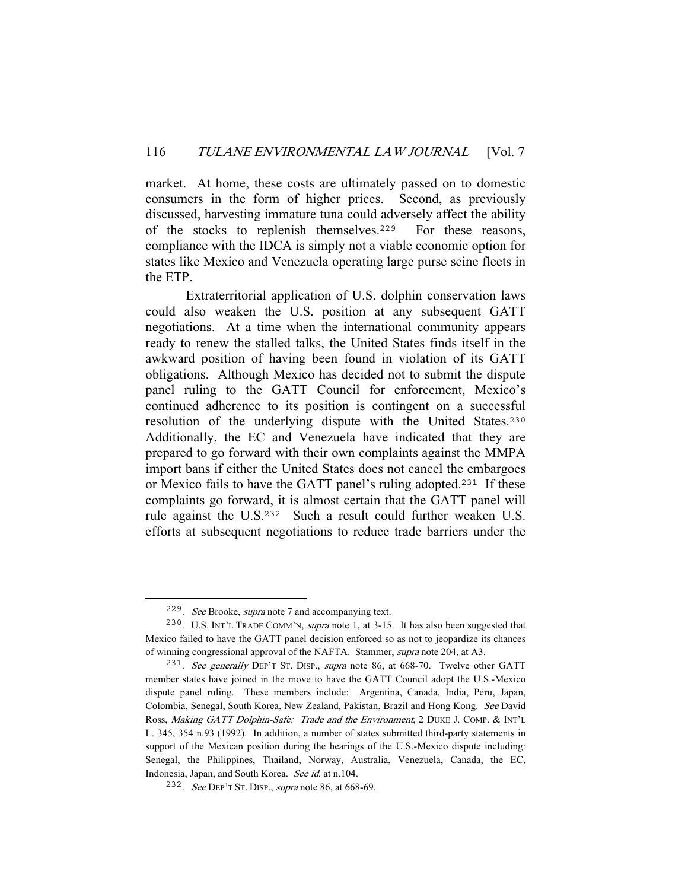market. At home, these costs are ultimately passed on to domestic consumers in the form of higher prices. Second, as previously discussed, harvesting immature tuna could adversely affect the ability of the stocks to replenish themselves.[229] For these reasons, compliance with the IDCA is simply not a viable economic option for states like Mexico and Venezuela operating large purse seine fleets in the ETP.

Extraterritorial application of U.S. dolphin conservation laws could also weaken the U.S. position at any subsequent GATT negotiations. At a time when the international community appears ready to renew the stalled talks, the United States finds itself in the awkward position of having been found in violation of its GATT obligations. Although Mexico has decided not to submit the dispute panel ruling to the GATT Council for enforcement, Mexico's continued adherence to its position is contingent on a successful resolution of the underlying dispute with the United States.[230] Additionally, the EC and Venezuela have indicated that they are prepared to go forward with their own complaints against the MMPA import bans if either the United States does not cancel the embargoes or Mexico fails to have the GATT panel's ruling adopted.[231] If these complaints go forward, it is almost certain that the GATT panel will rule against the U.S.[232] Such a result could further weaken U.S. efforts at subsequent negotiations to reduce trade barriers under the

---

229. *See* Brooke, *supra* note 7 and accompanying text.

230. U.S. INT'L TRADE COMM'N, *supra* note 1, at 3-15. It has also been suggested that Mexico failed to have the GATT panel decision enforced so as not to jeopardize its chances of winning congressional approval of the NAFTA. Stammer, *supra* note 204, at A3.

231. *See generally* DEP'T ST. DISP., *supra* note 86, at 668-70. Twelve other GATT member states have joined in the move to have the GATT Council adopt the U.S.-Mexico dispute panel ruling. These members include: Argentina, Canada, India, Peru, Japan, Colombia, Senegal, South Korea, New Zealand, Pakistan, Brazil and Hong Kong. *See* David Ross, *Making GATT Dolphin-Safe: Trade and the Environment*, 2 DUKE J. COMP. & INT'L L. 345, 354 n.93 (1992). In addition, a number of states submitted third-party statements in support of the Mexican position during the hearings of the U.S.-Mexico dispute including: Senegal, the Philippines, Thailand, Norway, Australia, Venezuela, Canada, the EC, Indonesia, Japan, and South Korea. *See id.* at n.104.

232. *See* DEP'T ST. DISP., *supra* note 86, at 668-69.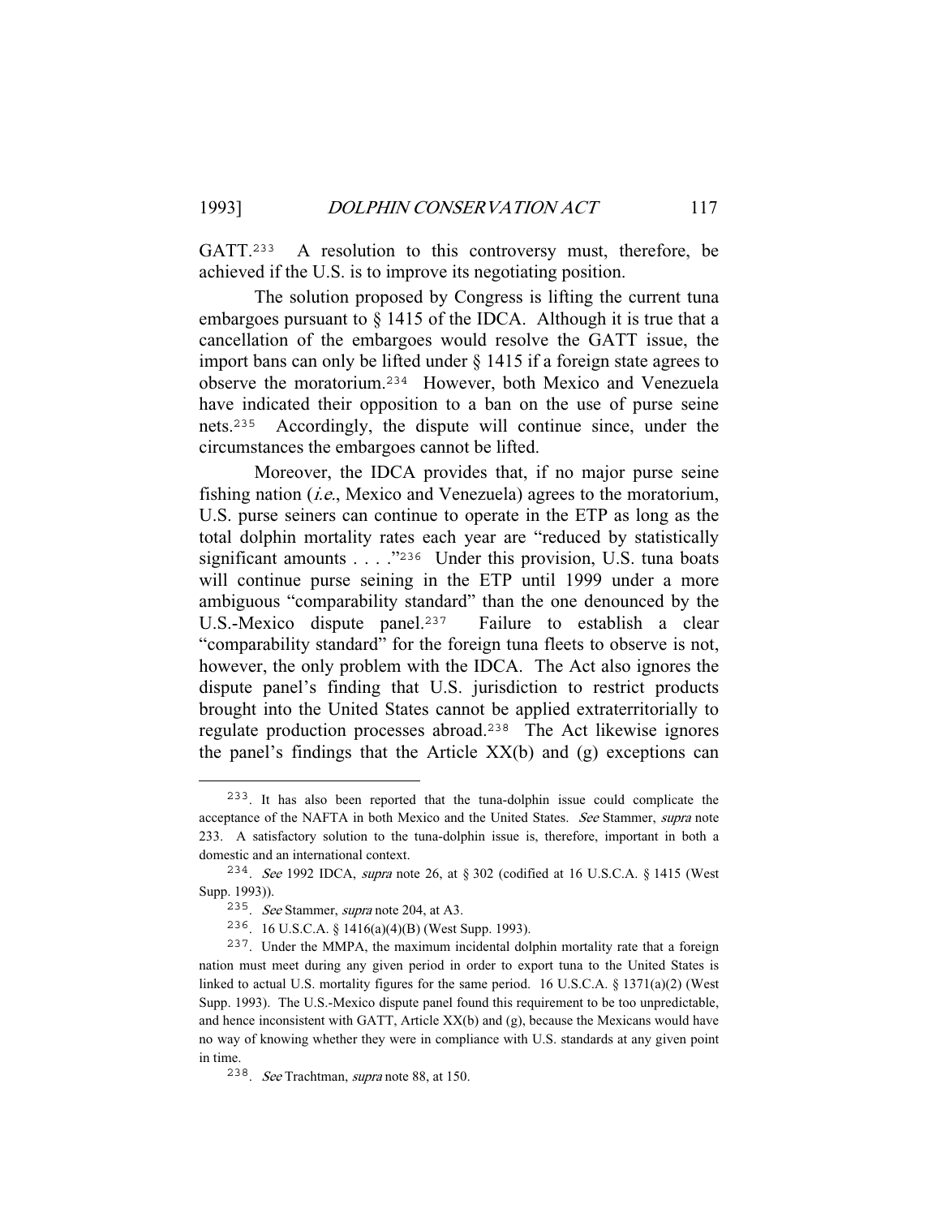GATT.[233] A resolution to this controversy must, therefore, be achieved if the U.S. is to improve its negotiating position.

The solution proposed by Congress is lifting the current tuna embargoes pursuant to § 1415 of the IDCA. Although it is true that a cancellation of the embargoes would resolve the GATT issue, the import bans can only be lifted under § 1415 if a foreign state agrees to observe the moratorium.[234] However, both Mexico and Venezuela have indicated their opposition to a ban on the use of purse seine nets.[235] Accordingly, the dispute will continue since, under the circumstances the embargoes cannot be lifted.

Moreover, the IDCA provides that, if no major purse seine fishing nation (*i.e.*, Mexico and Venezuela) agrees to the moratorium, U.S. purse seiners can continue to operate in the ETP as long as the total dolphin mortality rates each year are "reduced by statistically significant amounts . . . ."[236] Under this provision, U.S. tuna boats will continue purse seining in the ETP until 1999 under a more ambiguous "comparability standard" than the one denounced by the U.S.-Mexico dispute panel.[237] Failure to establish a clear "comparability standard" for the foreign tuna fleets to observe is not, however, the only problem with the IDCA. The Act also ignores the dispute panel's finding that U.S. jurisdiction to restrict products brought into the United States cannot be applied extraterritorially to regulate production processes abroad.[238] The Act likewise ignores the panel's findings that the Article XX(b) and (g) exceptions can

---

[233]. It has also been reported that the tuna-dolphin issue could complicate the acceptance of the NAFTA in both Mexico and the United States. *See* Stammer, *supra* note 233. A satisfactory solution to the tuna-dolphin issue is, therefore, important in both a domestic and an international context.

[234]. *See* 1992 IDCA, *supra* note 26, at § 302 (codified at 16 U.S.C.A. § 1415 (West Supp. 1993)).

[235]. *See* Stammer, *supra* note 204, at A3.

[236]. 16 U.S.C.A. § 1416(a)(4)(B) (West Supp. 1993).

[237]. Under the MMPA, the maximum incidental dolphin mortality rate that a foreign nation must meet during any given period in order to export tuna to the United States is linked to actual U.S. mortality figures for the same period. 16 U.S.C.A. § 1371(a)(2) (West Supp. 1993). The U.S.-Mexico dispute panel found this requirement to be too unpredictable, and hence inconsistent with GATT, Article XX(b) and (g), because the Mexicans would have no way of knowing whether they were in compliance with U.S. standards at any given point in time.

[238]. *See* Trachtman, *supra* note 88, at 150.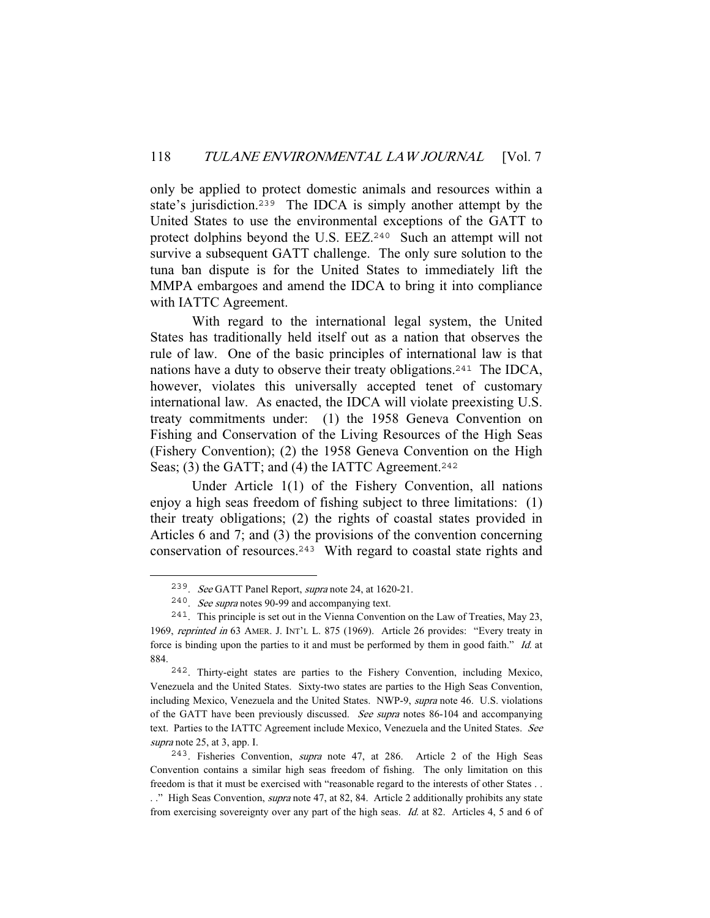only be applied to protect domestic animals and resources within a state's jurisdiction.[239] The IDCA is simply another attempt by the United States to use the environmental exceptions of the GATT to protect dolphins beyond the U.S. EEZ.[240] Such an attempt will not survive a subsequent GATT challenge. The only sure solution to the tuna ban dispute is for the United States to immediately lift the MMPA embargoes and amend the IDCA to bring it into compliance with IATTC Agreement.

With regard to the international legal system, the United States has traditionally held itself out as a nation that observes the rule of law. One of the basic principles of international law is that nations have a duty to observe their treaty obligations.[241] The IDCA, however, violates this universally accepted tenet of customary international law. As enacted, the IDCA will violate preexisting U.S. treaty commitments under: (1) the 1958 Geneva Convention on Fishing and Conservation of the Living Resources of the High Seas (Fishery Convention); (2) the 1958 Geneva Convention on the High Seas; (3) the GATT; and (4) the IATTC Agreement.[242]

Under Article 1(1) of the Fishery Convention, all nations enjoy a high seas freedom of fishing subject to three limitations: (1) their treaty obligations; (2) the rights of coastal states provided in Articles 6 and 7; and (3) the provisions of the convention concerning conservation of resources.[243] With regard to coastal state rights and

---

239. *See* GATT Panel Report, *supra* note 24, at 1620-21.

240. *See supra* notes 90-99 and accompanying text.

241. This principle is set out in the Vienna Convention on the Law of Treaties, May 23, 1969, *reprinted in* 63 AMER. J. INT'L L. 875 (1969). Article 26 provides: "Every treaty in force is binding upon the parties to it and must be performed by them in good faith." *Id.* at 884.

242. Thirty-eight states are parties to the Fishery Convention, including Mexico, Venezuela and the United States. Sixty-two states are parties to the High Seas Convention, including Mexico, Venezuela and the United States. NWP-9, *supra* note 46. U.S. violations of the GATT have been previously discussed. *See supra* notes 86-104 and accompanying text. Parties to the IATTC Agreement include Mexico, Venezuela and the United States. *See supra* note 25, at 3, app. I.

243. Fisheries Convention, *supra* note 47, at 286. Article 2 of the High Seas Convention contains a similar high seas freedom of fishing. The only limitation on this freedom is that it must be exercised with "reasonable regard to the interests of other States . . . ." High Seas Convention, *supra* note 47, at 82, 84. Article 2 additionally prohibits any state from exercising sovereignty over any part of the high seas. *Id.* at 82. Articles 4, 5 and 6 of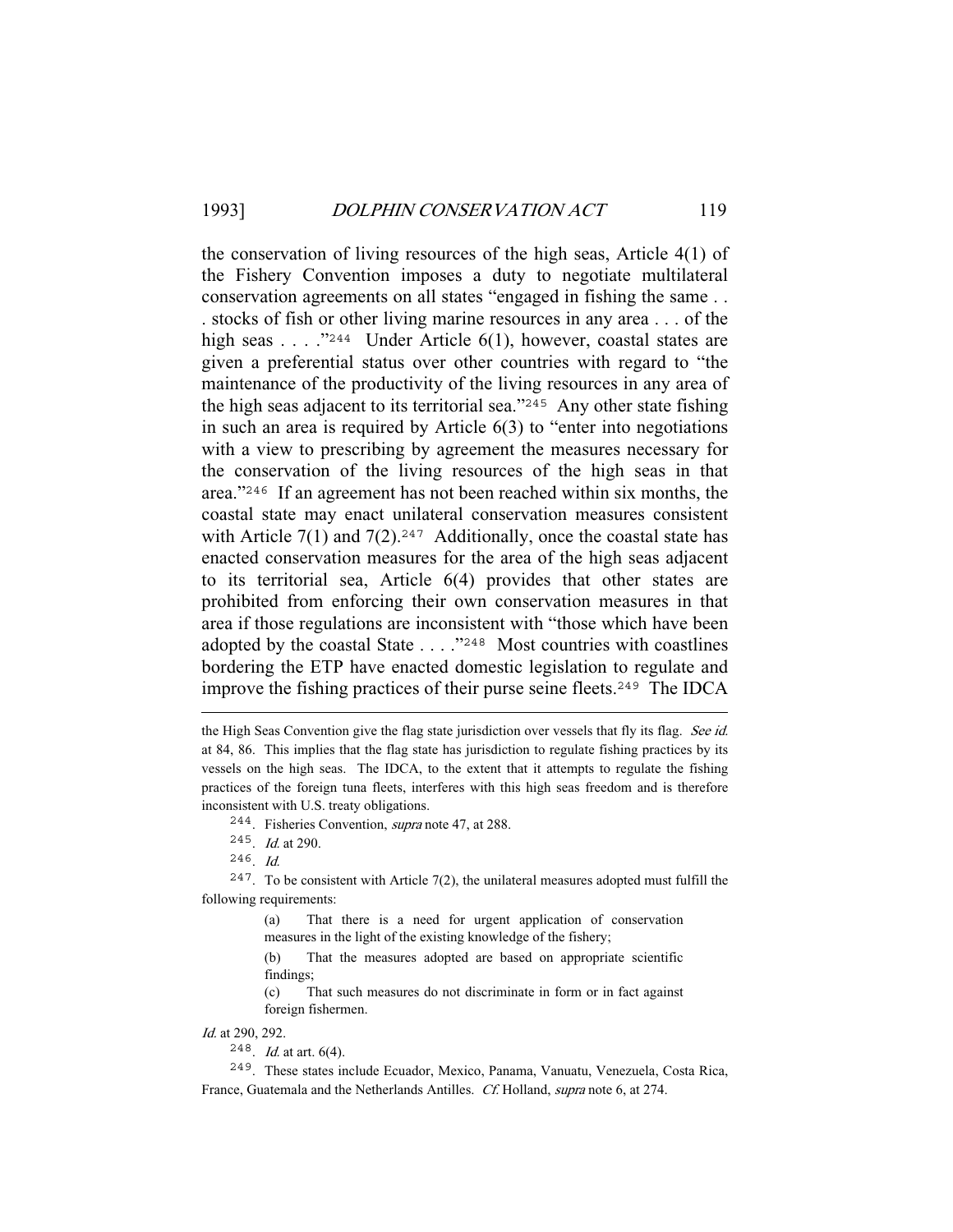the conservation of living resources of the high seas, Article 4(1) of the Fishery Convention imposes a duty to negotiate multilateral conservation agreements on all states "engaged in fishing the same . . . stocks of fish or other living marine resources in any area . . . of the high seas . . . ."[244] Under Article 6(1), however, coastal states are given a preferential status over other countries with regard to "the maintenance of the productivity of the living resources in any area of the high seas adjacent to its territorial sea."[245] Any other state fishing in such an area is required by Article 6(3) to "enter into negotiations with a view to prescribing by agreement the measures necessary for the conservation of the living resources of the high seas in that area."[246] If an agreement has not been reached within six months, the coastal state may enact unilateral conservation measures consistent with Article 7(1) and 7(2).[247] Additionally, once the coastal state has enacted conservation measures for the area of the high seas adjacent to its territorial sea, Article 6(4) provides that other states are prohibited from enforcing their own conservation measures in that area if those regulations are inconsistent with "those which have been adopted by the coastal State . . . ."[248] Most countries with coastlines bordering the ETP have enacted domestic legislation to regulate and improve the fishing practices of their purse seine fleets.[249] The IDCA

---

the High Seas Convention give the flag state jurisdiction over vessels that fly its flag. *See id.* at 84, 86. This implies that the flag state has jurisdiction to regulate fishing practices by its vessels on the high seas. The IDCA, to the extent that it attempts to regulate the fishing practices of the foreign tuna fleets, interferes with this high seas freedom and is therefore inconsistent with U.S. treaty obligations.

[244]. Fisheries Convention, *supra* note 47, at 288.

[245]. *Id.* at 290.

[246]. *Id.*

[247]. To be consistent with Article 7(2), the unilateral measures adopted must fulfill the following requirements:

> (a) That there is a need for urgent application of conservation measures in the light of the existing knowledge of the fishery;
>
> (b) That the measures adopted are based on appropriate scientific findings;
>
> (c) That such measures do not discriminate in form or in fact against foreign fishermen.

*Id.* at 290, 292.

[248]. *Id.* at art. 6(4).

[249]. These states include Ecuador, Mexico, Panama, Vanuatu, Venezuela, Costa Rica, France, Guatemala and the Netherlands Antilles. *Cf.* Holland, *supra* note 6, at 274.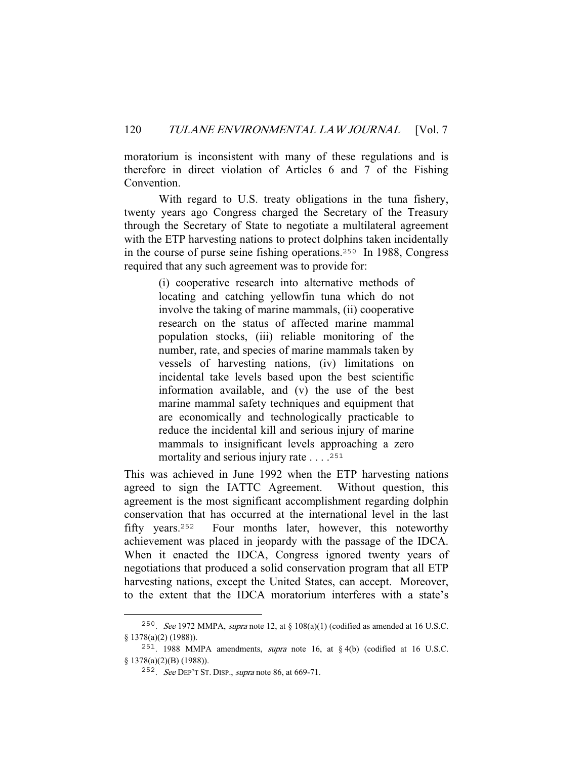moratorium is inconsistent with many of these regulations and is therefore in direct violation of Articles 6 and 7 of the Fishing Convention.

With regard to U.S. treaty obligations in the tuna fishery, twenty years ago Congress charged the Secretary of the Treasury through the Secretary of State to negotiate a multilateral agreement with the ETP harvesting nations to protect dolphins taken incidentally in the course of purse seine fishing operations.[250] In 1988, Congress required that any such agreement was to provide for:

> (i) cooperative research into alternative methods of locating and catching yellowfin tuna which do not involve the taking of marine mammals, (ii) cooperative research on the status of affected marine mammal population stocks, (iii) reliable monitoring of the number, rate, and species of marine mammals taken by vessels of harvesting nations, (iv) limitations on incidental take levels based upon the best scientific information available, and (v) the use of the best marine mammal safety techniques and equipment that are economically and technologically practicable to reduce the incidental kill and serious injury of marine mammals to insignificant levels approaching a zero mortality and serious injury rate . . . .[251]

This was achieved in June 1992 when the ETP harvesting nations agreed to sign the IATTC Agreement. Without question, this agreement is the most significant accomplishment regarding dolphin conservation that has occurred at the international level in the last fifty years.[252] Four months later, however, this noteworthy achievement was placed in jeopardy with the passage of the IDCA. When it enacted the IDCA, Congress ignored twenty years of negotiations that produced a solid conservation program that all ETP harvesting nations, except the United States, can accept. Moreover, to the extent that the IDCA moratorium interferes with a state's

---

[250]. *See* 1972 MMPA, *supra* note 12, at § 108(a)(1) (codified as amended at 16 U.S.C. § 1378(a)(2) (1988)).

[251]. 1988 MMPA amendments, *supra* note 16, at § 4(b) (codified at 16 U.S.C. § 1378(a)(2)(B) (1988)).

[252]. *See* DEP'T ST. DISP., *supra* note 86, at 669-71.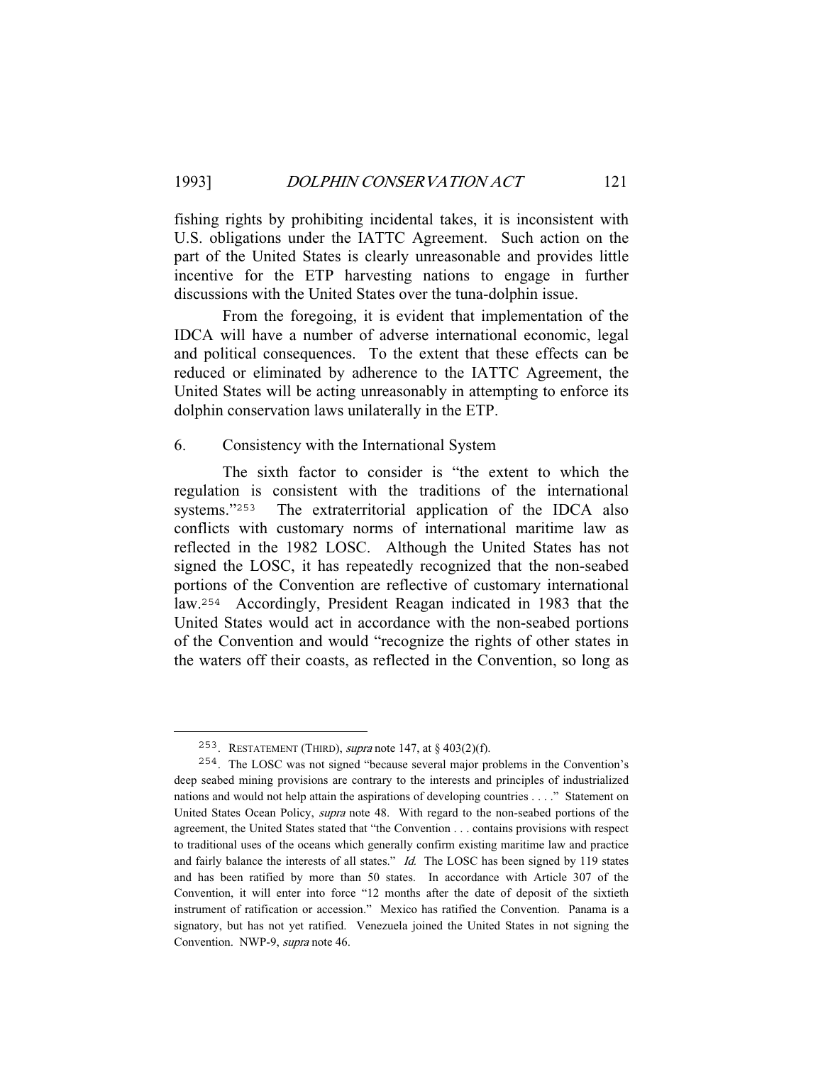fishing rights by prohibiting incidental takes, it is inconsistent with U.S. obligations under the IATTC Agreement. Such action on the part of the United States is clearly unreasonable and provides little incentive for the ETP harvesting nations to engage in further discussions with the United States over the tuna-dolphin issue.

From the foregoing, it is evident that implementation of the IDCA will have a number of adverse international economic, legal and political consequences. To the extent that these effects can be reduced or eliminated by adherence to the IATTC Agreement, the United States will be acting unreasonably in attempting to enforce its dolphin conservation laws unilaterally in the ETP.

### 6. Consistency with the International System

The sixth factor to consider is "the extent to which the regulation is consistent with the traditions of the international systems."[253] The extraterritorial application of the IDCA also conflicts with customary norms of international maritime law as reflected in the 1982 LOSC. Although the United States has not signed the LOSC, it has repeatedly recognized that the non-seabed portions of the Convention are reflective of customary international law.[254] Accordingly, President Reagan indicated in 1983 that the United States would act in accordance with the non-seabed portions of the Convention and would "recognize the rights of other states in the waters off their coasts, as reflected in the Convention, so long as

---

[253]. RESTATEMENT (THIRD), *supra* note 147, at § 403(2)(f).

[254]. The LOSC was not signed "because several major problems in the Convention's deep seabed mining provisions are contrary to the interests and principles of industrialized nations and would not help attain the aspirations of developing countries . . . ." Statement on United States Ocean Policy, *supra* note 48. With regard to the non-seabed portions of the agreement, the United States stated that "the Convention . . . contains provisions with respect to traditional uses of the oceans which generally confirm existing maritime law and practice and fairly balance the interests of all states." *Id.* The LOSC has been signed by 119 states and has been ratified by more than 50 states. In accordance with Article 307 of the Convention, it will enter into force "12 months after the date of deposit of the sixtieth instrument of ratification or accession." Mexico has ratified the Convention. Panama is a signatory, but has not yet ratified. Venezuela joined the United States in not signing the Convention. NWP-9, *supra* note 46.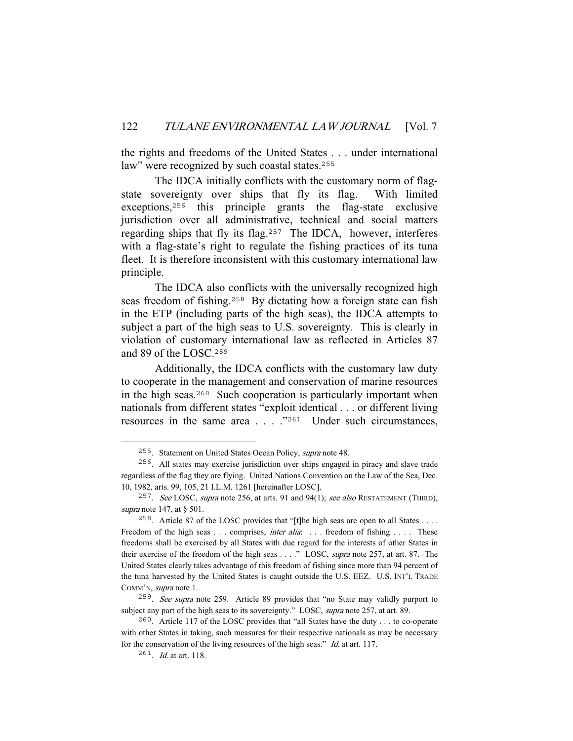the rights and freedoms of the United States . . . under international law" were recognized by such coastal states.[255]

The IDCA initially conflicts with the customary norm of flag-state sovereignty over ships that fly its flag. With limited exceptions,[256] this principle grants the flag-state exclusive jurisdiction over all administrative, technical and social matters regarding ships that fly its flag.[257] The IDCA, however, interferes with a flag-state's right to regulate the fishing practices of its tuna fleet. It is therefore inconsistent with this customary international law principle.

The IDCA also conflicts with the universally recognized high seas freedom of fishing.[258] By dictating how a foreign state can fish in the ETP (including parts of the high seas), the IDCA attempts to subject a part of the high seas to U.S. sovereignty. This is clearly in violation of customary international law as reflected in Articles 87 and 89 of the LOSC.[259]

Additionally, the IDCA conflicts with the customary law duty to cooperate in the management and conservation of marine resources in the high seas.[260] Such cooperation is particularly important when nationals from different states "exploit identical . . . or different living resources in the same area . . . ."[261] Under such circumstances,

---

255. Statement on United States Ocean Policy, *supra* note 48.

256. All states may exercise jurisdiction over ships engaged in piracy and slave trade regardless of the flag they are flying. United Nations Convention on the Law of the Sea, Dec. 10, 1982, arts. 99, 105, 21 I.L.M. 1261 [hereinafter LOSC].

257. *See* LOSC, *supra* note 256, at arts. 91 and 94(1); *see also* RESTATEMENT (THIRD), *supra* note 147, at § 501.

258. Article 87 of the LOSC provides that "[t]he high seas are open to all States . . . . Freedom of the high seas . . . comprises, *inter alia*: . . . freedom of fishing . . . . These freedoms shall be exercised by all States with due regard for the interests of other States in their exercise of the freedom of the high seas . . . ." LOSC, *supra* note 257, at art. 87. The United States clearly takes advantage of this freedom of fishing since more than 94 percent of the tuna harvested by the United States is caught outside the U.S. EEZ. U.S. INT'L TRADE COMM'N, *supra* note 1.

259. *See supra* note 259. Article 89 provides that "no State may validly purport to subject any part of the high seas to its sovereignty." LOSC, *supra* note 257, at art. 89.

260. Article 117 of the LOSC provides that "all States have the duty . . . to co-operate with other States in taking, such measures for their respective nationals as may be necessary for the conservation of the living resources of the high seas." *Id.* at art. 117.

261. *Id.* at art. 118.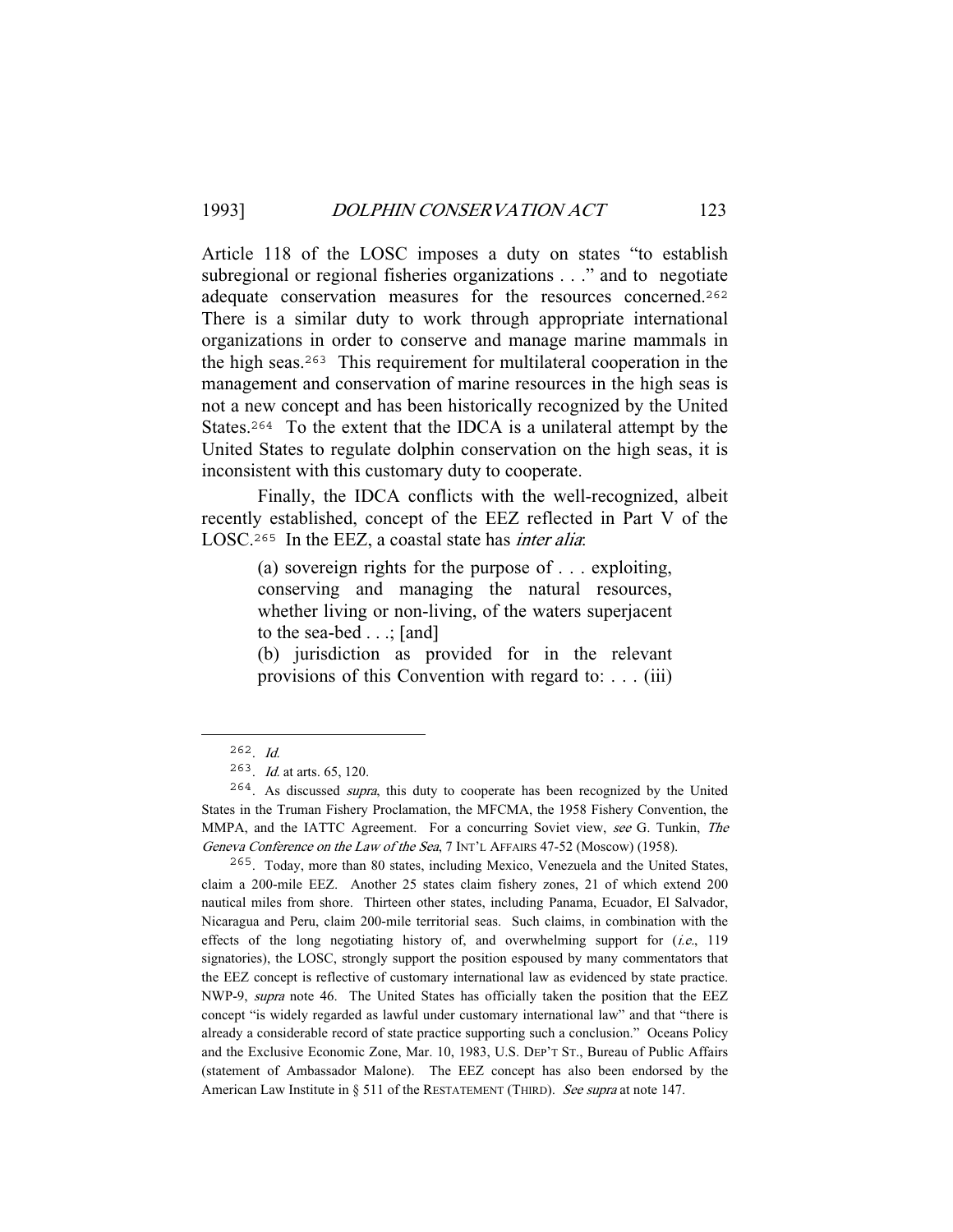Article 118 of the LOSC imposes a duty on states "to establish subregional or regional fisheries organizations . . ." and to negotiate adequate conservation measures for the resources concerned.[262] There is a similar duty to work through appropriate international organizations in order to conserve and manage marine mammals in the high seas.[263] This requirement for multilateral cooperation in the management and conservation of marine resources in the high seas is not a new concept and has been historically recognized by the United States.[264] To the extent that the IDCA is a unilateral attempt by the United States to regulate dolphin conservation on the high seas, it is inconsistent with this customary duty to cooperate.

Finally, the IDCA conflicts with the well-recognized, albeit recently established, concept of the EEZ reflected in Part V of the LOSC.[265] In the EEZ, a coastal state has *inter alia*:

> (a) sovereign rights for the purpose of . . . exploiting, conserving and managing the natural resources, whether living or non-living, of the waters superjacent to the sea-bed . . .; [and]
> (b) jurisdiction as provided for in the relevant provisions of this Convention with regard to: . . . (iii)

---

262. *Id.*

263. *Id.* at arts. 65, 120.

264. As discussed *supra*, this duty to cooperate has been recognized by the United States in the Truman Fishery Proclamation, the MFCMA, the 1958 Fishery Convention, the MMPA, and the IATTC Agreement. For a concurring Soviet view, *see* G. Tunkin, *The Geneva Conference on the Law of the Sea*, 7 INT'L AFFAIRS 47-52 (Moscow) (1958).

265. Today, more than 80 states, including Mexico, Venezuela and the United States, claim a 200-mile EEZ. Another 25 states claim fishery zones, 21 of which extend 200 nautical miles from shore. Thirteen other states, including Panama, Ecuador, El Salvador, Nicaragua and Peru, claim 200-mile territorial seas. Such claims, in combination with the effects of the long negotiating history of, and overwhelming support for (*i.e.*, 119 signatories), the LOSC, strongly support the position espoused by many commentators that the EEZ concept is reflective of customary international law as evidenced by state practice. NWP-9, *supra* note 46. The United States has officially taken the position that the EEZ concept "is widely regarded as lawful under customary international law" and that "there is already a considerable record of state practice supporting such a conclusion." Oceans Policy and the Exclusive Economic Zone, Mar. 10, 1983, U.S. DEP'T ST., Bureau of Public Affairs (statement of Ambassador Malone). The EEZ concept has also been endorsed by the American Law Institute in § 511 of the RESTATEMENT (THIRD). *See supra* at note 147.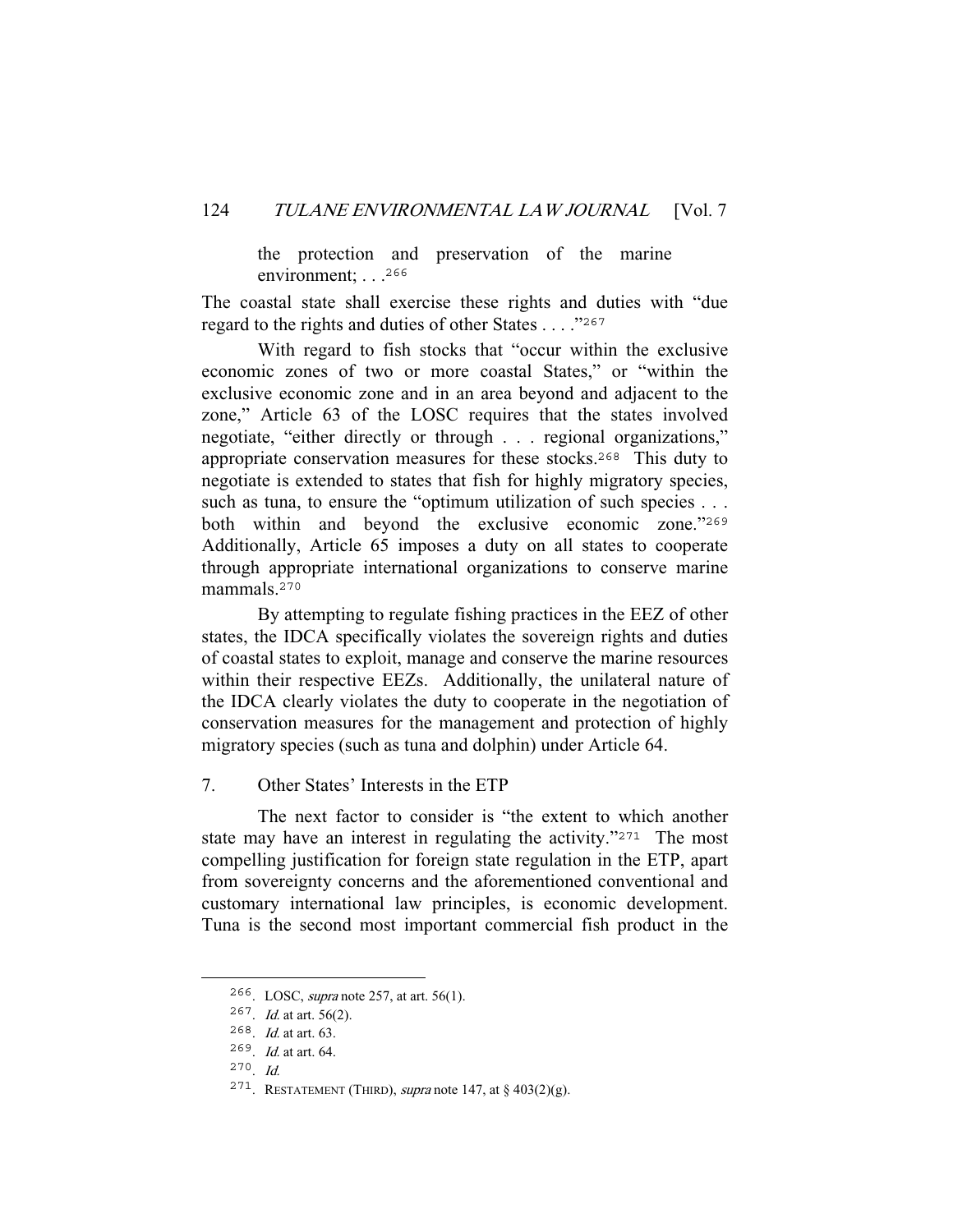> the protection and preservation of the marine environment; . . .[266]

The coastal state shall exercise these rights and duties with "due regard to the rights and duties of other States . . . ."[267]

With regard to fish stocks that "occur within the exclusive economic zones of two or more coastal States," or "within the exclusive economic zone and in an area beyond and adjacent to the zone," Article 63 of the LOSC requires that the states involved negotiate, "either directly or through . . . regional organizations," appropriate conservation measures for these stocks.[268] This duty to negotiate is extended to states that fish for highly migratory species, such as tuna, to ensure the "optimum utilization of such species . . . both within and beyond the exclusive economic zone."[269] Additionally, Article 65 imposes a duty on all states to cooperate through appropriate international organizations to conserve marine mammals.[270]

By attempting to regulate fishing practices in the EEZ of other states, the IDCA specifically violates the sovereign rights and duties of coastal states to exploit, manage and conserve the marine resources within their respective EEZs. Additionally, the unilateral nature of the IDCA clearly violates the duty to cooperate in the negotiation of conservation measures for the management and protection of highly migratory species (such as tuna and dolphin) under Article 64.

7. Other States' Interests in the ETP

The next factor to consider is "the extent to which another state may have an interest in regulating the activity."[271] The most compelling justification for foreign state regulation in the ETP, apart from sovereignty concerns and the aforementioned conventional and customary international law principles, is economic development. Tuna is the second most important commercial fish product in the

---

266. LOSC, *supra* note 257, at art. 56(1).
267. *Id.* at art. 56(2).
268. *Id.* at art. 63.
269. *Id.* at art. 64.
270. *Id.*
271. RESTATEMENT (THIRD), *supra* note 147, at § 403(2)(g).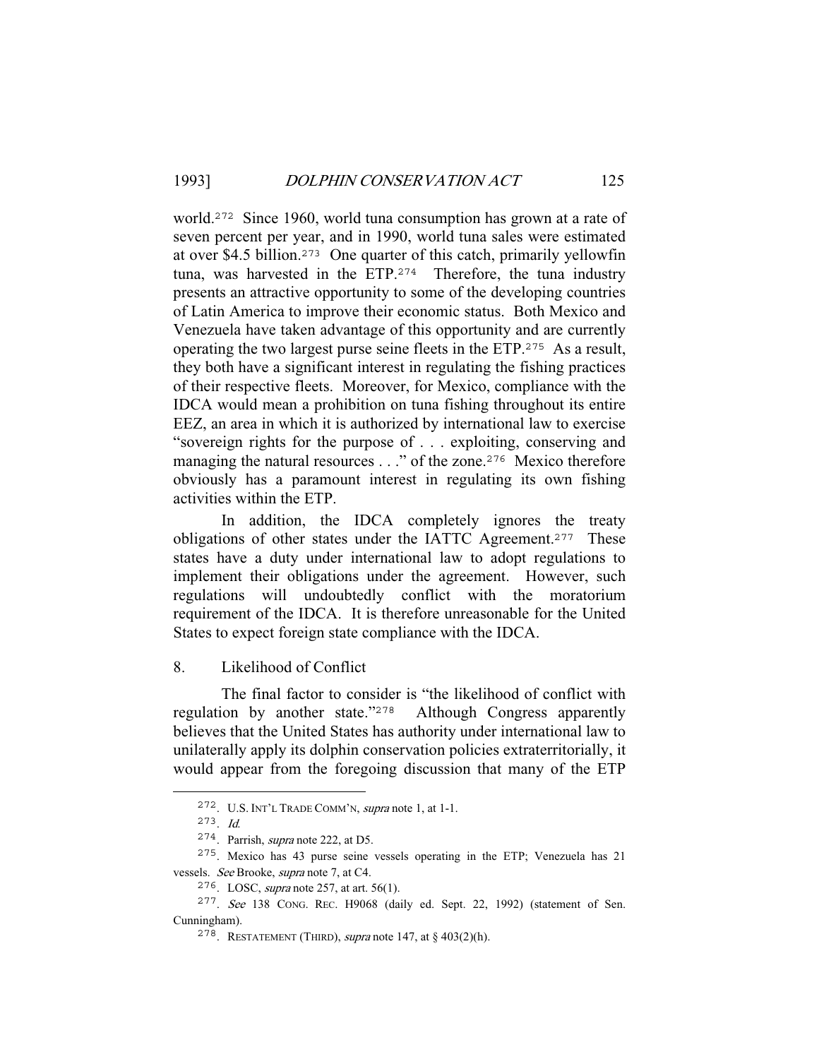world.[272] Since 1960, world tuna consumption has grown at a rate of seven percent per year, and in 1990, world tuna sales were estimated at over $4.5 billion.[273] One quarter of this catch, primarily yellowfin tuna, was harvested in the ETP.[274] Therefore, the tuna industry presents an attractive opportunity to some of the developing countries of Latin America to improve their economic status. Both Mexico and Venezuela have taken advantage of this opportunity and are currently operating the two largest purse seine fleets in the ETP.[275] As a result, they both have a significant interest in regulating the fishing practices of their respective fleets. Moreover, for Mexico, compliance with the IDCA would mean a prohibition on tuna fishing throughout its entire EEZ, an area in which it is authorized by international law to exercise "sovereign rights for the purpose of . . . exploiting, conserving and managing the natural resources . . ." of the zone.[276] Mexico therefore obviously has a paramount interest in regulating its own fishing activities within the ETP.

In addition, the IDCA completely ignores the treaty obligations of other states under the IATTC Agreement.[277] These states have a duty under international law to adopt regulations to implement their obligations under the agreement. However, such regulations will undoubtedly conflict with the moratorium requirement of the IDCA. It is therefore unreasonable for the United States to expect foreign state compliance with the IDCA.

8. Likelihood of Conflict

The final factor to consider is "the likelihood of conflict with regulation by another state."[278] Although Congress apparently believes that the United States has authority under international law to unilaterally apply its dolphin conservation policies extraterritorially, it would appear from the foregoing discussion that many of the ETP

---

[272]. U.S. INT'L TRADE COMM'N, *supra* note 1, at 1-1.

[273]. *Id.*

[274]. Parrish, *supra* note 222, at D5.

[275]. Mexico has 43 purse seine vessels operating in the ETP; Venezuela has 21 vessels. *See* Brooke, *supra* note 7, at C4.

[276]. LOSC, *supra* note 257, at art. 56(1).

[277]. *See* 138 CONG. REC. H9068 (daily ed. Sept. 22, 1992) (statement of Sen. Cunningham).

[278]. RESTATEMENT (THIRD), *supra* note 147, at § 403(2)(h).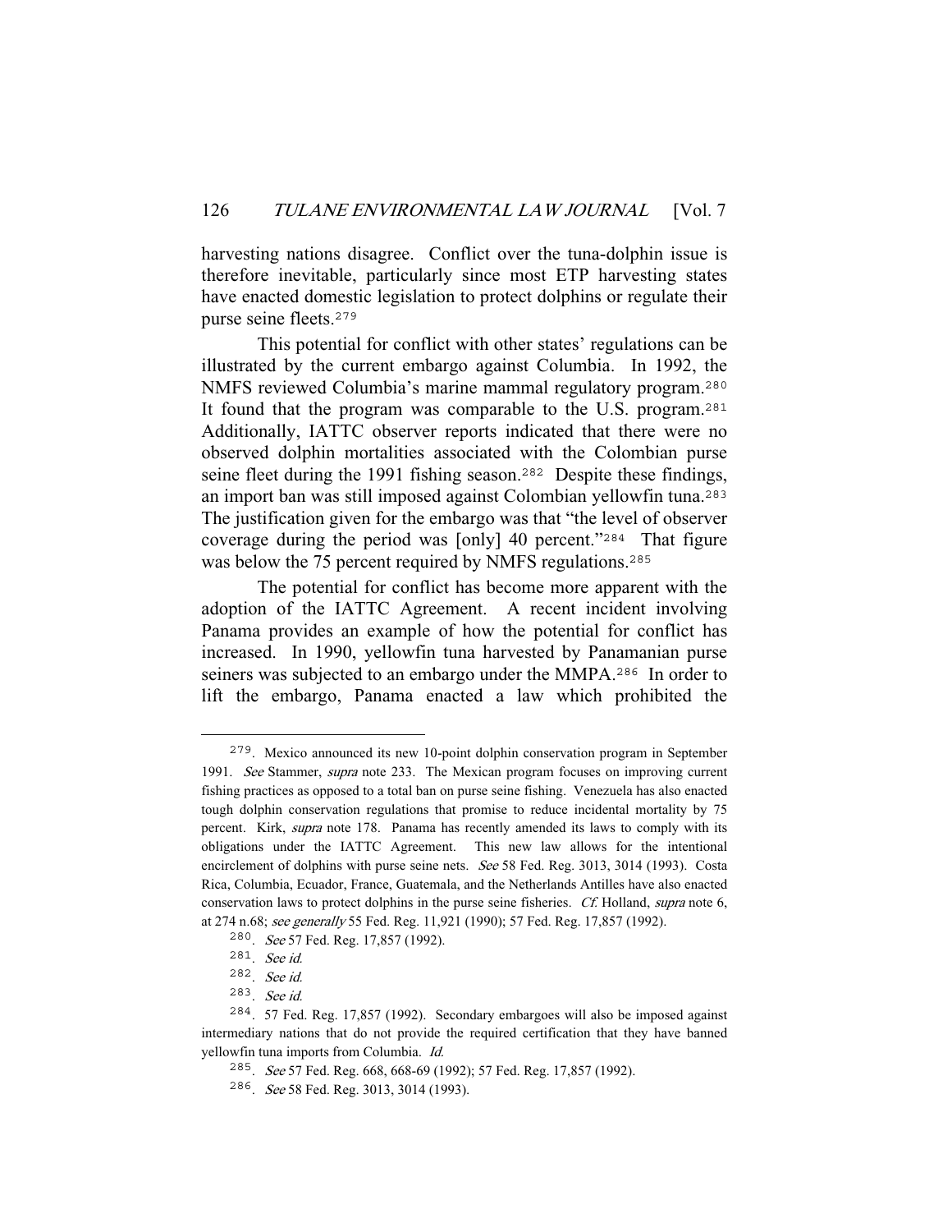harvesting nations disagree. Conflict over the tuna-dolphin issue is therefore inevitable, particularly since most ETP harvesting states have enacted domestic legislation to protect dolphins or regulate their purse seine fleets.[279]

This potential for conflict with other states' regulations can be illustrated by the current embargo against Columbia. In 1992, the NMFS reviewed Columbia's marine mammal regulatory program.[280] It found that the program was comparable to the U.S. program.[281] Additionally, IATTC observer reports indicated that there were no observed dolphin mortalities associated with the Colombian purse seine fleet during the 1991 fishing season.[282] Despite these findings, an import ban was still imposed against Colombian yellowfin tuna.[283] The justification given for the embargo was that "the level of observer coverage during the period was [only] 40 percent."[284] That figure was below the 75 percent required by NMFS regulations.[285]

The potential for conflict has become more apparent with the adoption of the IATTC Agreement. A recent incident involving Panama provides an example of how the potential for conflict has increased. In 1990, yellowfin tuna harvested by Panamanian purse seiners was subjected to an embargo under the MMPA.[286] In order to lift the embargo, Panama enacted a law which prohibited the

---

279. Mexico announced its new 10-point dolphin conservation program in September 1991. *See* Stammer, *supra* note 233. The Mexican program focuses on improving current fishing practices as opposed to a total ban on purse seine fishing. Venezuela has also enacted tough dolphin conservation regulations that promise to reduce incidental mortality by 75 percent. Kirk, *supra* note 178. Panama has recently amended its laws to comply with its obligations under the IATTC Agreement. This new law allows for the intentional encirclement of dolphins with purse seine nets. *See* 58 Fed. Reg. 3013, 3014 (1993). Costa Rica, Columbia, Ecuador, France, Guatemala, and the Netherlands Antilles have also enacted conservation laws to protect dolphins in the purse seine fisheries. *Cf.* Holland, *supra* note 6, at 274 n.68; *see generally* 55 Fed. Reg. 11,921 (1990); 57 Fed. Reg. 17,857 (1992).

280. *See* 57 Fed. Reg. 17,857 (1992).

281. *See id.*

282. *See id.*

283. *See id.*

284. 57 Fed. Reg. 17,857 (1992). Secondary embargoes will also be imposed against intermediary nations that do not provide the required certification that they have banned yellowfin tuna imports from Columbia. *Id.*

285. *See* 57 Fed. Reg. 668, 668-69 (1992); 57 Fed. Reg. 17,857 (1992).

286. *See* 58 Fed. Reg. 3013, 3014 (1993).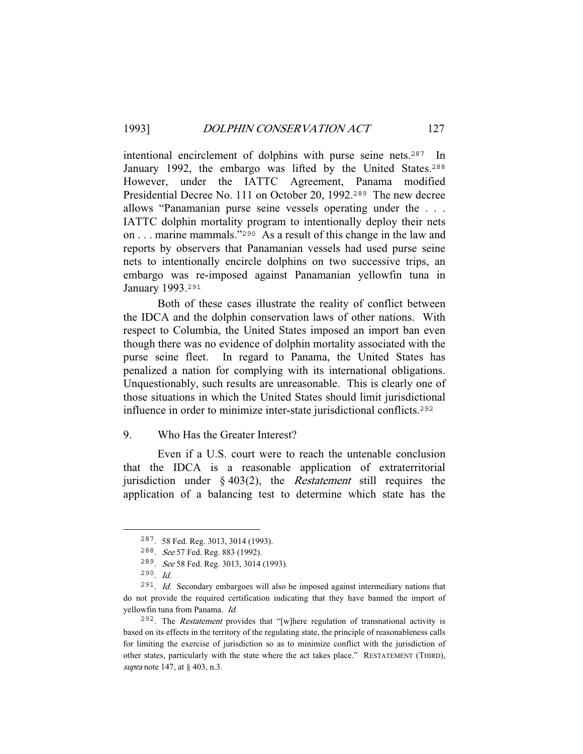intentional encirclement of dolphins with purse seine nets.[287] In January 1992, the embargo was lifted by the United States.[288] However, under the IATTC Agreement, Panama modified Presidential Decree No. 111 on October 20, 1992.[289] The new decree allows "Panamanian purse seine vessels operating under the . . . IATTC dolphin mortality program to intentionally deploy their nets on . . . marine mammals."[290] As a result of this change in the law and reports by observers that Panamanian vessels had used purse seine nets to intentionally encircle dolphins on two successive trips, an embargo was re-imposed against Panamanian yellowfin tuna in January 1993.[291]

Both of these cases illustrate the reality of conflict between the IDCA and the dolphin conservation laws of other nations. With respect to Columbia, the United States imposed an import ban even though there was no evidence of dolphin mortality associated with the purse seine fleet. In regard to Panama, the United States has penalized a nation for complying with its international obligations. Unquestionably, such results are unreasonable. This is clearly one of those situations in which the United States should limit jurisdictional influence in order to minimize inter-state jurisdictional conflicts.[292]

### 9. Who Has the Greater Interest?

Even if a U.S. court were to reach the untenable conclusion that the IDCA is a reasonable application of extraterritorial jurisdiction under § 403(2), the *Restatement* still requires the application of a balancing test to determine which state has the

---

287. 58 Fed. Reg. 3013, 3014 (1993).

288. *See* 57 Fed. Reg. 883 (1992).

289. *See* 58 Fed. Reg. 3013, 3014 (1993).

290. *Id.*

291. *Id.* Secondary embargoes will also be imposed against intermediary nations that do not provide the required certification indicating that they have banned the import of yellowfin tuna from Panama. *Id.*

292. The *Restatement* provides that "[w]here regulation of transnational activity is based on its effects in the territory of the regulating state, the principle of reasonableness calls for limiting the exercise of jurisdiction so as to minimize conflict with the jurisdiction of other states, particularly with the state where the act takes place." RESTATEMENT (THIRD), *supra* note 147, at § 403, n.3.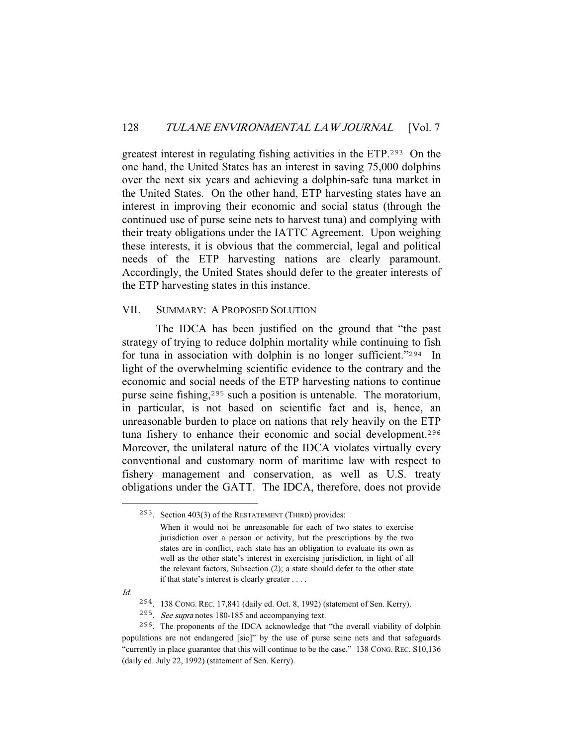greatest interest in regulating fishing activities in the ETP.[293] On the one hand, the United States has an interest in saving 75,000 dolphins over the next six years and achieving a dolphin-safe tuna market in the United States. On the other hand, ETP harvesting states have an interest in improving their economic and social status (through the continued use of purse seine nets to harvest tuna) and complying with their treaty obligations under the IATTC Agreement. Upon weighing these interests, it is obvious that the commercial, legal and political needs of the ETP harvesting nations are clearly paramount. Accordingly, the United States should defer to the greater interests of the ETP harvesting states in this instance.

## VII. SUMMARY: A PROPOSED SOLUTION

The IDCA has been justified on the ground that "the past strategy of trying to reduce dolphin mortality while continuing to fish for tuna in association with dolphin is no longer sufficient."[294] In light of the overwhelming scientific evidence to the contrary and the economic and social needs of the ETP harvesting nations to continue purse seine fishing,[295] such a position is untenable. The moratorium, in particular, is not based on scientific fact and is, hence, an unreasonable burden to place on nations that rely heavily on the ETP tuna fishery to enhance their economic and social development.[296] Moreover, the unilateral nature of the IDCA violates virtually every conventional and customary norm of maritime law with respect to fishery management and conservation, as well as U.S. treaty obligations under the GATT. The IDCA, therefore, does not provide

---

293. Section 403(3) of the RESTATEMENT (THIRD) provides:

> When it would not be unreasonable for each of two states to exercise jurisdiction over a person or activity, but the prescriptions by the two states are in conflict, each state has an obligation to evaluate its own as well as the other state's interest in exercising jurisdiction, in light of all the relevant factors, Subsection (2); a state should defer to the other state if that state's interest is clearly greater . . . .

*Id.*

294. 138 CONG. REC. 17,841 (daily ed. Oct. 8, 1992) (statement of Sen. Kerry).

295. *See supra* notes 180-185 and accompanying text.

296. The proponents of the IDCA acknowledge that "the overall viability of dolphin populations are not endangered [sic]" by the use of purse seine nets and that safeguards "currently in place guarantee that this will continue to be the case." 138 CONG. REC. S10,136 (daily ed. July 22, 1992) (statement of Sen. Kerry).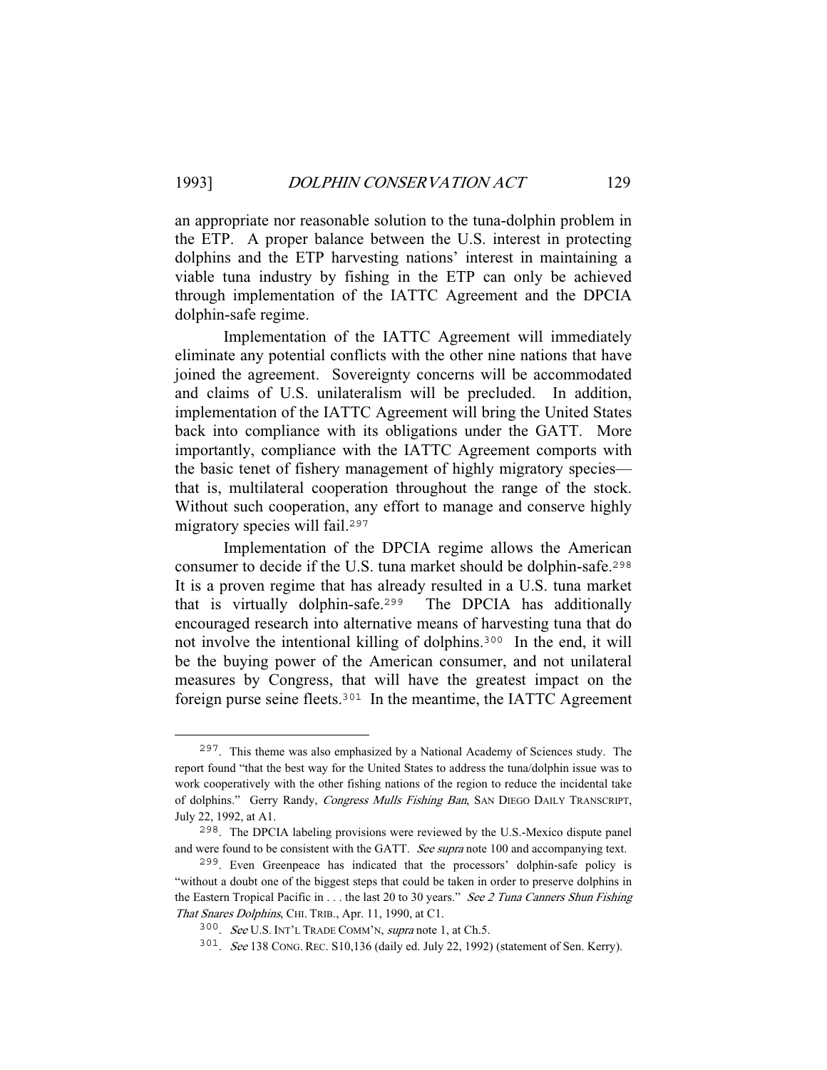an appropriate nor reasonable solution to the tuna-dolphin problem in the ETP. A proper balance between the U.S. interest in protecting dolphins and the ETP harvesting nations' interest in maintaining a viable tuna industry by fishing in the ETP can only be achieved through implementation of the IATTC Agreement and the DPCIA dolphin-safe regime.

Implementation of the IATTC Agreement will immediately eliminate any potential conflicts with the other nine nations that have joined the agreement. Sovereignty concerns will be accommodated and claims of U.S. unilateralism will be precluded. In addition, implementation of the IATTC Agreement will bring the United States back into compliance with its obligations under the GATT. More importantly, compliance with the IATTC Agreement comports with the basic tenet of fishery management of highly migratory species—that is, multilateral cooperation throughout the range of the stock. Without such cooperation, any effort to manage and conserve highly migratory species will fail.[297]

Implementation of the DPCIA regime allows the American consumer to decide if the U.S. tuna market should be dolphin-safe.[298] It is a proven regime that has already resulted in a U.S. tuna market that is virtually dolphin-safe.[299] The DPCIA has additionally encouraged research into alternative means of harvesting tuna that do not involve the intentional killing of dolphins.[300] In the end, it will be the buying power of the American consumer, and not unilateral measures by Congress, that will have the greatest impact on the foreign purse seine fleets.[301] In the meantime, the IATTC Agreement

---

297. This theme was also emphasized by a National Academy of Sciences study. The report found "that the best way for the United States to address the tuna/dolphin issue was to work cooperatively with the other fishing nations of the region to reduce the incidental take of dolphins." Gerry Randy, *Congress Mulls Fishing Ban*, SAN DIEGO DAILY TRANSCRIPT, July 22, 1992, at A1.

298. The DPCIA labeling provisions were reviewed by the U.S.-Mexico dispute panel and were found to be consistent with the GATT. *See supra* note 100 and accompanying text.

299. Even Greenpeace has indicated that the processors' dolphin-safe policy is "without a doubt one of the biggest steps that could be taken in order to preserve dolphins in the Eastern Tropical Pacific in . . . the last 20 to 30 years." *See 2 Tuna Canners Shun Fishing That Snares Dolphins*, CHI. TRIB., Apr. 11, 1990, at C1.

300. *See* U.S. INT'L TRADE COMM'N, *supra* note 1, at Ch.5.

301. *See* 138 CONG. REC. S10,136 (daily ed. July 22, 1992) (statement of Sen. Kerry).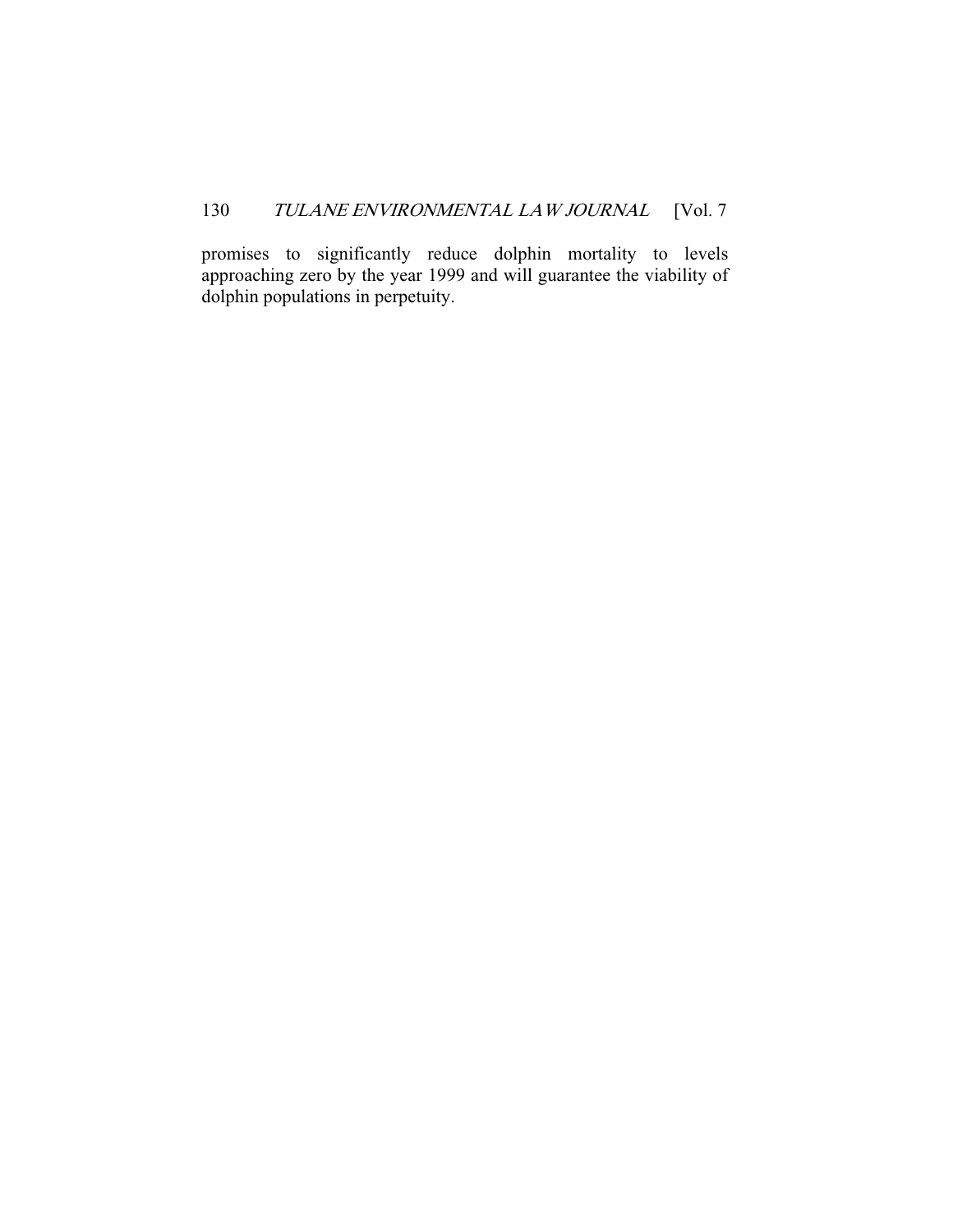promises to significantly reduce dolphin mortality to levels approaching zero by the year 1999 and will guarantee the viability of dolphin populations in perpetuity.